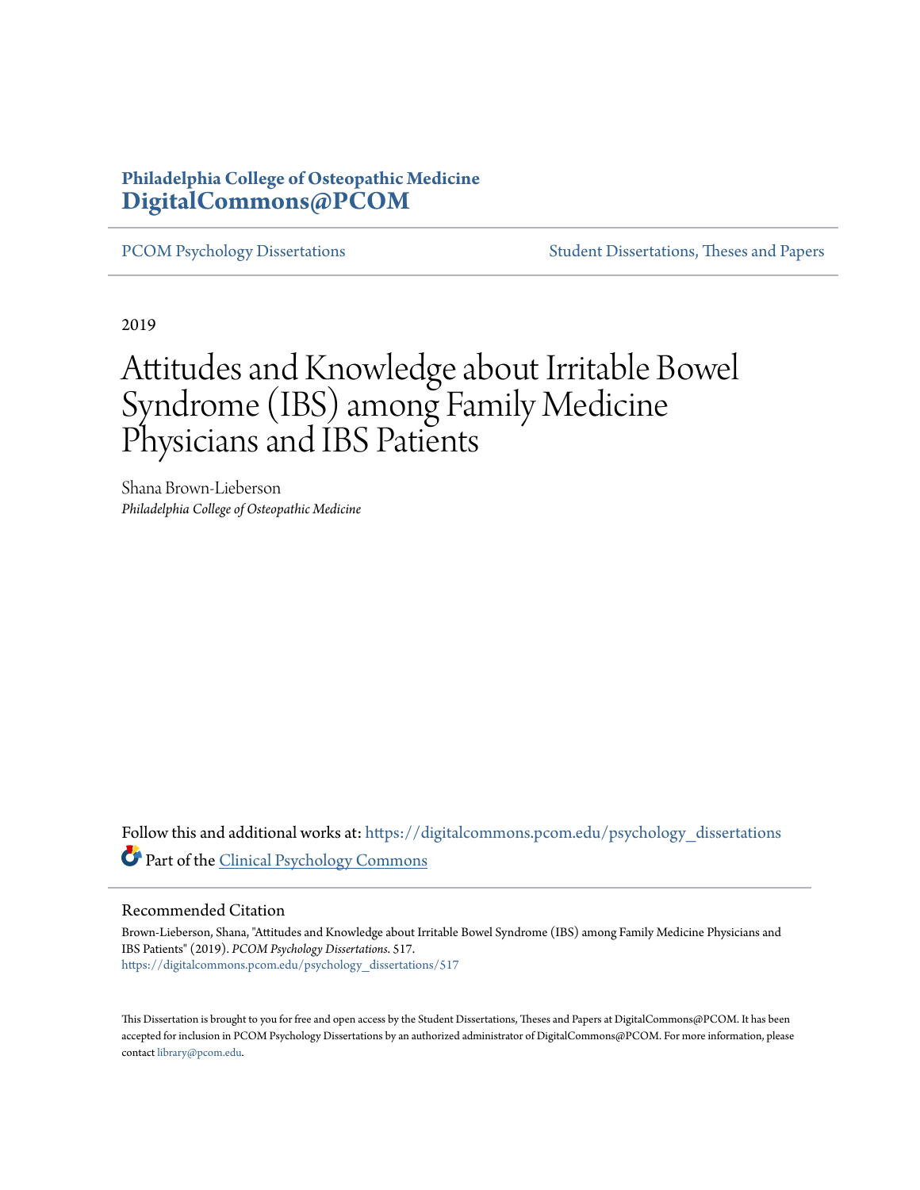**Philadelphia College of Osteopathic Medicine**
**DigitalCommons@PCOM**

PCOM Psychology Dissertations | Student Dissertations, Theses and Papers

2019

# Attitudes and Knowledge about Irritable Bowel Syndrome (IBS) among Family Medicine Physicians and IBS Patients

Shana Brown-Lieberson
*Philadelphia College of Osteopathic Medicine*

Follow this and additional works at: https://digitalcommons.pcom.edu/psychology_dissertations

Part of the Clinical Psychology Commons

## Recommended Citation

Brown-Lieberson, Shana, "Attitudes and Knowledge about Irritable Bowel Syndrome (IBS) among Family Medicine Physicians and IBS Patients" (2019). *PCOM Psychology Dissertations*. 517.
https://digitalcommons.pcom.edu/psychology_dissertations/517

This Dissertation is brought to you for free and open access by the Student Dissertations, Theses and Papers at DigitalCommons@PCOM. It has been accepted for inclusion in PCOM Psychology Dissertations by an authorized administrator of DigitalCommons@PCOM. For more information, please contact library@pcom.edu.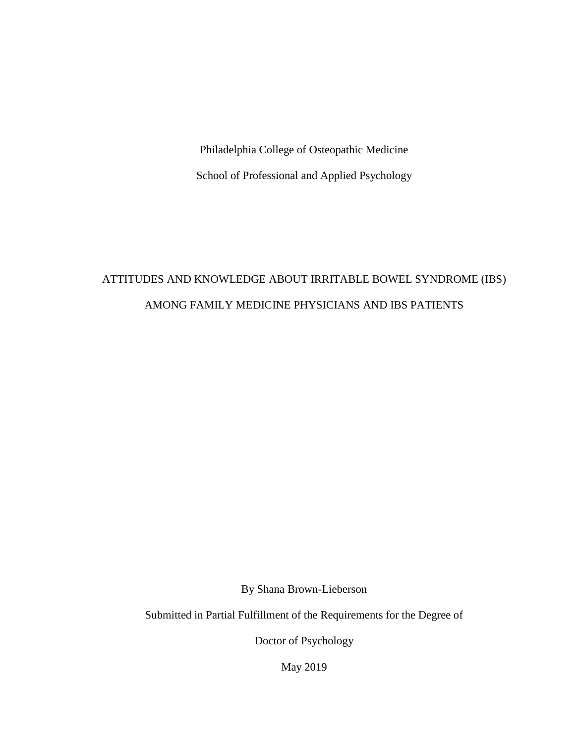Philadelphia College of Osteopathic Medicine

School of Professional and Applied Psychology

# ATTITUDES AND KNOWLEDGE ABOUT IRRITABLE BOWEL SYNDROME (IBS) AMONG FAMILY MEDICINE PHYSICIANS AND IBS PATIENTS

By Shana Brown-Lieberson

Submitted in Partial Fulfillment of the Requirements for the Degree of

Doctor of Psychology

May 2019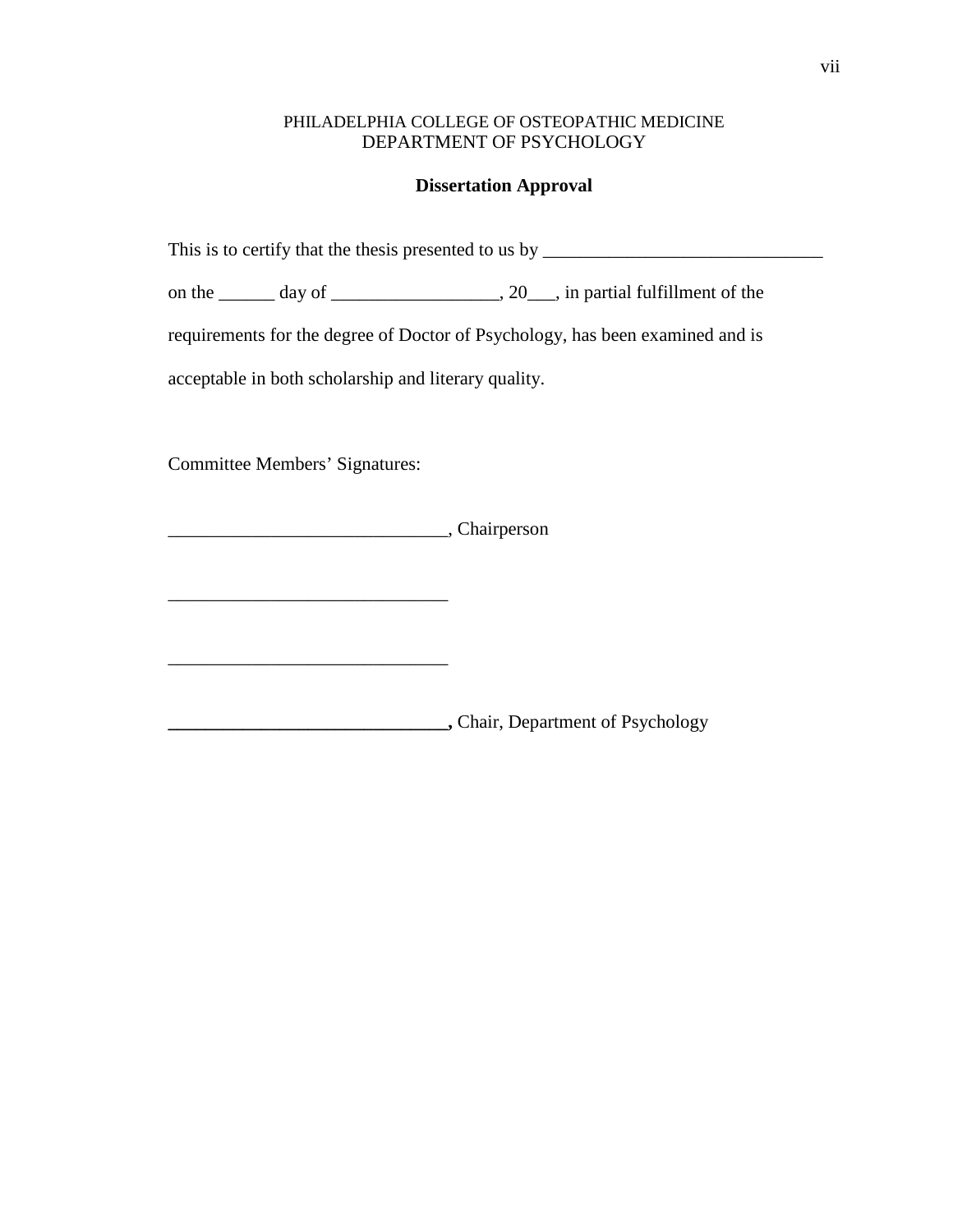PHILADELPHIA COLLEGE OF OSTEOPATHIC MEDICINE
DEPARTMENT OF PSYCHOLOGY

**Dissertation Approval**

This is to certify that the thesis presented to us by ______________________________ on the ______ day of __________________, 20___, in partial fulfillment of the requirements for the degree of Doctor of Psychology, has been examined and is acceptable in both scholarship and literary quality.

Committee Members' Signatures:

______________________________, Chairperson

______________________________

______________________________

**______________________________,** Chair, Department of Psychology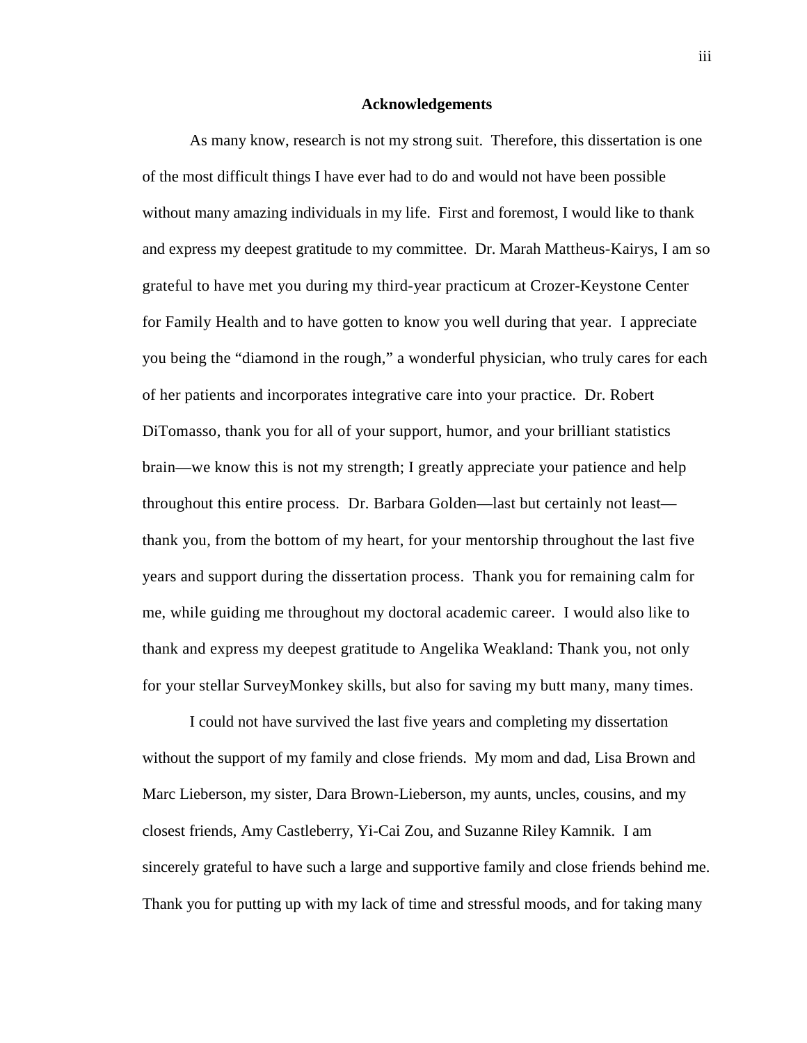## Acknowledgements

As many know, research is not my strong suit. Therefore, this dissertation is one of the most difficult things I have ever had to do and would not have been possible without many amazing individuals in my life. First and foremost, I would like to thank and express my deepest gratitude to my committee. Dr. Marah Mattheus-Kairys, I am so grateful to have met you during my third-year practicum at Crozer-Keystone Center for Family Health and to have gotten to know you well during that year. I appreciate you being the "diamond in the rough," a wonderful physician, who truly cares for each of her patients and incorporates integrative care into your practice. Dr. Robert DiTomasso, thank you for all of your support, humor, and your brilliant statistics brain—we know this is not my strength; I greatly appreciate your patience and help throughout this entire process. Dr. Barbara Golden—last but certainly not least—thank you, from the bottom of my heart, for your mentorship throughout the last five years and support during the dissertation process. Thank you for remaining calm for me, while guiding me throughout my doctoral academic career. I would also like to thank and express my deepest gratitude to Angelika Weakland: Thank you, not only for your stellar SurveyMonkey skills, but also for saving my butt many, many times.

I could not have survived the last five years and completing my dissertation without the support of my family and close friends. My mom and dad, Lisa Brown and Marc Lieberson, my sister, Dara Brown-Lieberson, my aunts, uncles, cousins, and my closest friends, Amy Castleberry, Yi-Cai Zou, and Suzanne Riley Kamnik. I am sincerely grateful to have such a large and supportive family and close friends behind me. Thank you for putting up with my lack of time and stressful moods, and for taking many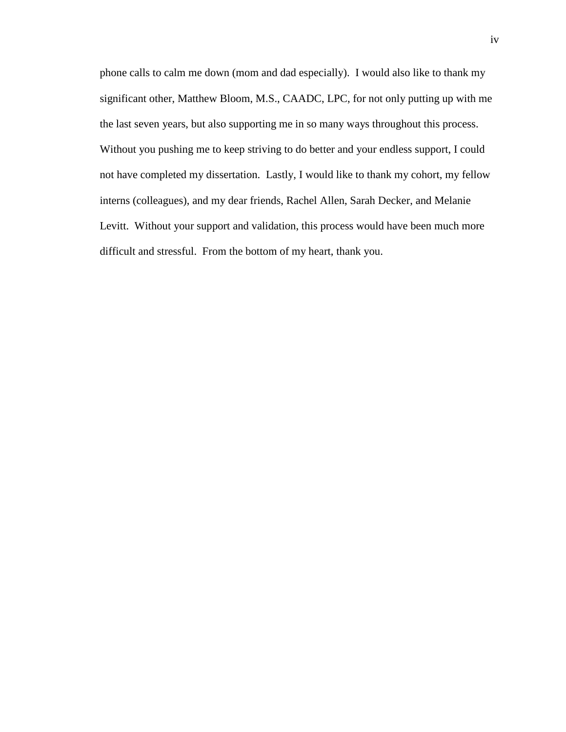phone calls to calm me down (mom and dad especially). I would also like to thank my significant other, Matthew Bloom, M.S., CAADC, LPC, for not only putting up with me the last seven years, but also supporting me in so many ways throughout this process. Without you pushing me to keep striving to do better and your endless support, I could not have completed my dissertation. Lastly, I would like to thank my cohort, my fellow interns (colleagues), and my dear friends, Rachel Allen, Sarah Decker, and Melanie Levitt. Without your support and validation, this process would have been much more difficult and stressful. From the bottom of my heart, thank you.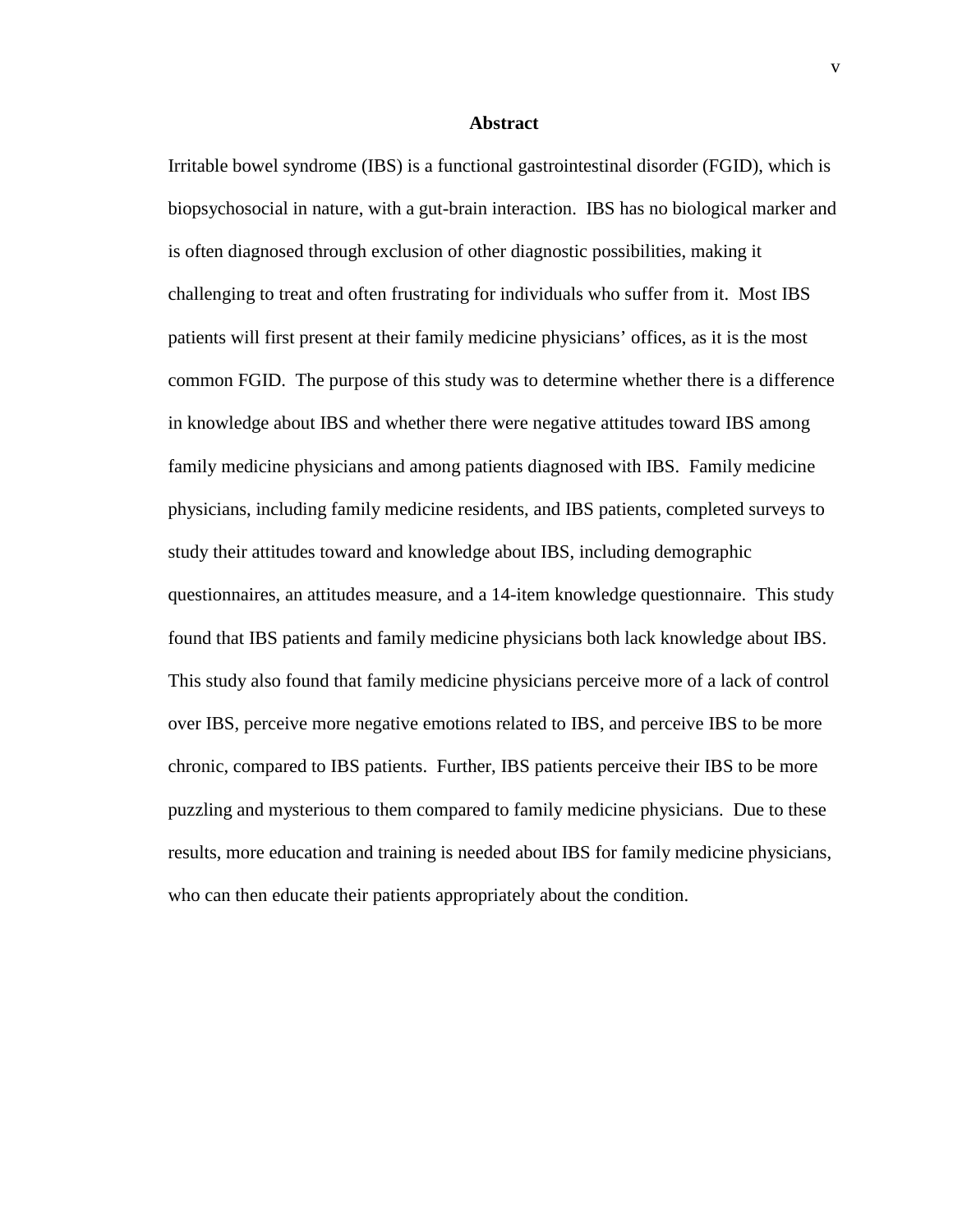# Abstract

Irritable bowel syndrome (IBS) is a functional gastrointestinal disorder (FGID), which is biopsychosocial in nature, with a gut-brain interaction. IBS has no biological marker and is often diagnosed through exclusion of other diagnostic possibilities, making it challenging to treat and often frustrating for individuals who suffer from it. Most IBS patients will first present at their family medicine physicians' offices, as it is the most common FGID. The purpose of this study was to determine whether there is a difference in knowledge about IBS and whether there were negative attitudes toward IBS among family medicine physicians and among patients diagnosed with IBS. Family medicine physicians, including family medicine residents, and IBS patients, completed surveys to study their attitudes toward and knowledge about IBS, including demographic questionnaires, an attitudes measure, and a 14-item knowledge questionnaire. This study found that IBS patients and family medicine physicians both lack knowledge about IBS. This study also found that family medicine physicians perceive more of a lack of control over IBS, perceive more negative emotions related to IBS, and perceive IBS to be more chronic, compared to IBS patients. Further, IBS patients perceive their IBS to be more puzzling and mysterious to them compared to family medicine physicians. Due to these results, more education and training is needed about IBS for family medicine physicians, who can then educate their patients appropriately about the condition.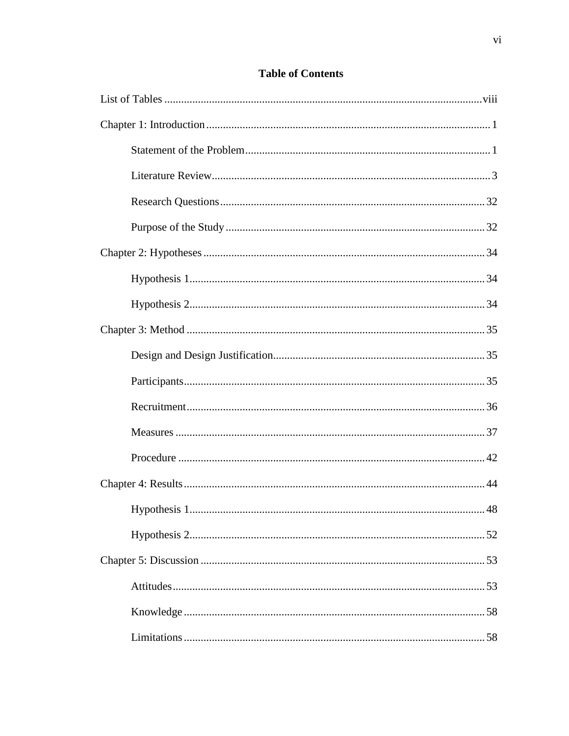**Table of Contents**

List of Tables .......................................................................................................... viii

Chapter 1: Introduction .................................................................................................. 1

  Statement of the Problem ........................................................................................ 1

  Literature Review ..................................................................................................... 3

  Research Questions ................................................................................................. 32

  Purpose of the Study ............................................................................................... 32

Chapter 2: Hypotheses .................................................................................................. 34

  Hypothesis 1 ............................................................................................................ 34

  Hypothesis 2 ............................................................................................................ 34

Chapter 3: Method ........................................................................................................ 35

  Design and Design Justification ............................................................................. 35

  Participants .............................................................................................................. 35

  Recruitment ............................................................................................................. 36

  Measures ................................................................................................................. 37

  Procedure ................................................................................................................ 42

Chapter 4: Results ......................................................................................................... 44

  Hypothesis 1 ............................................................................................................ 48

  Hypothesis 2 ............................................................................................................ 52

Chapter 5: Discussion ................................................................................................... 53

  Attitudes .................................................................................................................. 53

  Knowledge .............................................................................................................. 58

  Limitations .............................................................................................................. 58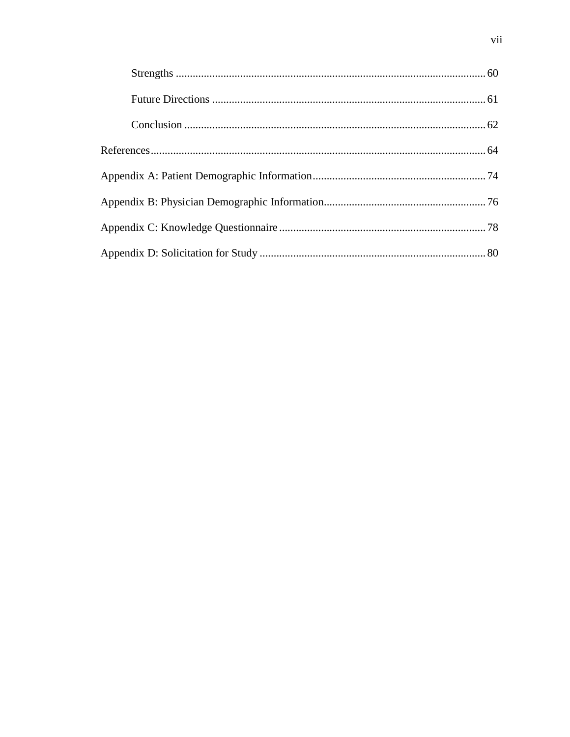Strengths ..................................................................................................... 60

Future Directions ......................................................................................... 61

Conclusion ................................................................................................... 62

References ........................................................................................................... 64

Appendix A: Patient Demographic Information .............................................................. 74

Appendix B: Physician Demographic Information .......................................................... 76

Appendix C: Knowledge Questionnaire ......................................................................... 78

Appendix D: Solicitation for Study ................................................................................ 80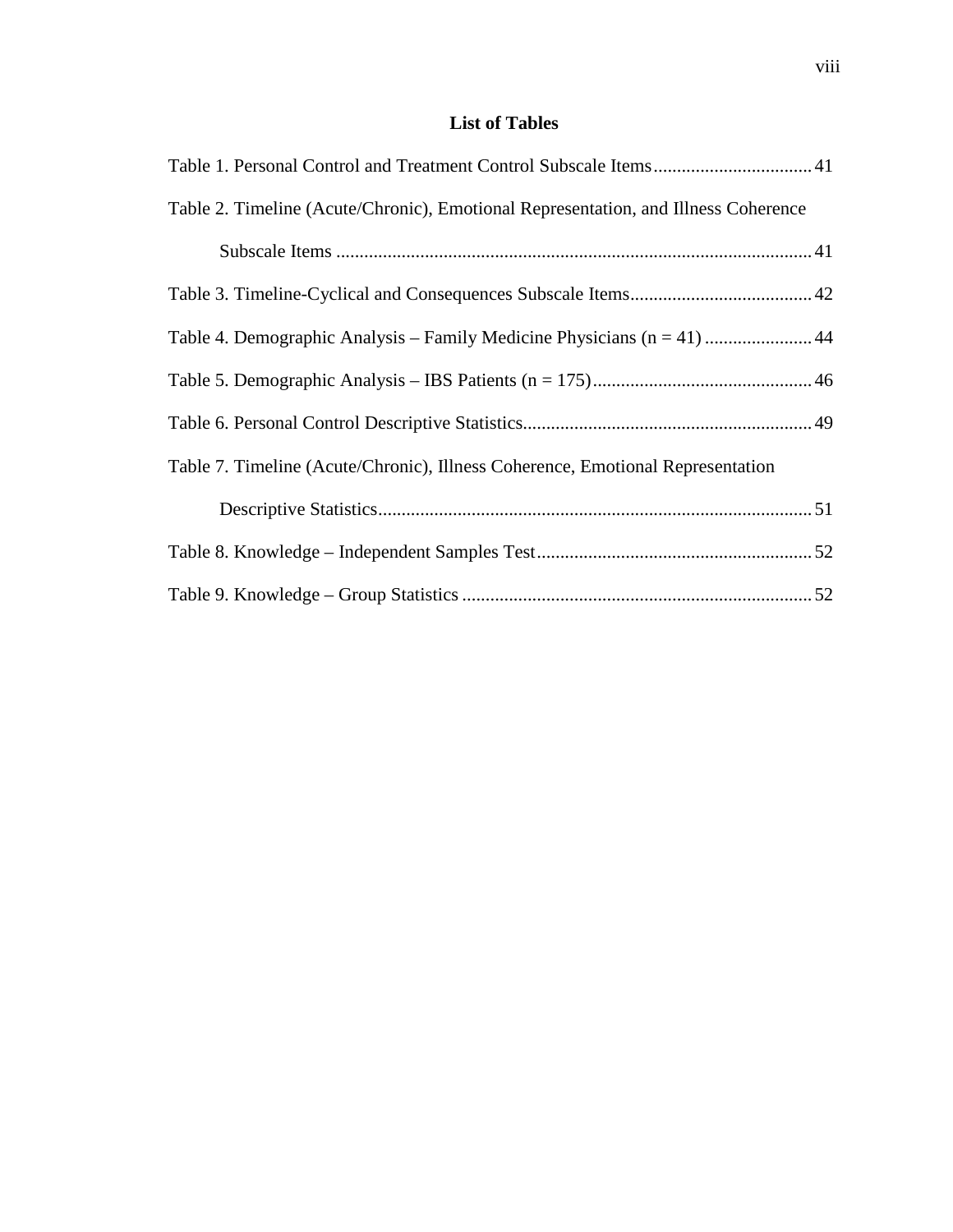## List of Tables

Table 1. Personal Control and Treatment Control Subscale Items .................................. 41

Table 2. Timeline (Acute/Chronic), Emotional Representation, and Illness Coherence Subscale Items ..................................................................................................... 41

Table 3. Timeline-Cyclical and Consequences Subscale Items....................................... 42

Table 4. Demographic Analysis – Family Medicine Physicians (n = 41) ....................... 44

Table 5. Demographic Analysis – IBS Patients (n = 175)............................................... 46

Table 6. Personal Control Descriptive Statistics............................................................. 49

Table 7. Timeline (Acute/Chronic), Illness Coherence, Emotional Representation Descriptive Statistics............................................................................................ 51

Table 8. Knowledge – Independent Samples Test........................................................... 52

Table 9. Knowledge – Group Statistics .......................................................................... 52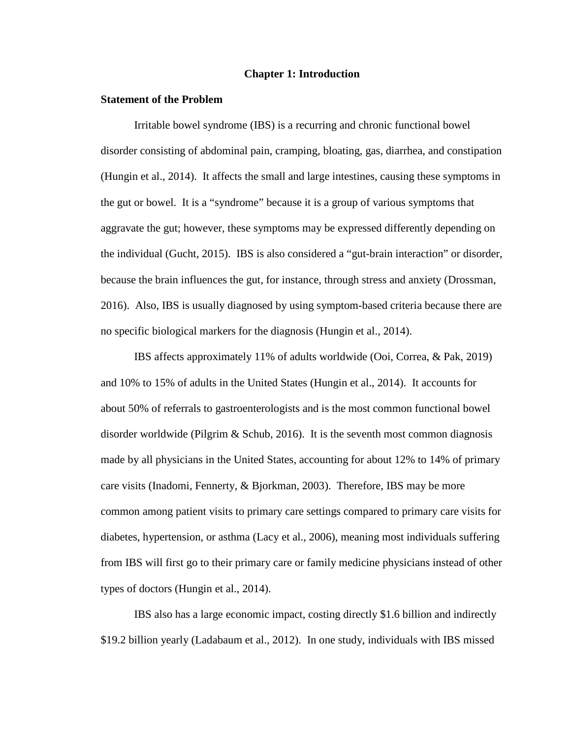# Chapter 1: Introduction

## Statement of the Problem

Irritable bowel syndrome (IBS) is a recurring and chronic functional bowel disorder consisting of abdominal pain, cramping, bloating, gas, diarrhea, and constipation (Hungin et al., 2014). It affects the small and large intestines, causing these symptoms in the gut or bowel. It is a "syndrome" because it is a group of various symptoms that aggravate the gut; however, these symptoms may be expressed differently depending on the individual (Gucht, 2015). IBS is also considered a "gut-brain interaction" or disorder, because the brain influences the gut, for instance, through stress and anxiety (Drossman, 2016). Also, IBS is usually diagnosed by using symptom-based criteria because there are no specific biological markers for the diagnosis (Hungin et al., 2014).

IBS affects approximately 11% of adults worldwide (Ooi, Correa, & Pak, 2019) and 10% to 15% of adults in the United States (Hungin et al., 2014). It accounts for about 50% of referrals to gastroenterologists and is the most common functional bowel disorder worldwide (Pilgrim & Schub, 2016). It is the seventh most common diagnosis made by all physicians in the United States, accounting for about 12% to 14% of primary care visits (Inadomi, Fennerty, & Bjorkman, 2003). Therefore, IBS may be more common among patient visits to primary care settings compared to primary care visits for diabetes, hypertension, or asthma (Lacy et al., 2006), meaning most individuals suffering from IBS will first go to their primary care or family medicine physicians instead of other types of doctors (Hungin et al., 2014).

IBS also has a large economic impact, costing directly $1.6 billion and indirectly $19.2 billion yearly (Ladabaum et al., 2012). In one study, individuals with IBS missed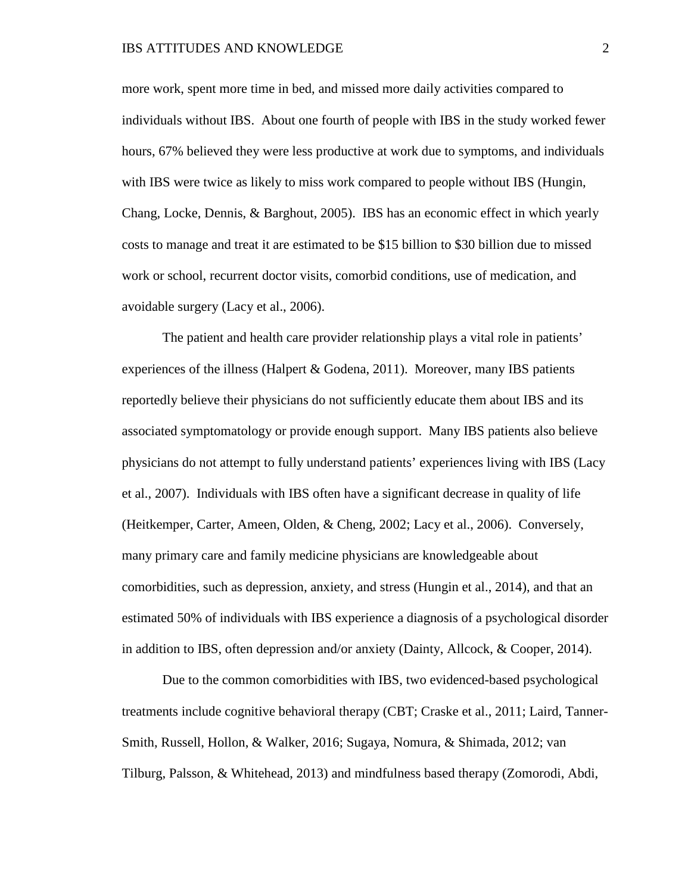more work, spent more time in bed, and missed more daily activities compared to individuals without IBS. About one fourth of people with IBS in the study worked fewer hours, 67% believed they were less productive at work due to symptoms, and individuals with IBS were twice as likely to miss work compared to people without IBS (Hungin, Chang, Locke, Dennis, & Barghout, 2005). IBS has an economic effect in which yearly costs to manage and treat it are estimated to be $15 billion to $30 billion due to missed work or school, recurrent doctor visits, comorbid conditions, use of medication, and avoidable surgery (Lacy et al., 2006).

The patient and health care provider relationship plays a vital role in patients' experiences of the illness (Halpert & Godena, 2011). Moreover, many IBS patients reportedly believe their physicians do not sufficiently educate them about IBS and its associated symptomatology or provide enough support. Many IBS patients also believe physicians do not attempt to fully understand patients' experiences living with IBS (Lacy et al., 2007). Individuals with IBS often have a significant decrease in quality of life (Heitkemper, Carter, Ameen, Olden, & Cheng, 2002; Lacy et al., 2006). Conversely, many primary care and family medicine physicians are knowledgeable about comorbidities, such as depression, anxiety, and stress (Hungin et al., 2014), and that an estimated 50% of individuals with IBS experience a diagnosis of a psychological disorder in addition to IBS, often depression and/or anxiety (Dainty, Allcock, & Cooper, 2014).

Due to the common comorbidities with IBS, two evidenced-based psychological treatments include cognitive behavioral therapy (CBT; Craske et al., 2011; Laird, Tanner-Smith, Russell, Hollon, & Walker, 2016; Sugaya, Nomura, & Shimada, 2012; van Tilburg, Palsson, & Whitehead, 2013) and mindfulness based therapy (Zomorodi, Abdi,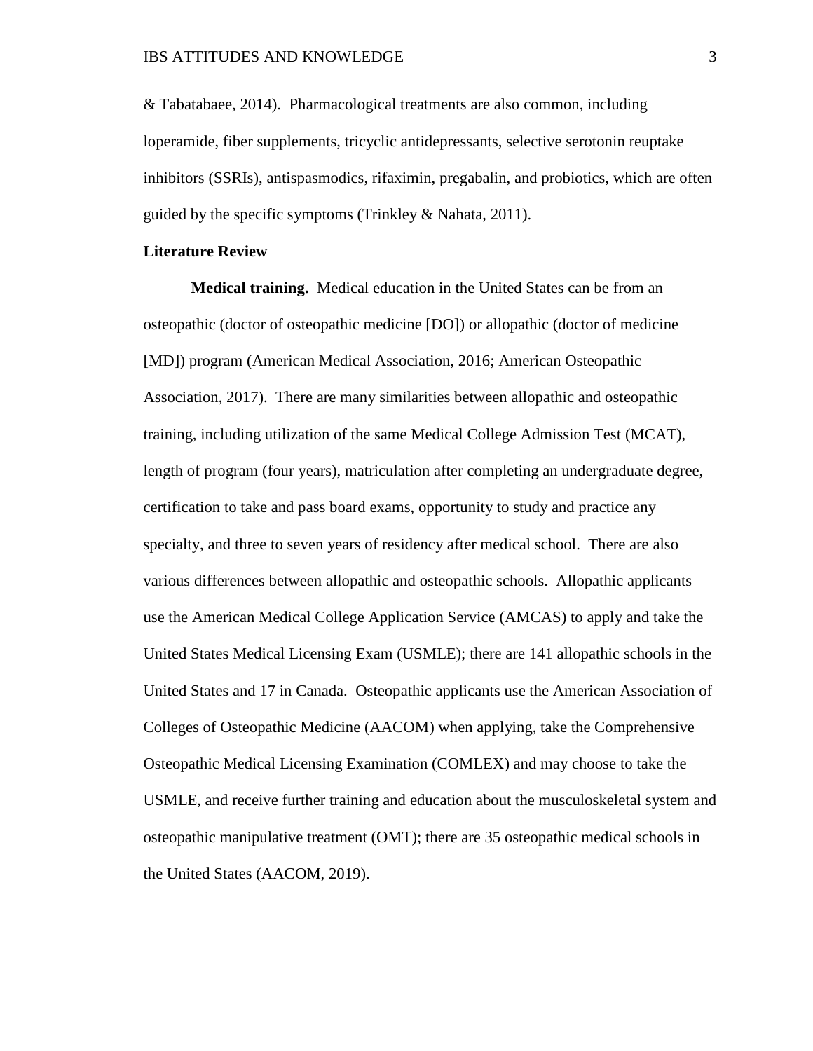& Tabatabaee, 2014). Pharmacological treatments are also common, including loperamide, fiber supplements, tricyclic antidepressants, selective serotonin reuptake inhibitors (SSRIs), antispasmodics, rifaximin, pregabalin, and probiotics, which are often guided by the specific symptoms (Trinkley & Nahata, 2011).

## Literature Review

**Medical training.** Medical education in the United States can be from an osteopathic (doctor of osteopathic medicine [DO]) or allopathic (doctor of medicine [MD]) program (American Medical Association, 2016; American Osteopathic Association, 2017). There are many similarities between allopathic and osteopathic training, including utilization of the same Medical College Admission Test (MCAT), length of program (four years), matriculation after completing an undergraduate degree, certification to take and pass board exams, opportunity to study and practice any specialty, and three to seven years of residency after medical school. There are also various differences between allopathic and osteopathic schools. Allopathic applicants use the American Medical College Application Service (AMCAS) to apply and take the United States Medical Licensing Exam (USMLE); there are 141 allopathic schools in the United States and 17 in Canada. Osteopathic applicants use the American Association of Colleges of Osteopathic Medicine (AACOM) when applying, take the Comprehensive Osteopathic Medical Licensing Examination (COMLEX) and may choose to take the USMLE, and receive further training and education about the musculoskeletal system and osteopathic manipulative treatment (OMT); there are 35 osteopathic medical schools in the United States (AACOM, 2019).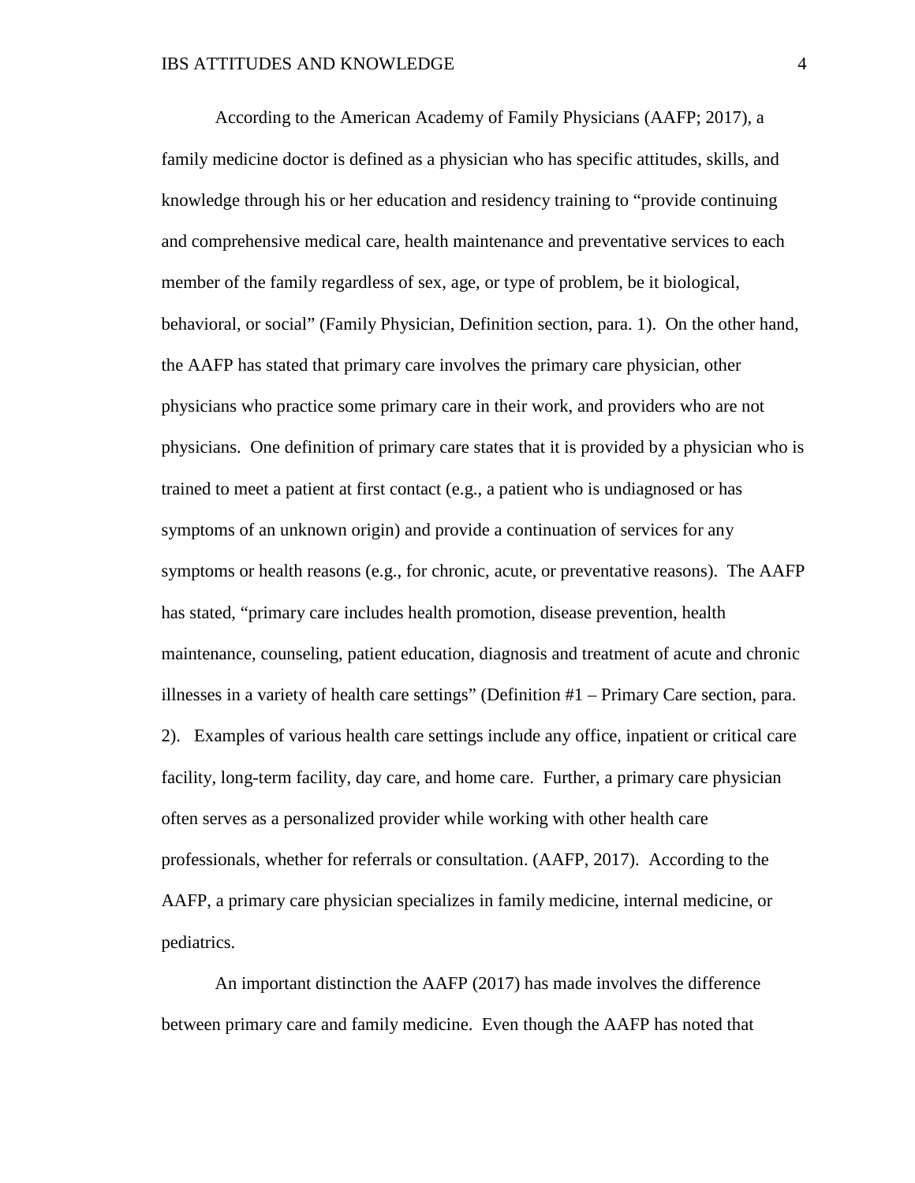According to the American Academy of Family Physicians (AAFP; 2017), a family medicine doctor is defined as a physician who has specific attitudes, skills, and knowledge through his or her education and residency training to "provide continuing and comprehensive medical care, health maintenance and preventative services to each member of the family regardless of sex, age, or type of problem, be it biological, behavioral, or social" (Family Physician, Definition section, para. 1). On the other hand, the AAFP has stated that primary care involves the primary care physician, other physicians who practice some primary care in their work, and providers who are not physicians. One definition of primary care states that it is provided by a physician who is trained to meet a patient at first contact (e.g., a patient who is undiagnosed or has symptoms of an unknown origin) and provide a continuation of services for any symptoms or health reasons (e.g., for chronic, acute, or preventative reasons). The AAFP has stated, "primary care includes health promotion, disease prevention, health maintenance, counseling, patient education, diagnosis and treatment of acute and chronic illnesses in a variety of health care settings" (Definition #1 – Primary Care section, para. 2). Examples of various health care settings include any office, inpatient or critical care facility, long-term facility, day care, and home care. Further, a primary care physician often serves as a personalized provider while working with other health care professionals, whether for referrals or consultation. (AAFP, 2017). According to the AAFP, a primary care physician specializes in family medicine, internal medicine, or pediatrics.

An important distinction the AAFP (2017) has made involves the difference between primary care and family medicine. Even though the AAFP has noted that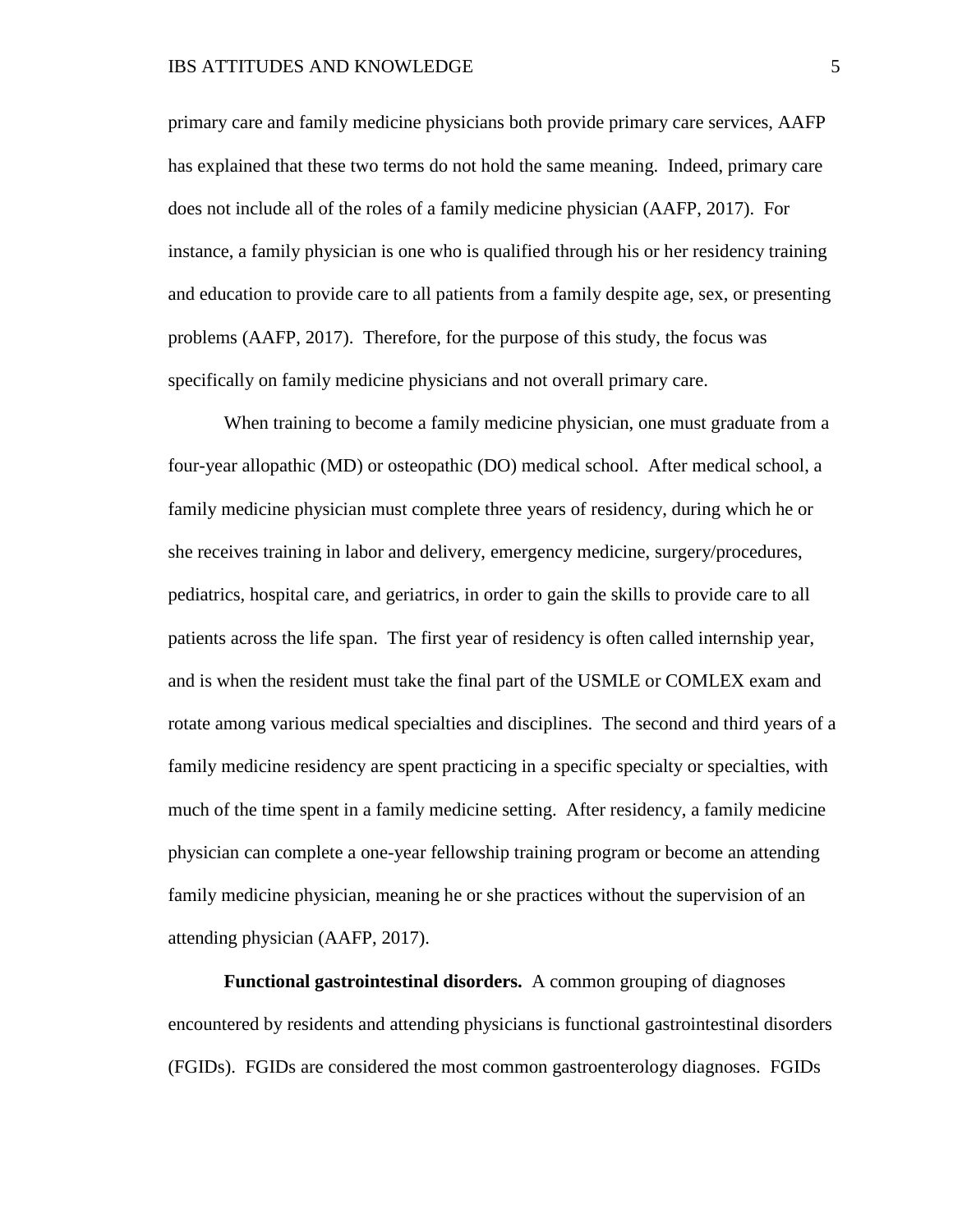primary care and family medicine physicians both provide primary care services, AAFP has explained that these two terms do not hold the same meaning. Indeed, primary care does not include all of the roles of a family medicine physician (AAFP, 2017). For instance, a family physician is one who is qualified through his or her residency training and education to provide care to all patients from a family despite age, sex, or presenting problems (AAFP, 2017). Therefore, for the purpose of this study, the focus was specifically on family medicine physicians and not overall primary care.

When training to become a family medicine physician, one must graduate from a four-year allopathic (MD) or osteopathic (DO) medical school. After medical school, a family medicine physician must complete three years of residency, during which he or she receives training in labor and delivery, emergency medicine, surgery/procedures, pediatrics, hospital care, and geriatrics, in order to gain the skills to provide care to all patients across the life span. The first year of residency is often called internship year, and is when the resident must take the final part of the USMLE or COMLEX exam and rotate among various medical specialties and disciplines. The second and third years of a family medicine residency are spent practicing in a specific specialty or specialties, with much of the time spent in a family medicine setting. After residency, a family medicine physician can complete a one-year fellowship training program or become an attending family medicine physician, meaning he or she practices without the supervision of an attending physician (AAFP, 2017).

**Functional gastrointestinal disorders.** A common grouping of diagnoses encountered by residents and attending physicians is functional gastrointestinal disorders (FGIDs). FGIDs are considered the most common gastroenterology diagnoses. FGIDs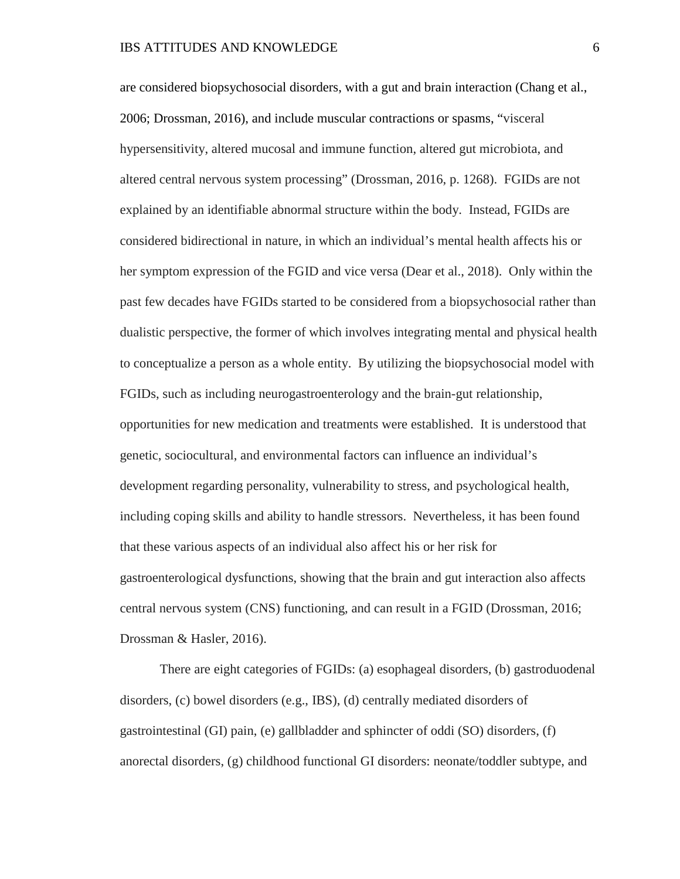are considered biopsychosocial disorders, with a gut and brain interaction (Chang et al., 2006; Drossman, 2016), and include muscular contractions or spasms, "visceral hypersensitivity, altered mucosal and immune function, altered gut microbiota, and altered central nervous system processing" (Drossman, 2016, p. 1268). FGIDs are not explained by an identifiable abnormal structure within the body. Instead, FGIDs are considered bidirectional in nature, in which an individual's mental health affects his or her symptom expression of the FGID and vice versa (Dear et al., 2018). Only within the past few decades have FGIDs started to be considered from a biopsychosocial rather than dualistic perspective, the former of which involves integrating mental and physical health to conceptualize a person as a whole entity. By utilizing the biopsychosocial model with FGIDs, such as including neurogastroenterology and the brain-gut relationship, opportunities for new medication and treatments were established. It is understood that genetic, sociocultural, and environmental factors can influence an individual's development regarding personality, vulnerability to stress, and psychological health, including coping skills and ability to handle stressors. Nevertheless, it has been found that these various aspects of an individual also affect his or her risk for gastroenterological dysfunctions, showing that the brain and gut interaction also affects central nervous system (CNS) functioning, and can result in a FGID (Drossman, 2016; Drossman & Hasler, 2016).

There are eight categories of FGIDs: (a) esophageal disorders, (b) gastroduodenal disorders, (c) bowel disorders (e.g., IBS), (d) centrally mediated disorders of gastrointestinal (GI) pain, (e) gallbladder and sphincter of oddi (SO) disorders, (f) anorectal disorders, (g) childhood functional GI disorders: neonate/toddler subtype, and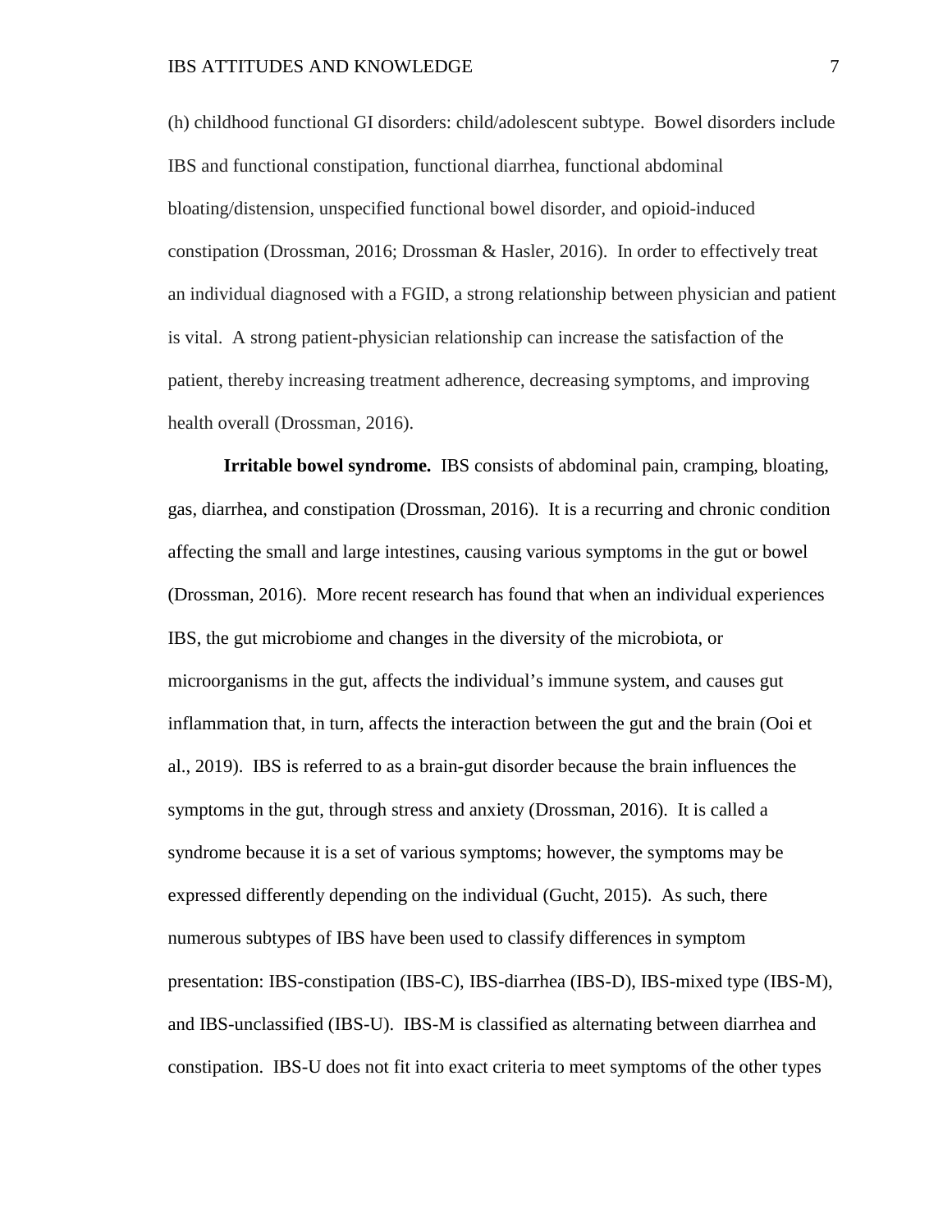(h) childhood functional GI disorders: child/adolescent subtype. Bowel disorders include IBS and functional constipation, functional diarrhea, functional abdominal bloating/distension, unspecified functional bowel disorder, and opioid-induced constipation (Drossman, 2016; Drossman & Hasler, 2016). In order to effectively treat an individual diagnosed with a FGID, a strong relationship between physician and patient is vital. A strong patient-physician relationship can increase the satisfaction of the patient, thereby increasing treatment adherence, decreasing symptoms, and improving health overall (Drossman, 2016).

**Irritable bowel syndrome.** IBS consists of abdominal pain, cramping, bloating, gas, diarrhea, and constipation (Drossman, 2016). It is a recurring and chronic condition affecting the small and large intestines, causing various symptoms in the gut or bowel (Drossman, 2016). More recent research has found that when an individual experiences IBS, the gut microbiome and changes in the diversity of the microbiota, or microorganisms in the gut, affects the individual's immune system, and causes gut inflammation that, in turn, affects the interaction between the gut and the brain (Ooi et al., 2019). IBS is referred to as a brain-gut disorder because the brain influences the symptoms in the gut, through stress and anxiety (Drossman, 2016). It is called a syndrome because it is a set of various symptoms; however, the symptoms may be expressed differently depending on the individual (Gucht, 2015). As such, there numerous subtypes of IBS have been used to classify differences in symptom presentation: IBS-constipation (IBS-C), IBS-diarrhea (IBS-D), IBS-mixed type (IBS-M), and IBS-unclassified (IBS-U). IBS-M is classified as alternating between diarrhea and constipation. IBS-U does not fit into exact criteria to meet symptoms of the other types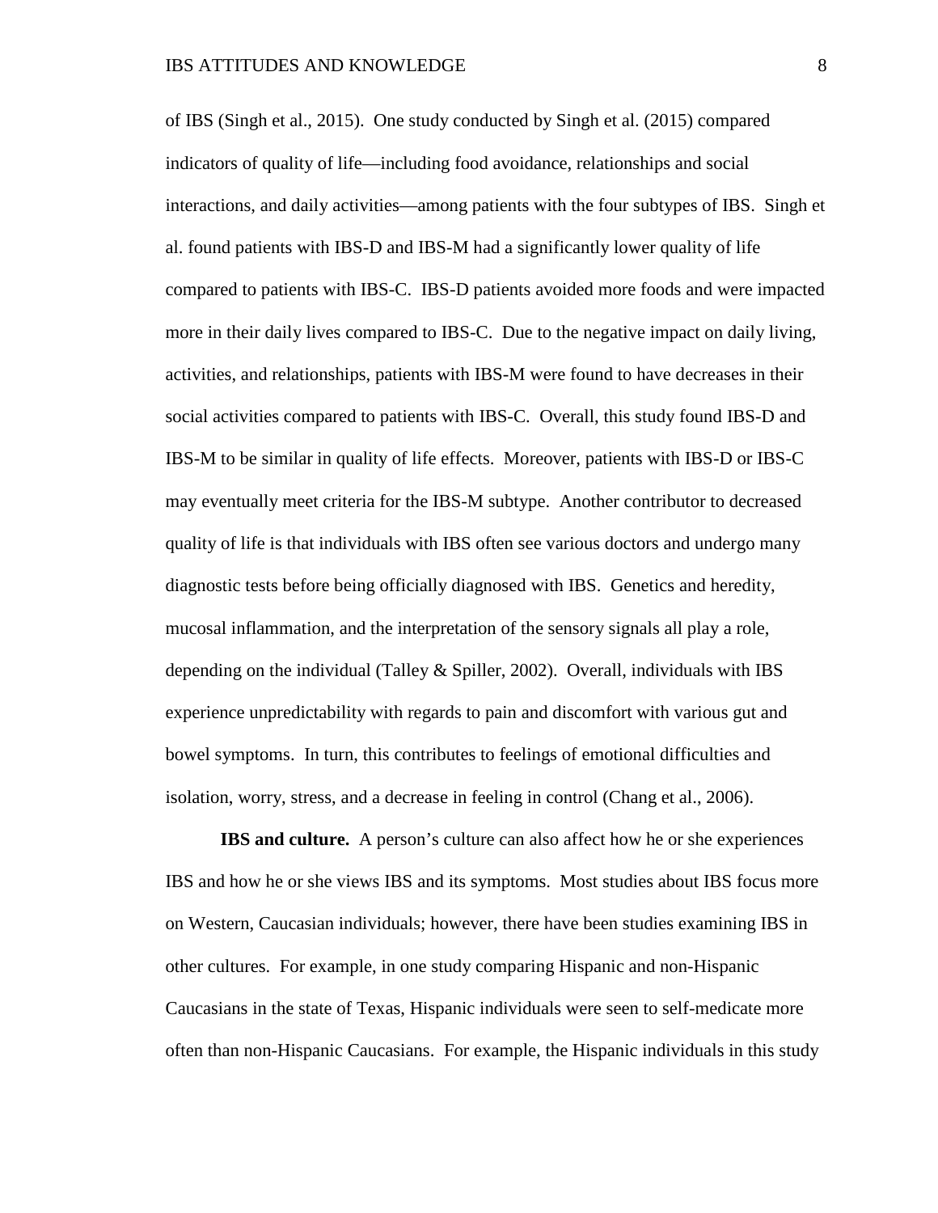of IBS (Singh et al., 2015). One study conducted by Singh et al. (2015) compared indicators of quality of life—including food avoidance, relationships and social interactions, and daily activities—among patients with the four subtypes of IBS. Singh et al. found patients with IBS-D and IBS-M had a significantly lower quality of life compared to patients with IBS-C. IBS-D patients avoided more foods and were impacted more in their daily lives compared to IBS-C. Due to the negative impact on daily living, activities, and relationships, patients with IBS-M were found to have decreases in their social activities compared to patients with IBS-C. Overall, this study found IBS-D and IBS-M to be similar in quality of life effects. Moreover, patients with IBS-D or IBS-C may eventually meet criteria for the IBS-M subtype. Another contributor to decreased quality of life is that individuals with IBS often see various doctors and undergo many diagnostic tests before being officially diagnosed with IBS. Genetics and heredity, mucosal inflammation, and the interpretation of the sensory signals all play a role, depending on the individual (Talley & Spiller, 2002). Overall, individuals with IBS experience unpredictability with regards to pain and discomfort with various gut and bowel symptoms. In turn, this contributes to feelings of emotional difficulties and isolation, worry, stress, and a decrease in feeling in control (Chang et al., 2006).

**IBS and culture.** A person's culture can also affect how he or she experiences IBS and how he or she views IBS and its symptoms. Most studies about IBS focus more on Western, Caucasian individuals; however, there have been studies examining IBS in other cultures. For example, in one study comparing Hispanic and non-Hispanic Caucasians in the state of Texas, Hispanic individuals were seen to self-medicate more often than non-Hispanic Caucasians. For example, the Hispanic individuals in this study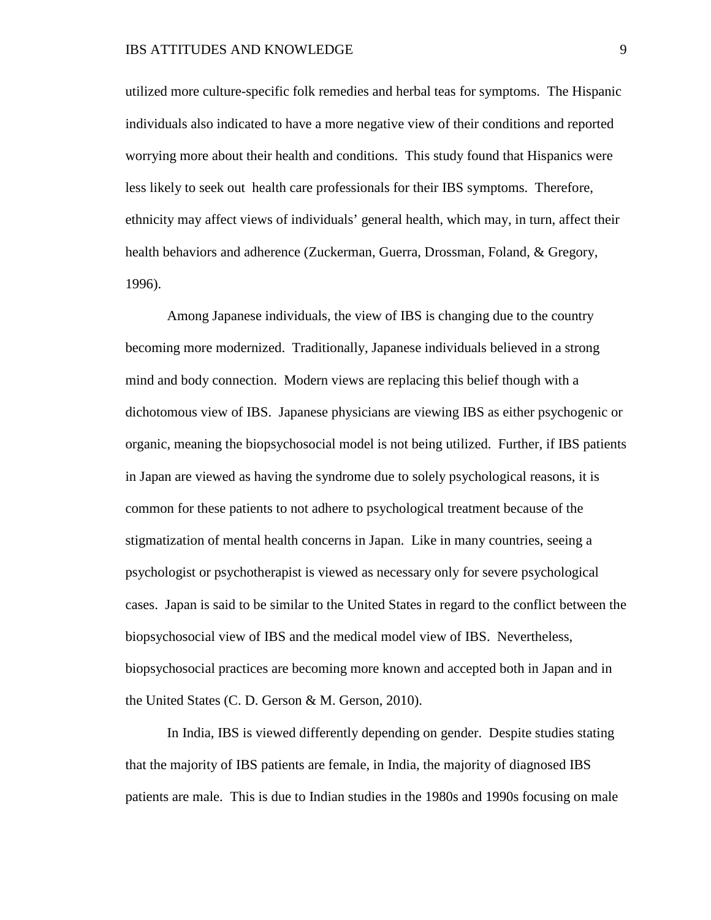utilized more culture-specific folk remedies and herbal teas for symptoms. The Hispanic individuals also indicated to have a more negative view of their conditions and reported worrying more about their health and conditions. This study found that Hispanics were less likely to seek out health care professionals for their IBS symptoms. Therefore, ethnicity may affect views of individuals' general health, which may, in turn, affect their health behaviors and adherence (Zuckerman, Guerra, Drossman, Foland, & Gregory, 1996).

Among Japanese individuals, the view of IBS is changing due to the country becoming more modernized. Traditionally, Japanese individuals believed in a strong mind and body connection. Modern views are replacing this belief though with a dichotomous view of IBS. Japanese physicians are viewing IBS as either psychogenic or organic, meaning the biopsychosocial model is not being utilized. Further, if IBS patients in Japan are viewed as having the syndrome due to solely psychological reasons, it is common for these patients to not adhere to psychological treatment because of the stigmatization of mental health concerns in Japan. Like in many countries, seeing a psychologist or psychotherapist is viewed as necessary only for severe psychological cases. Japan is said to be similar to the United States in regard to the conflict between the biopsychosocial view of IBS and the medical model view of IBS. Nevertheless, biopsychosocial practices are becoming more known and accepted both in Japan and in the United States (C. D. Gerson & M. Gerson, 2010).

In India, IBS is viewed differently depending on gender. Despite studies stating that the majority of IBS patients are female, in India, the majority of diagnosed IBS patients are male. This is due to Indian studies in the 1980s and 1990s focusing on male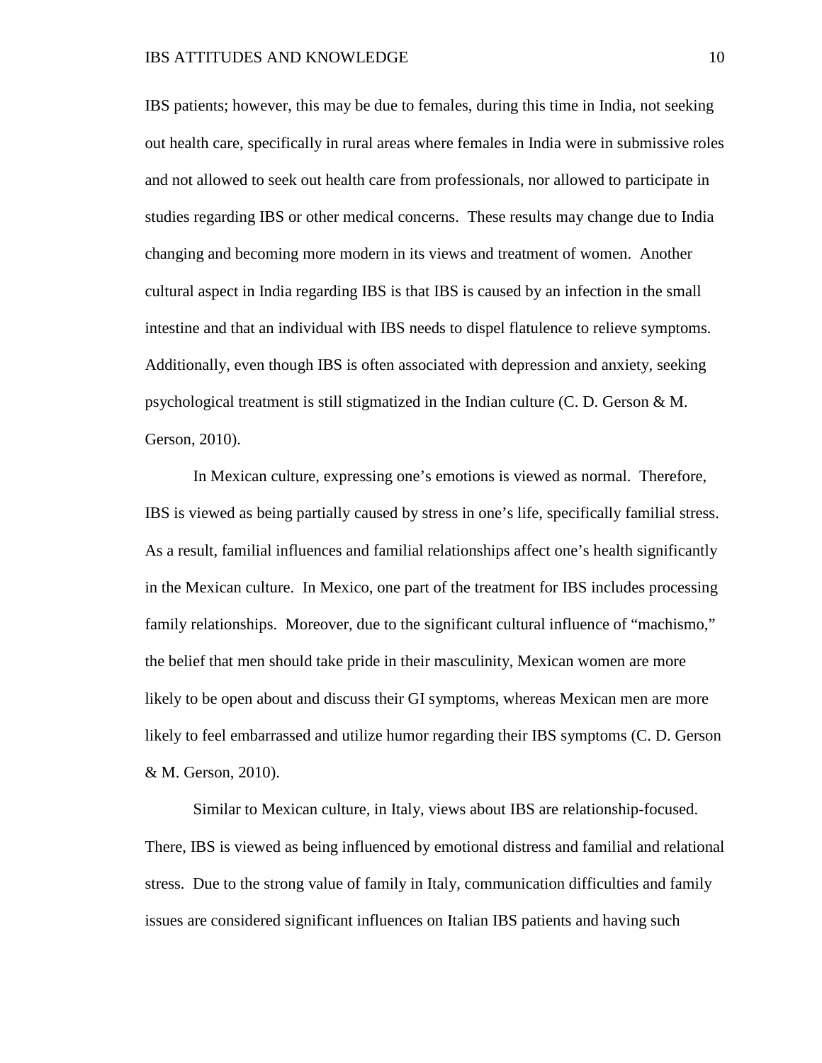IBS patients; however, this may be due to females, during this time in India, not seeking out health care, specifically in rural areas where females in India were in submissive roles and not allowed to seek out health care from professionals, nor allowed to participate in studies regarding IBS or other medical concerns. These results may change due to India changing and becoming more modern in its views and treatment of women. Another cultural aspect in India regarding IBS is that IBS is caused by an infection in the small intestine and that an individual with IBS needs to dispel flatulence to relieve symptoms. Additionally, even though IBS is often associated with depression and anxiety, seeking psychological treatment is still stigmatized in the Indian culture (C. D. Gerson & M. Gerson, 2010).

In Mexican culture, expressing one's emotions is viewed as normal. Therefore, IBS is viewed as being partially caused by stress in one's life, specifically familial stress. As a result, familial influences and familial relationships affect one's health significantly in the Mexican culture. In Mexico, one part of the treatment for IBS includes processing family relationships. Moreover, due to the significant cultural influence of "machismo," the belief that men should take pride in their masculinity, Mexican women are more likely to be open about and discuss their GI symptoms, whereas Mexican men are more likely to feel embarrassed and utilize humor regarding their IBS symptoms (C. D. Gerson & M. Gerson, 2010).

Similar to Mexican culture, in Italy, views about IBS are relationship-focused. There, IBS is viewed as being influenced by emotional distress and familial and relational stress. Due to the strong value of family in Italy, communication difficulties and family issues are considered significant influences on Italian IBS patients and having such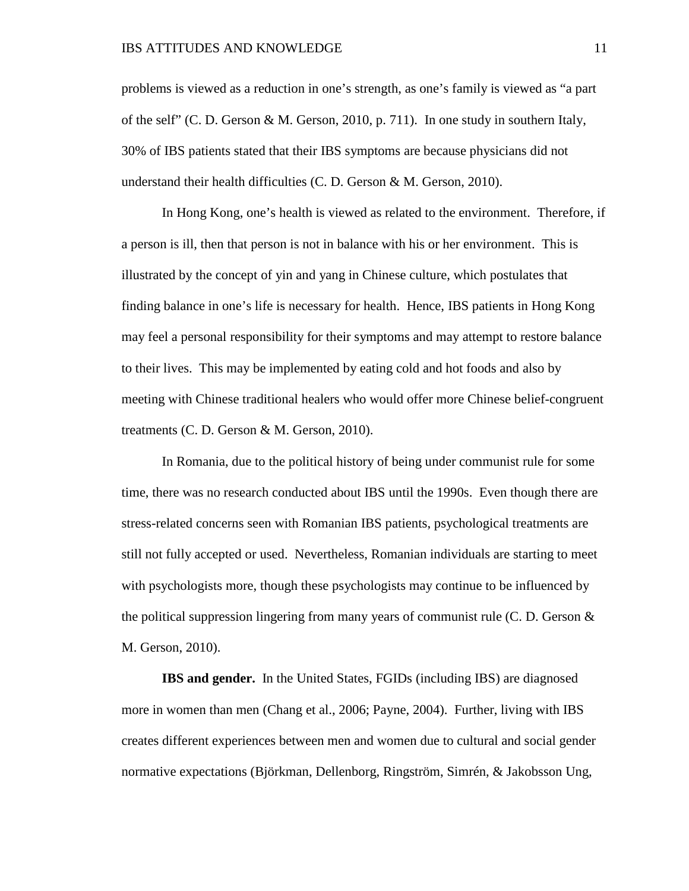problems is viewed as a reduction in one's strength, as one's family is viewed as "a part of the self" (C. D. Gerson & M. Gerson, 2010, p. 711). In one study in southern Italy, 30% of IBS patients stated that their IBS symptoms are because physicians did not understand their health difficulties (C. D. Gerson & M. Gerson, 2010).

In Hong Kong, one's health is viewed as related to the environment. Therefore, if a person is ill, then that person is not in balance with his or her environment. This is illustrated by the concept of yin and yang in Chinese culture, which postulates that finding balance in one's life is necessary for health. Hence, IBS patients in Hong Kong may feel a personal responsibility for their symptoms and may attempt to restore balance to their lives. This may be implemented by eating cold and hot foods and also by meeting with Chinese traditional healers who would offer more Chinese belief-congruent treatments (C. D. Gerson & M. Gerson, 2010).

In Romania, due to the political history of being under communist rule for some time, there was no research conducted about IBS until the 1990s. Even though there are stress-related concerns seen with Romanian IBS patients, psychological treatments are still not fully accepted or used. Nevertheless, Romanian individuals are starting to meet with psychologists more, though these psychologists may continue to be influenced by the political suppression lingering from many years of communist rule (C. D. Gerson & M. Gerson, 2010).

**IBS and gender.** In the United States, FGIDs (including IBS) are diagnosed more in women than men (Chang et al., 2006; Payne, 2004). Further, living with IBS creates different experiences between men and women due to cultural and social gender normative expectations (Björkman, Dellenborg, Ringström, Simrén, & Jakobsson Ung,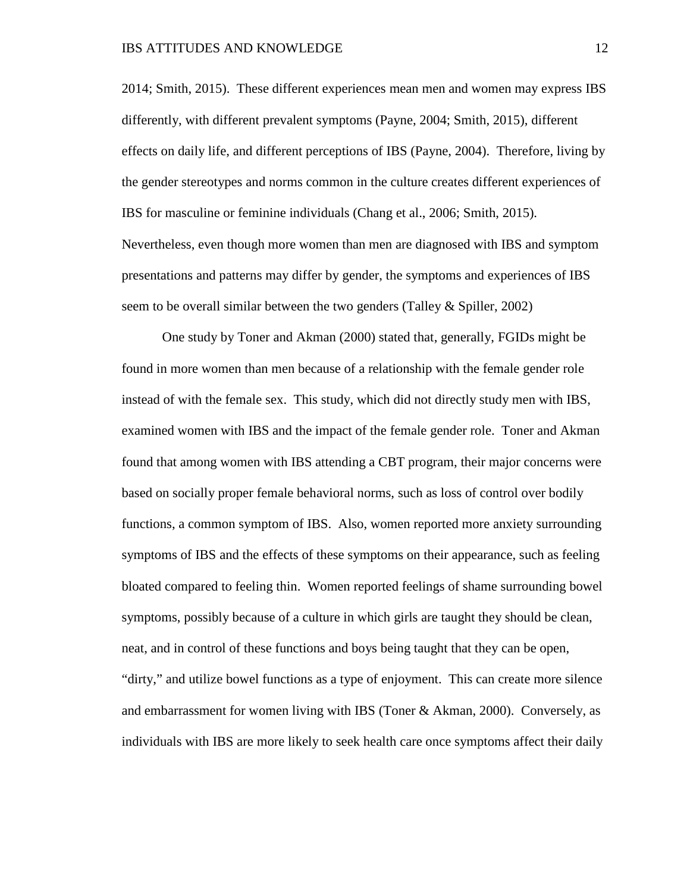2014; Smith, 2015). These different experiences mean men and women may express IBS differently, with different prevalent symptoms (Payne, 2004; Smith, 2015), different effects on daily life, and different perceptions of IBS (Payne, 2004). Therefore, living by the gender stereotypes and norms common in the culture creates different experiences of IBS for masculine or feminine individuals (Chang et al., 2006; Smith, 2015). Nevertheless, even though more women than men are diagnosed with IBS and symptom presentations and patterns may differ by gender, the symptoms and experiences of IBS seem to be overall similar between the two genders (Talley & Spiller, 2002)

One study by Toner and Akman (2000) stated that, generally, FGIDs might be found in more women than men because of a relationship with the female gender role instead of with the female sex. This study, which did not directly study men with IBS, examined women with IBS and the impact of the female gender role. Toner and Akman found that among women with IBS attending a CBT program, their major concerns were based on socially proper female behavioral norms, such as loss of control over bodily functions, a common symptom of IBS. Also, women reported more anxiety surrounding symptoms of IBS and the effects of these symptoms on their appearance, such as feeling bloated compared to feeling thin. Women reported feelings of shame surrounding bowel symptoms, possibly because of a culture in which girls are taught they should be clean, neat, and in control of these functions and boys being taught that they can be open, "dirty," and utilize bowel functions as a type of enjoyment. This can create more silence and embarrassment for women living with IBS (Toner & Akman, 2000). Conversely, as individuals with IBS are more likely to seek health care once symptoms affect their daily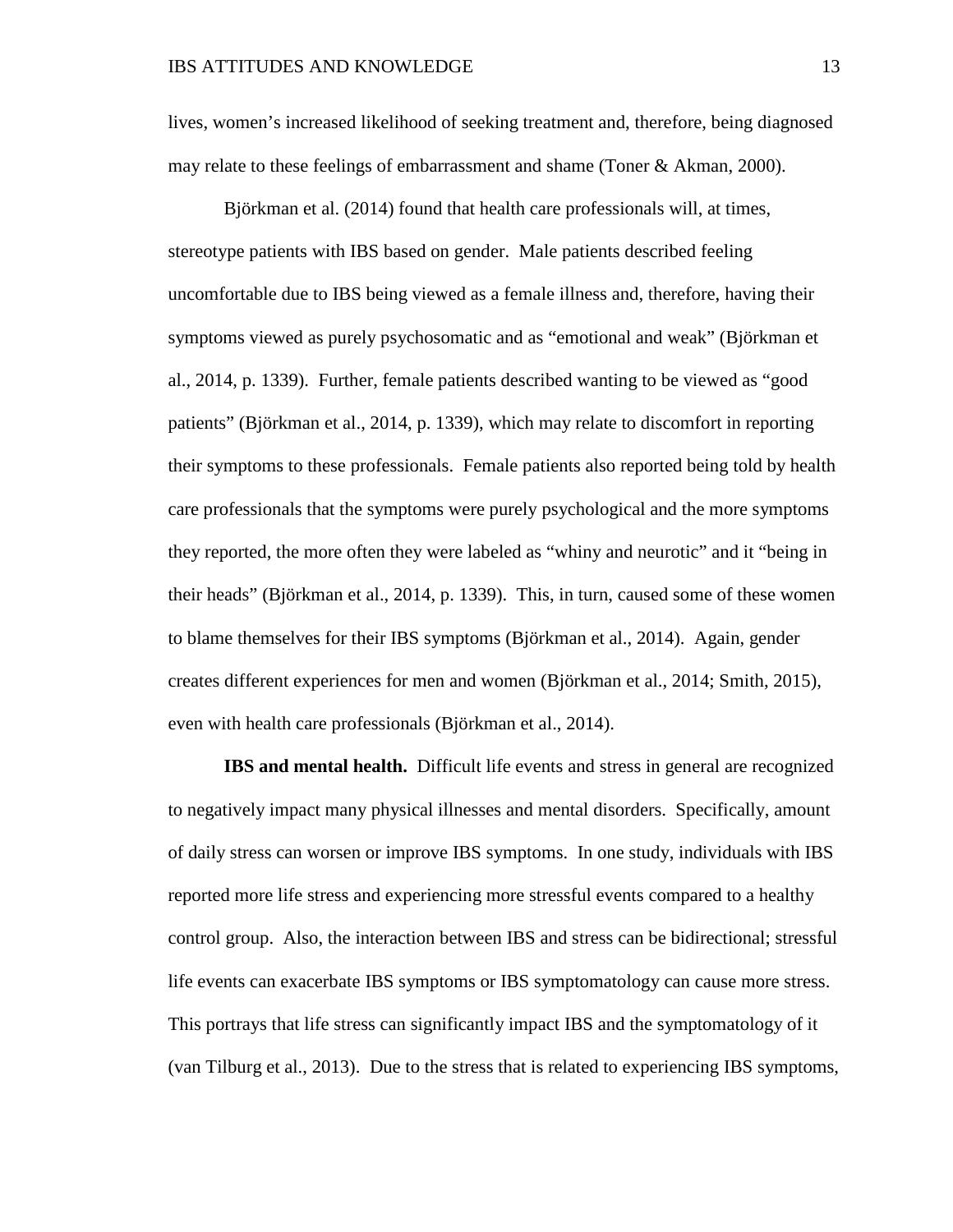lives, women's increased likelihood of seeking treatment and, therefore, being diagnosed may relate to these feelings of embarrassment and shame (Toner & Akman, 2000).

Björkman et al. (2014) found that health care professionals will, at times, stereotype patients with IBS based on gender. Male patients described feeling uncomfortable due to IBS being viewed as a female illness and, therefore, having their symptoms viewed as purely psychosomatic and as "emotional and weak" (Björkman et al., 2014, p. 1339). Further, female patients described wanting to be viewed as "good patients" (Björkman et al., 2014, p. 1339), which may relate to discomfort in reporting their symptoms to these professionals. Female patients also reported being told by health care professionals that the symptoms were purely psychological and the more symptoms they reported, the more often they were labeled as "whiny and neurotic" and it "being in their heads" (Björkman et al., 2014, p. 1339). This, in turn, caused some of these women to blame themselves for their IBS symptoms (Björkman et al., 2014). Again, gender creates different experiences for men and women (Björkman et al., 2014; Smith, 2015), even with health care professionals (Björkman et al., 2014).

**IBS and mental health.** Difficult life events and stress in general are recognized to negatively impact many physical illnesses and mental disorders. Specifically, amount of daily stress can worsen or improve IBS symptoms. In one study, individuals with IBS reported more life stress and experiencing more stressful events compared to a healthy control group. Also, the interaction between IBS and stress can be bidirectional; stressful life events can exacerbate IBS symptoms or IBS symptomatology can cause more stress. This portrays that life stress can significantly impact IBS and the symptomatology of it (van Tilburg et al., 2013). Due to the stress that is related to experiencing IBS symptoms,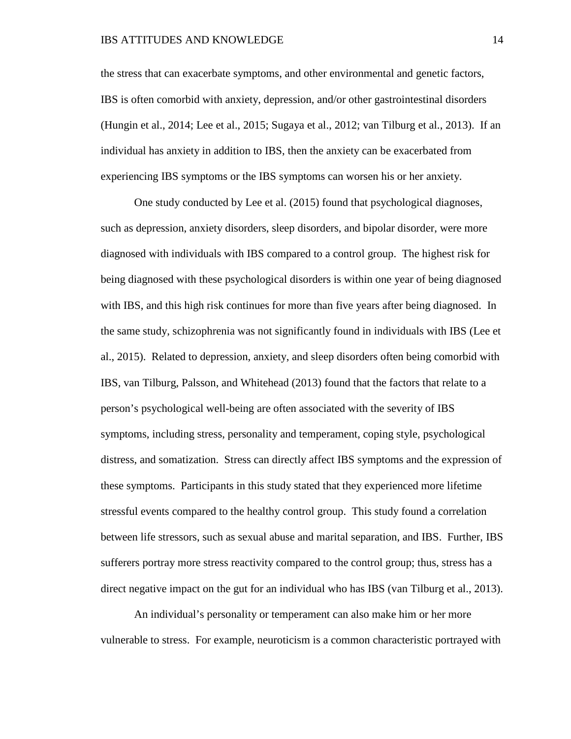the stress that can exacerbate symptoms, and other environmental and genetic factors, IBS is often comorbid with anxiety, depression, and/or other gastrointestinal disorders (Hungin et al., 2014; Lee et al., 2015; Sugaya et al., 2012; van Tilburg et al., 2013). If an individual has anxiety in addition to IBS, then the anxiety can be exacerbated from experiencing IBS symptoms or the IBS symptoms can worsen his or her anxiety.

One study conducted by Lee et al. (2015) found that psychological diagnoses, such as depression, anxiety disorders, sleep disorders, and bipolar disorder, were more diagnosed with individuals with IBS compared to a control group. The highest risk for being diagnosed with these psychological disorders is within one year of being diagnosed with IBS, and this high risk continues for more than five years after being diagnosed. In the same study, schizophrenia was not significantly found in individuals with IBS (Lee et al., 2015). Related to depression, anxiety, and sleep disorders often being comorbid with IBS, van Tilburg, Palsson, and Whitehead (2013) found that the factors that relate to a person's psychological well-being are often associated with the severity of IBS symptoms, including stress, personality and temperament, coping style, psychological distress, and somatization. Stress can directly affect IBS symptoms and the expression of these symptoms. Participants in this study stated that they experienced more lifetime stressful events compared to the healthy control group. This study found a correlation between life stressors, such as sexual abuse and marital separation, and IBS. Further, IBS sufferers portray more stress reactivity compared to the control group; thus, stress has a direct negative impact on the gut for an individual who has IBS (van Tilburg et al., 2013).

An individual's personality or temperament can also make him or her more vulnerable to stress. For example, neuroticism is a common characteristic portrayed with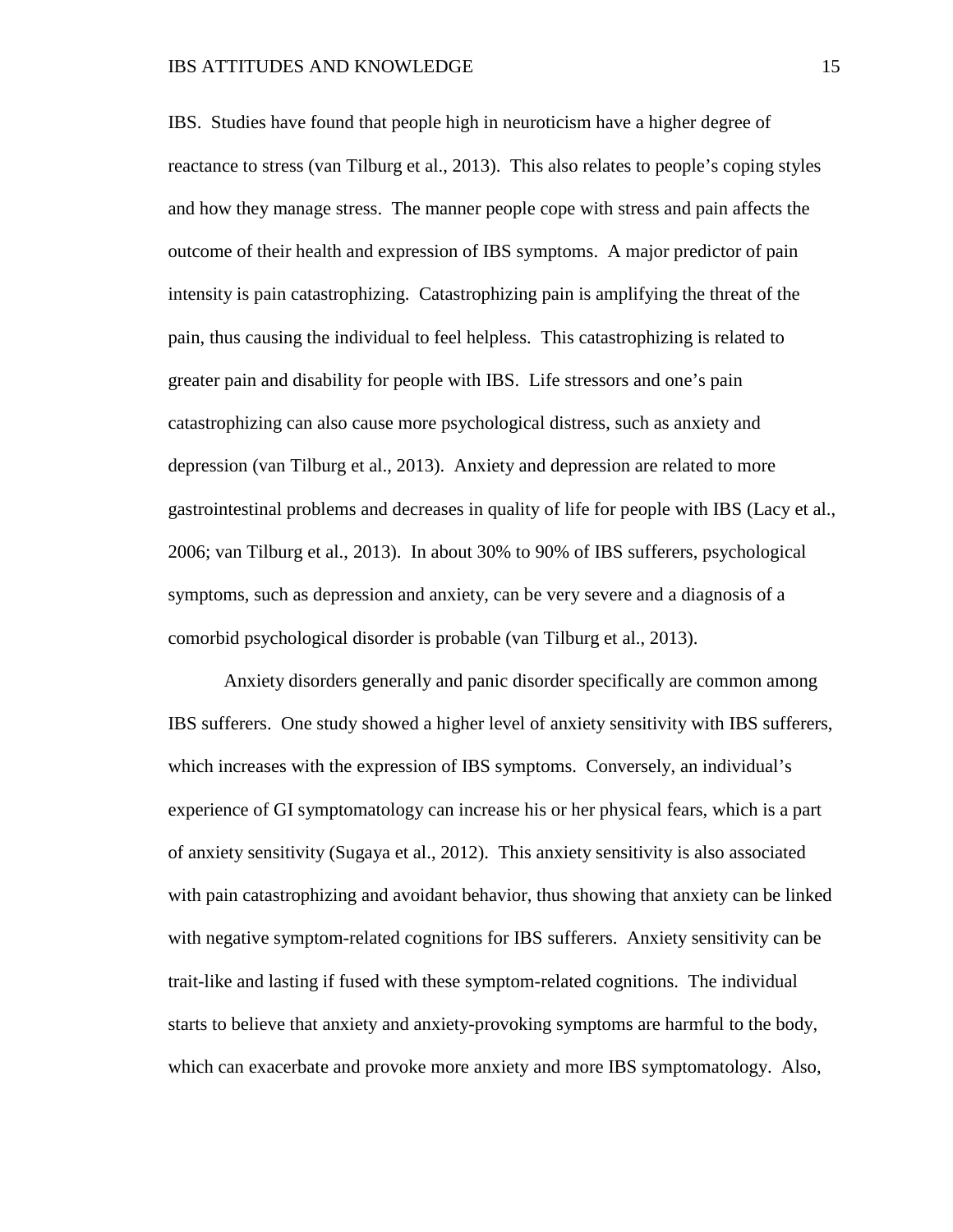IBS. Studies have found that people high in neuroticism have a higher degree of reactance to stress (van Tilburg et al., 2013). This also relates to people's coping styles and how they manage stress. The manner people cope with stress and pain affects the outcome of their health and expression of IBS symptoms. A major predictor of pain intensity is pain catastrophizing. Catastrophizing pain is amplifying the threat of the pain, thus causing the individual to feel helpless. This catastrophizing is related to greater pain and disability for people with IBS. Life stressors and one's pain catastrophizing can also cause more psychological distress, such as anxiety and depression (van Tilburg et al., 2013). Anxiety and depression are related to more gastrointestinal problems and decreases in quality of life for people with IBS (Lacy et al., 2006; van Tilburg et al., 2013). In about 30% to 90% of IBS sufferers, psychological symptoms, such as depression and anxiety, can be very severe and a diagnosis of a comorbid psychological disorder is probable (van Tilburg et al., 2013).

Anxiety disorders generally and panic disorder specifically are common among IBS sufferers. One study showed a higher level of anxiety sensitivity with IBS sufferers, which increases with the expression of IBS symptoms. Conversely, an individual's experience of GI symptomatology can increase his or her physical fears, which is a part of anxiety sensitivity (Sugaya et al., 2012). This anxiety sensitivity is also associated with pain catastrophizing and avoidant behavior, thus showing that anxiety can be linked with negative symptom-related cognitions for IBS sufferers. Anxiety sensitivity can be trait-like and lasting if fused with these symptom-related cognitions. The individual starts to believe that anxiety and anxiety-provoking symptoms are harmful to the body, which can exacerbate and provoke more anxiety and more IBS symptomatology. Also,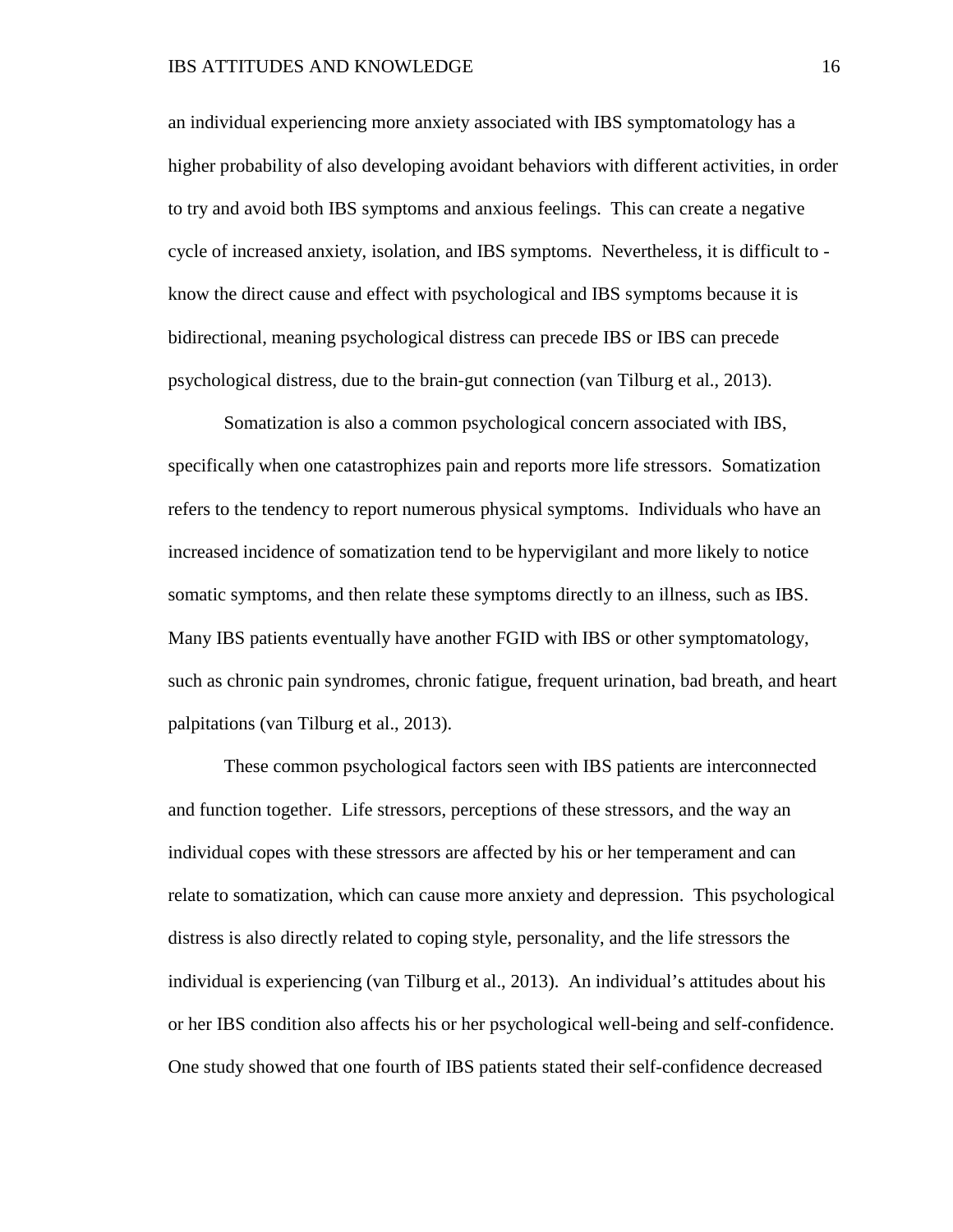an individual experiencing more anxiety associated with IBS symptomatology has a higher probability of also developing avoidant behaviors with different activities, in order to try and avoid both IBS symptoms and anxious feelings. This can create a negative cycle of increased anxiety, isolation, and IBS symptoms. Nevertheless, it is difficult to - know the direct cause and effect with psychological and IBS symptoms because it is bidirectional, meaning psychological distress can precede IBS or IBS can precede psychological distress, due to the brain-gut connection (van Tilburg et al., 2013).

Somatization is also a common psychological concern associated with IBS, specifically when one catastrophizes pain and reports more life stressors. Somatization refers to the tendency to report numerous physical symptoms. Individuals who have an increased incidence of somatization tend to be hypervigilant and more likely to notice somatic symptoms, and then relate these symptoms directly to an illness, such as IBS. Many IBS patients eventually have another FGID with IBS or other symptomatology, such as chronic pain syndromes, chronic fatigue, frequent urination, bad breath, and heart palpitations (van Tilburg et al., 2013).

These common psychological factors seen with IBS patients are interconnected and function together. Life stressors, perceptions of these stressors, and the way an individual copes with these stressors are affected by his or her temperament and can relate to somatization, which can cause more anxiety and depression. This psychological distress is also directly related to coping style, personality, and the life stressors the individual is experiencing (van Tilburg et al., 2013). An individual's attitudes about his or her IBS condition also affects his or her psychological well-being and self-confidence. One study showed that one fourth of IBS patients stated their self-confidence decreased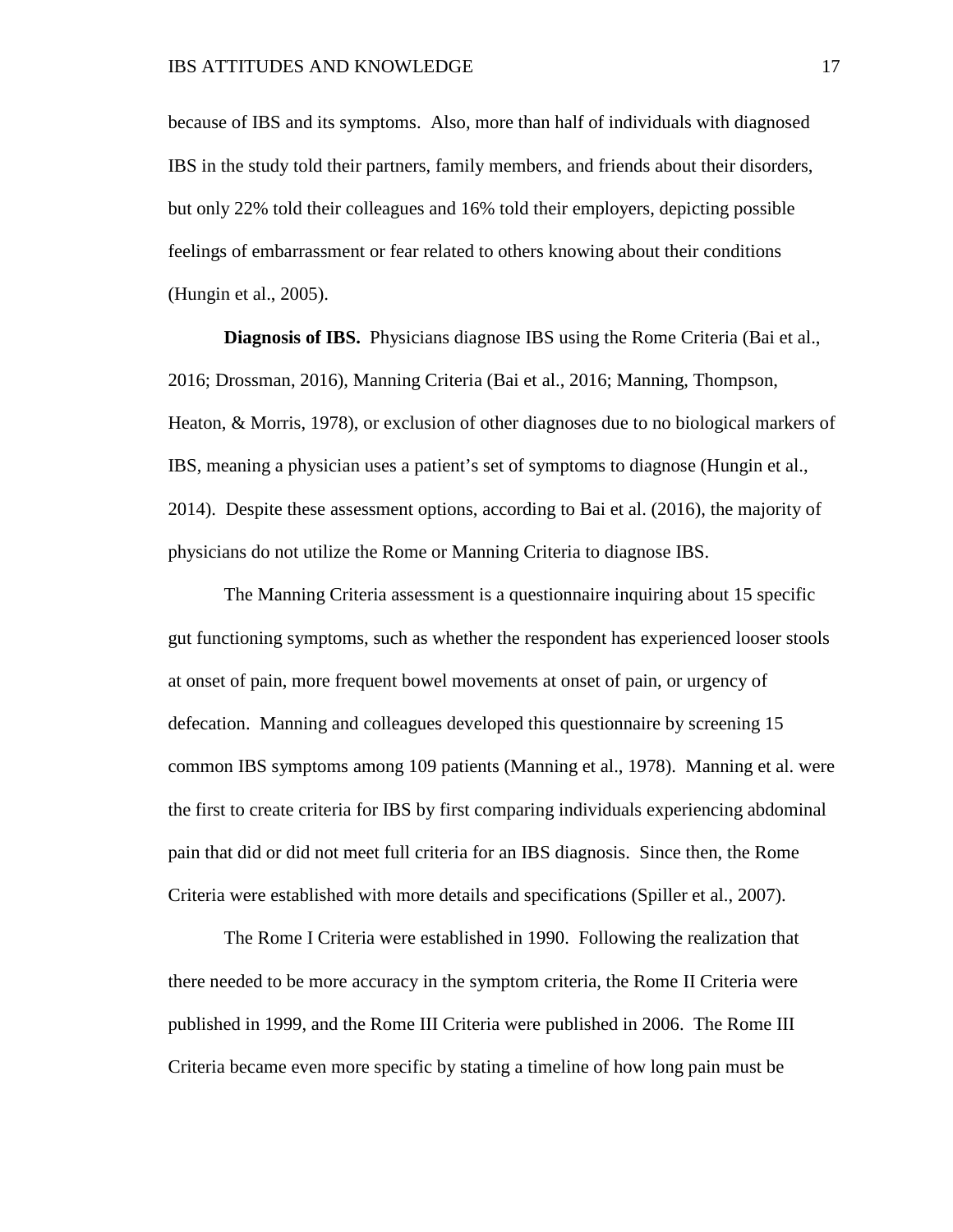because of IBS and its symptoms. Also, more than half of individuals with diagnosed IBS in the study told their partners, family members, and friends about their disorders, but only 22% told their colleagues and 16% told their employers, depicting possible feelings of embarrassment or fear related to others knowing about their conditions (Hungin et al., 2005).

**Diagnosis of IBS.** Physicians diagnose IBS using the Rome Criteria (Bai et al., 2016; Drossman, 2016), Manning Criteria (Bai et al., 2016; Manning, Thompson, Heaton, & Morris, 1978), or exclusion of other diagnoses due to no biological markers of IBS, meaning a physician uses a patient's set of symptoms to diagnose (Hungin et al., 2014). Despite these assessment options, according to Bai et al. (2016), the majority of physicians do not utilize the Rome or Manning Criteria to diagnose IBS.

The Manning Criteria assessment is a questionnaire inquiring about 15 specific gut functioning symptoms, such as whether the respondent has experienced looser stools at onset of pain, more frequent bowel movements at onset of pain, or urgency of defecation. Manning and colleagues developed this questionnaire by screening 15 common IBS symptoms among 109 patients (Manning et al., 1978). Manning et al. were the first to create criteria for IBS by first comparing individuals experiencing abdominal pain that did or did not meet full criteria for an IBS diagnosis. Since then, the Rome Criteria were established with more details and specifications (Spiller et al., 2007).

The Rome I Criteria were established in 1990. Following the realization that there needed to be more accuracy in the symptom criteria, the Rome II Criteria were published in 1999, and the Rome III Criteria were published in 2006. The Rome III Criteria became even more specific by stating a timeline of how long pain must be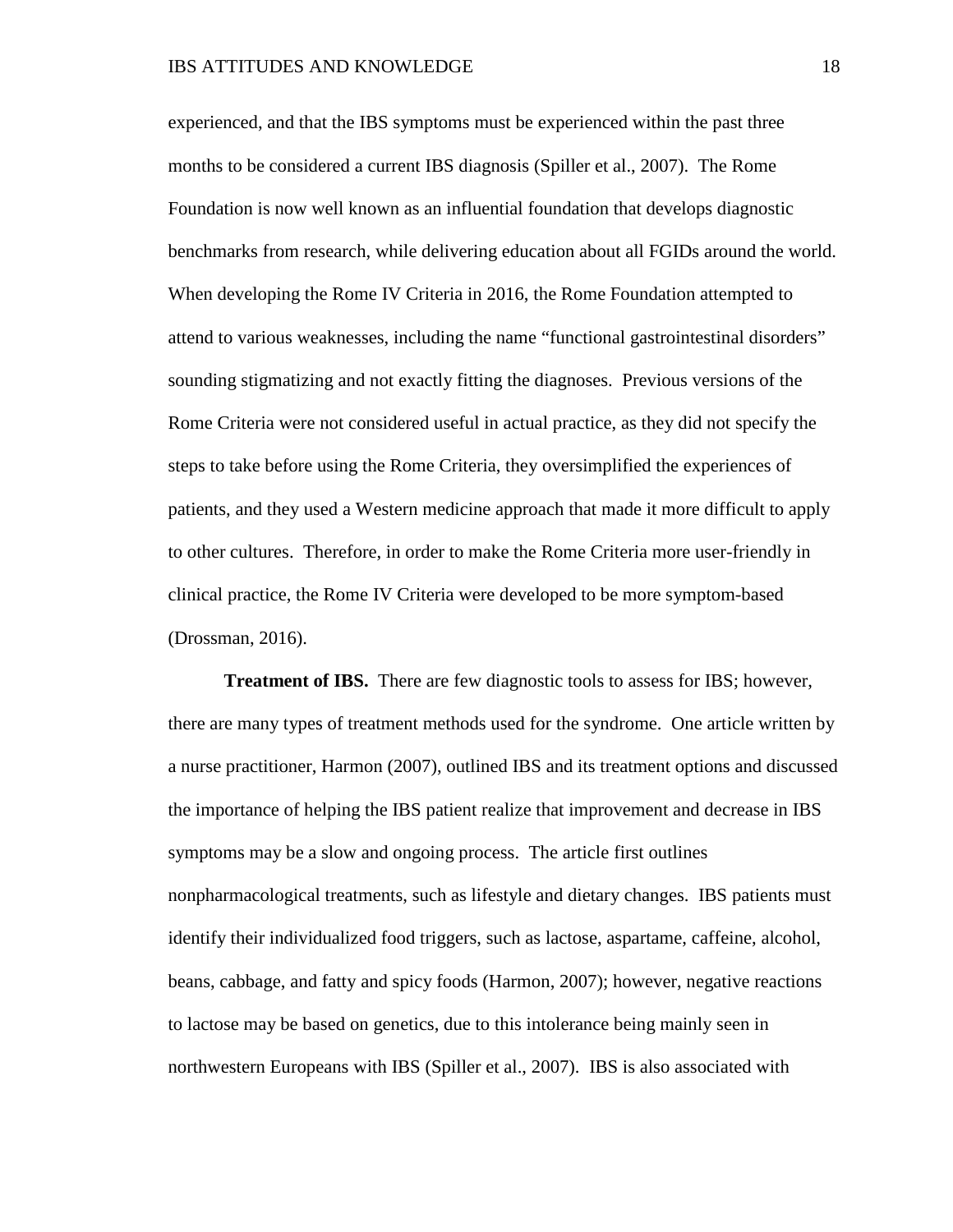experienced, and that the IBS symptoms must be experienced within the past three months to be considered a current IBS diagnosis (Spiller et al., 2007). The Rome Foundation is now well known as an influential foundation that develops diagnostic benchmarks from research, while delivering education about all FGIDs around the world. When developing the Rome IV Criteria in 2016, the Rome Foundation attempted to attend to various weaknesses, including the name "functional gastrointestinal disorders" sounding stigmatizing and not exactly fitting the diagnoses. Previous versions of the Rome Criteria were not considered useful in actual practice, as they did not specify the steps to take before using the Rome Criteria, they oversimplified the experiences of patients, and they used a Western medicine approach that made it more difficult to apply to other cultures. Therefore, in order to make the Rome Criteria more user-friendly in clinical practice, the Rome IV Criteria were developed to be more symptom-based (Drossman, 2016).

**Treatment of IBS.** There are few diagnostic tools to assess for IBS; however, there are many types of treatment methods used for the syndrome. One article written by a nurse practitioner, Harmon (2007), outlined IBS and its treatment options and discussed the importance of helping the IBS patient realize that improvement and decrease in IBS symptoms may be a slow and ongoing process. The article first outlines nonpharmacological treatments, such as lifestyle and dietary changes. IBS patients must identify their individualized food triggers, such as lactose, aspartame, caffeine, alcohol, beans, cabbage, and fatty and spicy foods (Harmon, 2007); however, negative reactions to lactose may be based on genetics, due to this intolerance being mainly seen in northwestern Europeans with IBS (Spiller et al., 2007). IBS is also associated with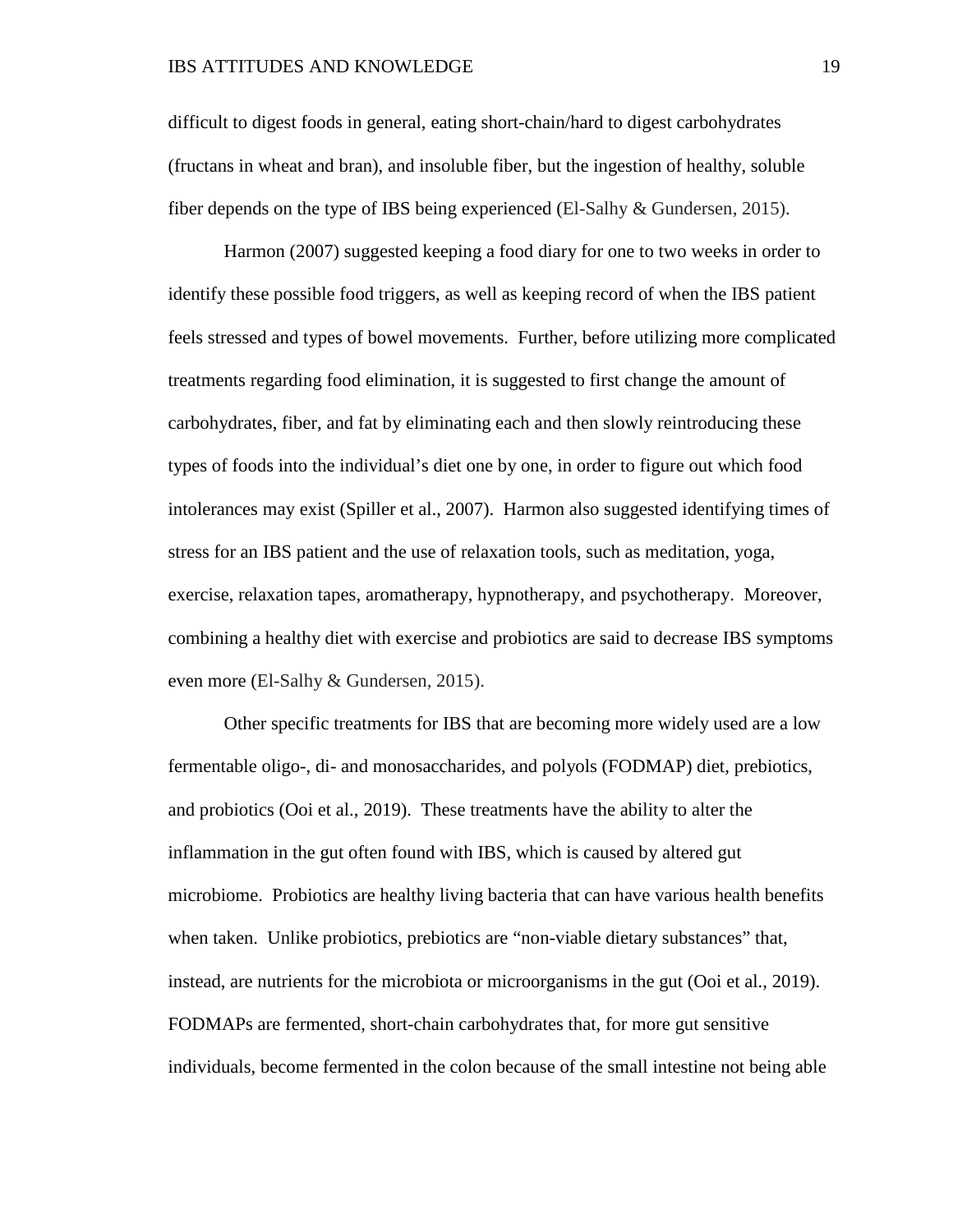difficult to digest foods in general, eating short-chain/hard to digest carbohydrates (fructans in wheat and bran), and insoluble fiber, but the ingestion of healthy, soluble fiber depends on the type of IBS being experienced (El-Salhy & Gundersen, 2015).

Harmon (2007) suggested keeping a food diary for one to two weeks in order to identify these possible food triggers, as well as keeping record of when the IBS patient feels stressed and types of bowel movements. Further, before utilizing more complicated treatments regarding food elimination, it is suggested to first change the amount of carbohydrates, fiber, and fat by eliminating each and then slowly reintroducing these types of foods into the individual's diet one by one, in order to figure out which food intolerances may exist (Spiller et al., 2007). Harmon also suggested identifying times of stress for an IBS patient and the use of relaxation tools, such as meditation, yoga, exercise, relaxation tapes, aromatherapy, hypnotherapy, and psychotherapy. Moreover, combining a healthy diet with exercise and probiotics are said to decrease IBS symptoms even more (El-Salhy & Gundersen, 2015).

Other specific treatments for IBS that are becoming more widely used are a low fermentable oligo-, di- and monosaccharides, and polyols (FODMAP) diet, prebiotics, and probiotics (Ooi et al., 2019). These treatments have the ability to alter the inflammation in the gut often found with IBS, which is caused by altered gut microbiome. Probiotics are healthy living bacteria that can have various health benefits when taken. Unlike probiotics, prebiotics are "non-viable dietary substances" that, instead, are nutrients for the microbiota or microorganisms in the gut (Ooi et al., 2019). FODMAPs are fermented, short-chain carbohydrates that, for more gut sensitive individuals, become fermented in the colon because of the small intestine not being able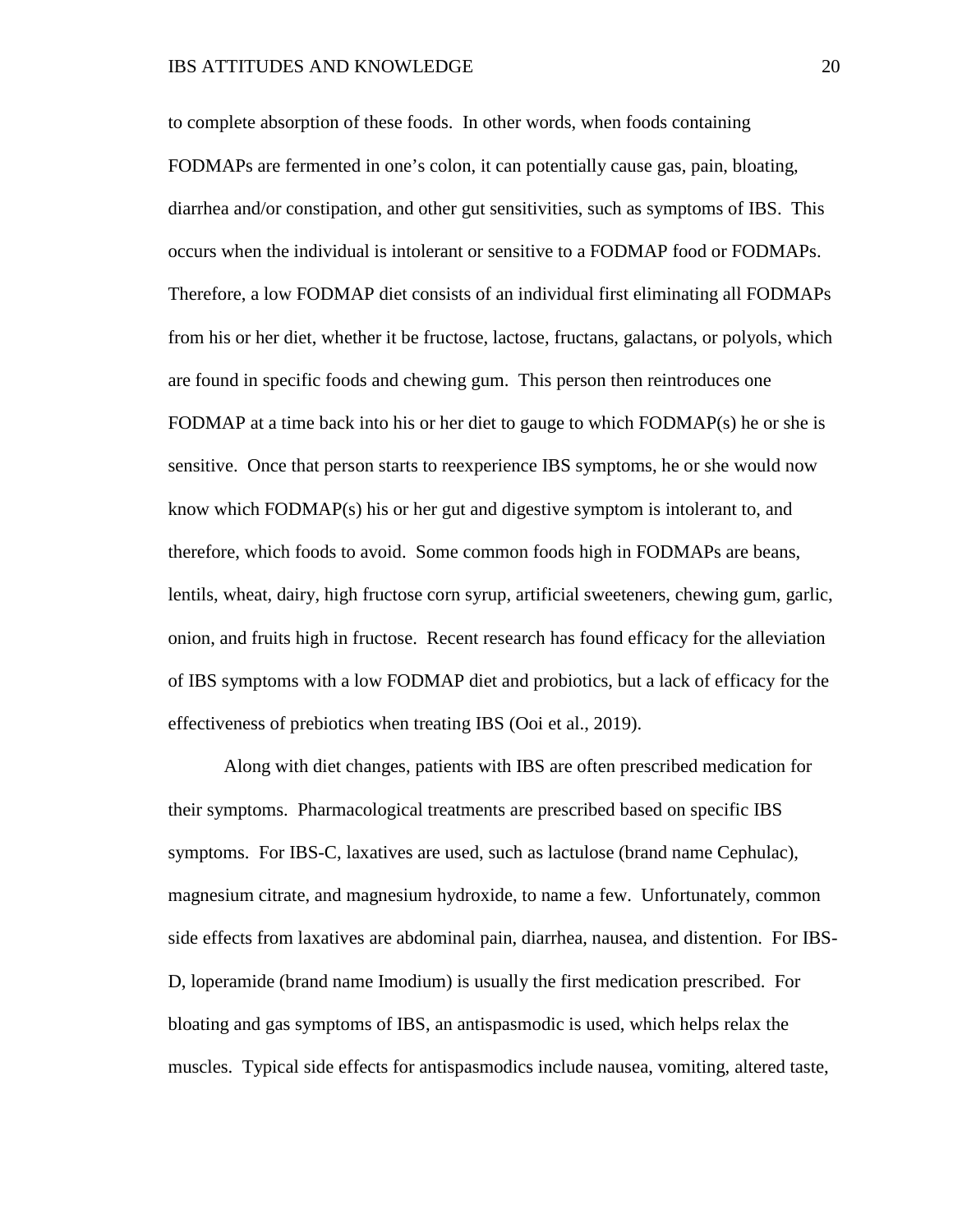to complete absorption of these foods. In other words, when foods containing FODMAPs are fermented in one’s colon, it can potentially cause gas, pain, bloating, diarrhea and/or constipation, and other gut sensitivities, such as symptoms of IBS. This occurs when the individual is intolerant or sensitive to a FODMAP food or FODMAPs. Therefore, a low FODMAP diet consists of an individual first eliminating all FODMAPs from his or her diet, whether it be fructose, lactose, fructans, galactans, or polyols, which are found in specific foods and chewing gum. This person then reintroduces one FODMAP at a time back into his or her diet to gauge to which FODMAP(s) he or she is sensitive. Once that person starts to reexperience IBS symptoms, he or she would now know which FODMAP(s) his or her gut and digestive symptom is intolerant to, and therefore, which foods to avoid. Some common foods high in FODMAPs are beans, lentils, wheat, dairy, high fructose corn syrup, artificial sweeteners, chewing gum, garlic, onion, and fruits high in fructose. Recent research has found efficacy for the alleviation of IBS symptoms with a low FODMAP diet and probiotics, but a lack of efficacy for the effectiveness of prebiotics when treating IBS (Ooi et al., 2019).

Along with diet changes, patients with IBS are often prescribed medication for their symptoms. Pharmacological treatments are prescribed based on specific IBS symptoms. For IBS-C, laxatives are used, such as lactulose (brand name Cephulac), magnesium citrate, and magnesium hydroxide, to name a few. Unfortunately, common side effects from laxatives are abdominal pain, diarrhea, nausea, and distention. For IBS-D, loperamide (brand name Imodium) is usually the first medication prescribed. For bloating and gas symptoms of IBS, an antispasmodic is used, which helps relax the muscles. Typical side effects for antispasmodics include nausea, vomiting, altered taste,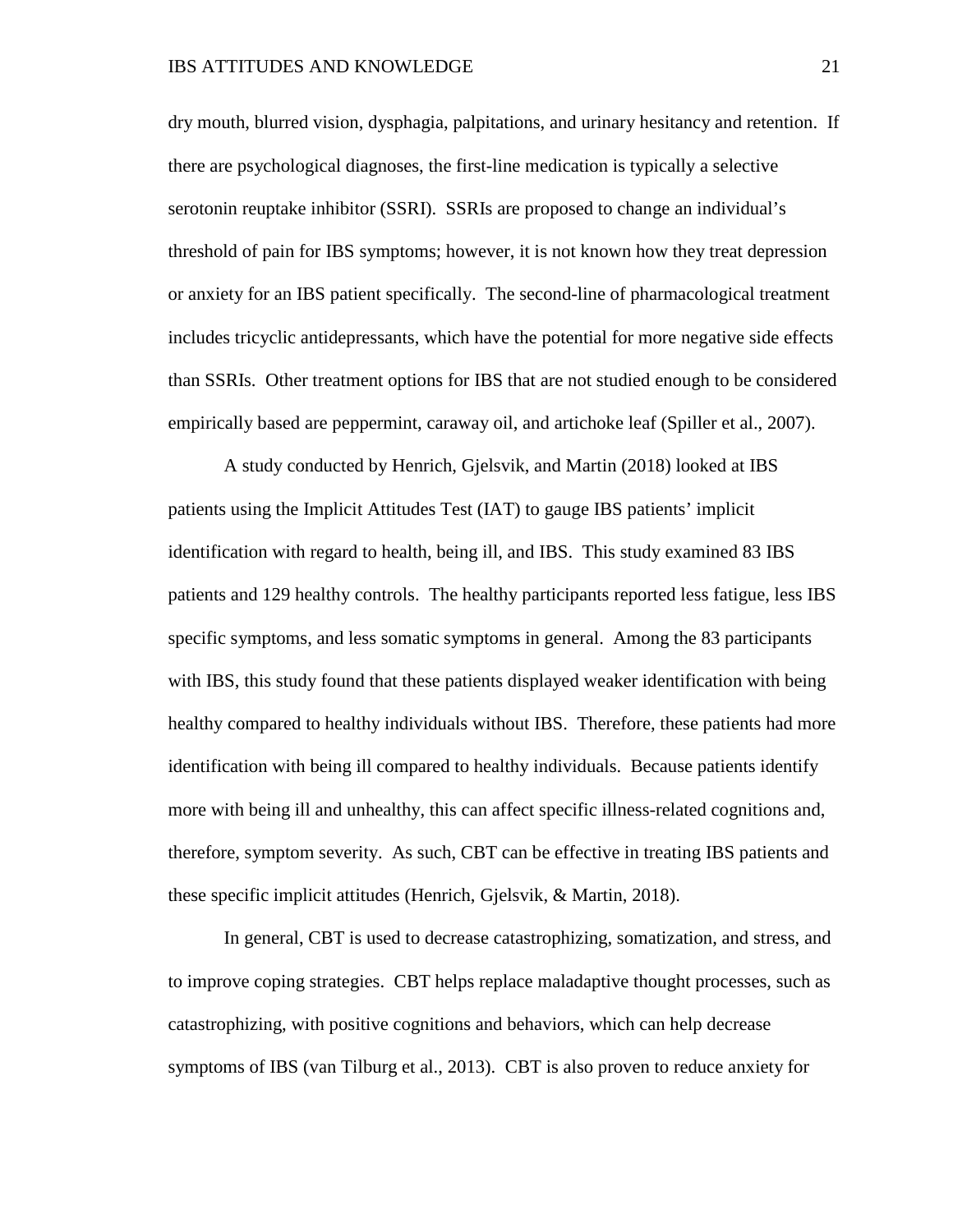dry mouth, blurred vision, dysphagia, palpitations, and urinary hesitancy and retention. If there are psychological diagnoses, the first-line medication is typically a selective serotonin reuptake inhibitor (SSRI). SSRIs are proposed to change an individual's threshold of pain for IBS symptoms; however, it is not known how they treat depression or anxiety for an IBS patient specifically. The second-line of pharmacological treatment includes tricyclic antidepressants, which have the potential for more negative side effects than SSRIs. Other treatment options for IBS that are not studied enough to be considered empirically based are peppermint, caraway oil, and artichoke leaf (Spiller et al., 2007).

A study conducted by Henrich, Gjelsvik, and Martin (2018) looked at IBS patients using the Implicit Attitudes Test (IAT) to gauge IBS patients' implicit identification with regard to health, being ill, and IBS. This study examined 83 IBS patients and 129 healthy controls. The healthy participants reported less fatigue, less IBS specific symptoms, and less somatic symptoms in general. Among the 83 participants with IBS, this study found that these patients displayed weaker identification with being healthy compared to healthy individuals without IBS. Therefore, these patients had more identification with being ill compared to healthy individuals. Because patients identify more with being ill and unhealthy, this can affect specific illness-related cognitions and, therefore, symptom severity. As such, CBT can be effective in treating IBS patients and these specific implicit attitudes (Henrich, Gjelsvik, & Martin, 2018).

In general, CBT is used to decrease catastrophizing, somatization, and stress, and to improve coping strategies. CBT helps replace maladaptive thought processes, such as catastrophizing, with positive cognitions and behaviors, which can help decrease symptoms of IBS (van Tilburg et al., 2013). CBT is also proven to reduce anxiety for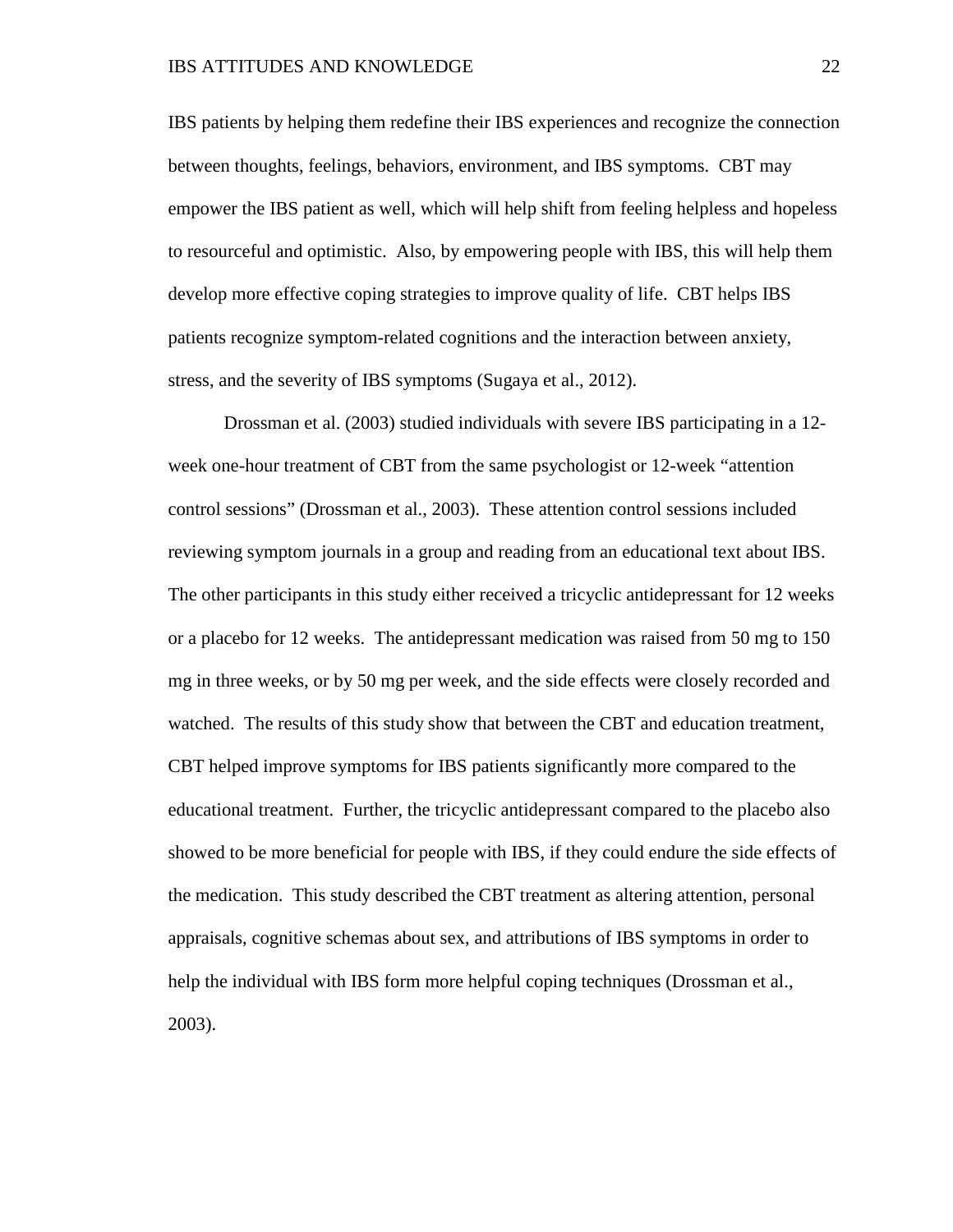IBS patients by helping them redefine their IBS experiences and recognize the connection between thoughts, feelings, behaviors, environment, and IBS symptoms. CBT may empower the IBS patient as well, which will help shift from feeling helpless and hopeless to resourceful and optimistic. Also, by empowering people with IBS, this will help them develop more effective coping strategies to improve quality of life. CBT helps IBS patients recognize symptom-related cognitions and the interaction between anxiety, stress, and the severity of IBS symptoms (Sugaya et al., 2012).

Drossman et al. (2003) studied individuals with severe IBS participating in a 12-week one-hour treatment of CBT from the same psychologist or 12-week "attention control sessions" (Drossman et al., 2003). These attention control sessions included reviewing symptom journals in a group and reading from an educational text about IBS. The other participants in this study either received a tricyclic antidepressant for 12 weeks or a placebo for 12 weeks. The antidepressant medication was raised from 50 mg to 150 mg in three weeks, or by 50 mg per week, and the side effects were closely recorded and watched. The results of this study show that between the CBT and education treatment, CBT helped improve symptoms for IBS patients significantly more compared to the educational treatment. Further, the tricyclic antidepressant compared to the placebo also showed to be more beneficial for people with IBS, if they could endure the side effects of the medication. This study described the CBT treatment as altering attention, personal appraisals, cognitive schemas about sex, and attributions of IBS symptoms in order to help the individual with IBS form more helpful coping techniques (Drossman et al., 2003).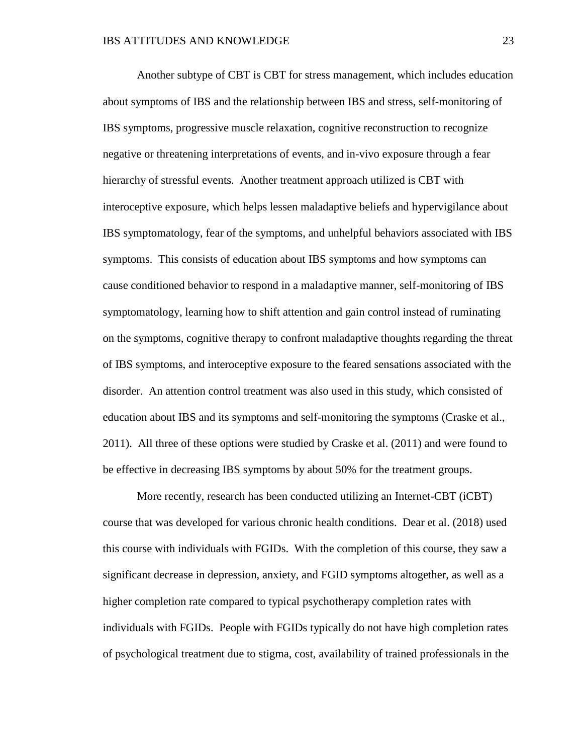Another subtype of CBT is CBT for stress management, which includes education about symptoms of IBS and the relationship between IBS and stress, self-monitoring of IBS symptoms, progressive muscle relaxation, cognitive reconstruction to recognize negative or threatening interpretations of events, and in-vivo exposure through a fear hierarchy of stressful events. Another treatment approach utilized is CBT with interoceptive exposure, which helps lessen maladaptive beliefs and hypervigilance about IBS symptomatology, fear of the symptoms, and unhelpful behaviors associated with IBS symptoms. This consists of education about IBS symptoms and how symptoms can cause conditioned behavior to respond in a maladaptive manner, self-monitoring of IBS symptomatology, learning how to shift attention and gain control instead of ruminating on the symptoms, cognitive therapy to confront maladaptive thoughts regarding the threat of IBS symptoms, and interoceptive exposure to the feared sensations associated with the disorder. An attention control treatment was also used in this study, which consisted of education about IBS and its symptoms and self-monitoring the symptoms (Craske et al., 2011). All three of these options were studied by Craske et al. (2011) and were found to be effective in decreasing IBS symptoms by about 50% for the treatment groups.

More recently, research has been conducted utilizing an Internet-CBT (iCBT) course that was developed for various chronic health conditions. Dear et al. (2018) used this course with individuals with FGIDs. With the completion of this course, they saw a significant decrease in depression, anxiety, and FGID symptoms altogether, as well as a higher completion rate compared to typical psychotherapy completion rates with individuals with FGIDs. People with FGIDs typically do not have high completion rates of psychological treatment due to stigma, cost, availability of trained professionals in the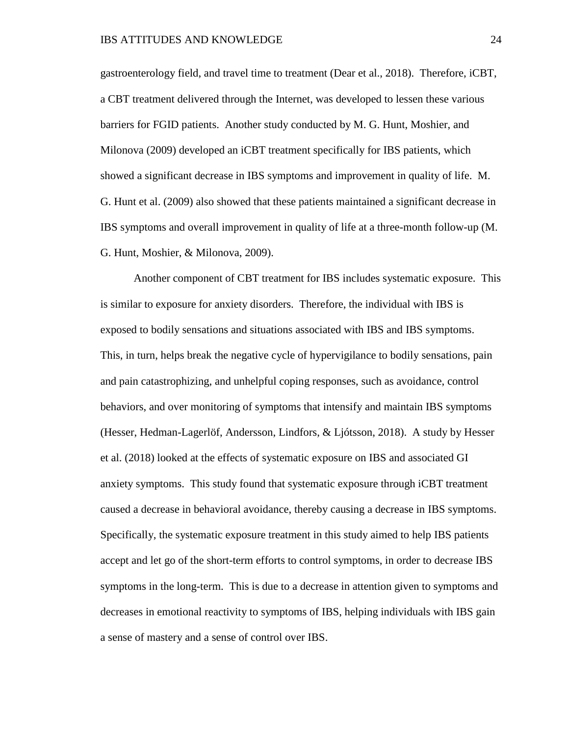gastroenterology field, and travel time to treatment (Dear et al., 2018). Therefore, iCBT, a CBT treatment delivered through the Internet, was developed to lessen these various barriers for FGID patients. Another study conducted by M. G. Hunt, Moshier, and Milonova (2009) developed an iCBT treatment specifically for IBS patients, which showed a significant decrease in IBS symptoms and improvement in quality of life. M. G. Hunt et al. (2009) also showed that these patients maintained a significant decrease in IBS symptoms and overall improvement in quality of life at a three-month follow-up (M. G. Hunt, Moshier, & Milonova, 2009).

Another component of CBT treatment for IBS includes systematic exposure. This is similar to exposure for anxiety disorders. Therefore, the individual with IBS is exposed to bodily sensations and situations associated with IBS and IBS symptoms. This, in turn, helps break the negative cycle of hypervigilance to bodily sensations, pain and pain catastrophizing, and unhelpful coping responses, such as avoidance, control behaviors, and over monitoring of symptoms that intensify and maintain IBS symptoms (Hesser, Hedman-Lagerlöf, Andersson, Lindfors, & Ljótsson, 2018). A study by Hesser et al. (2018) looked at the effects of systematic exposure on IBS and associated GI anxiety symptoms. This study found that systematic exposure through iCBT treatment caused a decrease in behavioral avoidance, thereby causing a decrease in IBS symptoms. Specifically, the systematic exposure treatment in this study aimed to help IBS patients accept and let go of the short-term efforts to control symptoms, in order to decrease IBS symptoms in the long-term. This is due to a decrease in attention given to symptoms and decreases in emotional reactivity to symptoms of IBS, helping individuals with IBS gain a sense of mastery and a sense of control over IBS.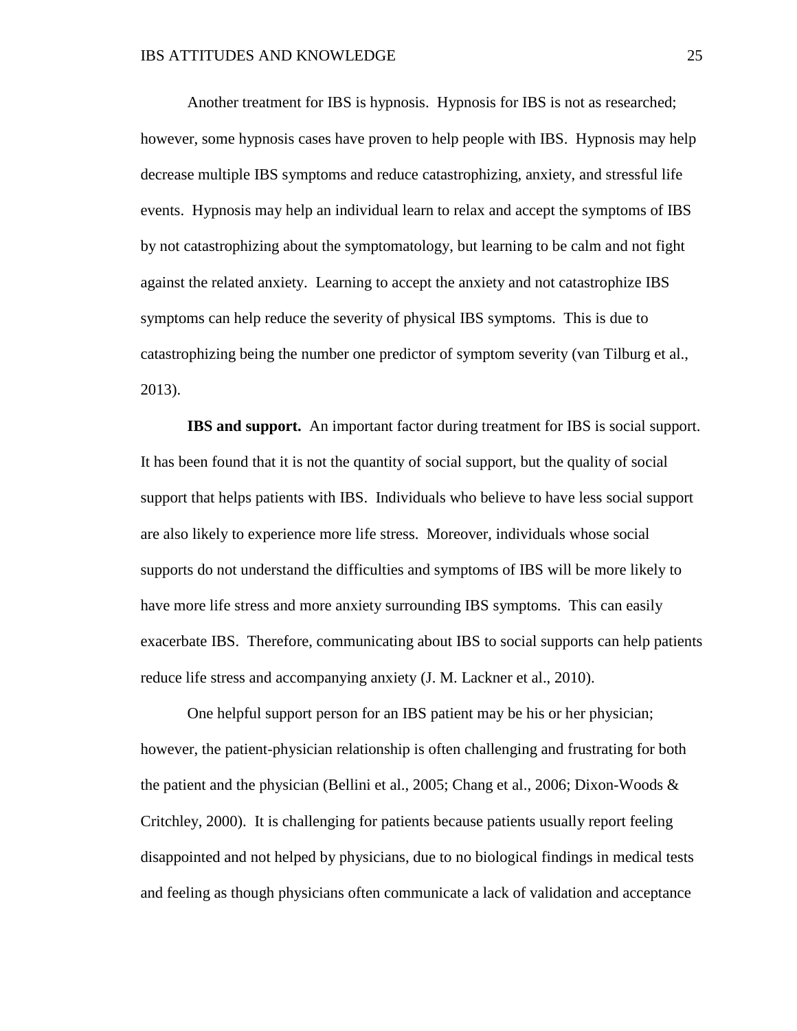Another treatment for IBS is hypnosis. Hypnosis for IBS is not as researched; however, some hypnosis cases have proven to help people with IBS. Hypnosis may help decrease multiple IBS symptoms and reduce catastrophizing, anxiety, and stressful life events. Hypnosis may help an individual learn to relax and accept the symptoms of IBS by not catastrophizing about the symptomatology, but learning to be calm and not fight against the related anxiety. Learning to accept the anxiety and not catastrophize IBS symptoms can help reduce the severity of physical IBS symptoms. This is due to catastrophizing being the number one predictor of symptom severity (van Tilburg et al., 2013).

**IBS and support.** An important factor during treatment for IBS is social support. It has been found that it is not the quantity of social support, but the quality of social support that helps patients with IBS. Individuals who believe to have less social support are also likely to experience more life stress. Moreover, individuals whose social supports do not understand the difficulties and symptoms of IBS will be more likely to have more life stress and more anxiety surrounding IBS symptoms. This can easily exacerbate IBS. Therefore, communicating about IBS to social supports can help patients reduce life stress and accompanying anxiety (J. M. Lackner et al., 2010).

One helpful support person for an IBS patient may be his or her physician; however, the patient-physician relationship is often challenging and frustrating for both the patient and the physician (Bellini et al., 2005; Chang et al., 2006; Dixon-Woods & Critchley, 2000). It is challenging for patients because patients usually report feeling disappointed and not helped by physicians, due to no biological findings in medical tests and feeling as though physicians often communicate a lack of validation and acceptance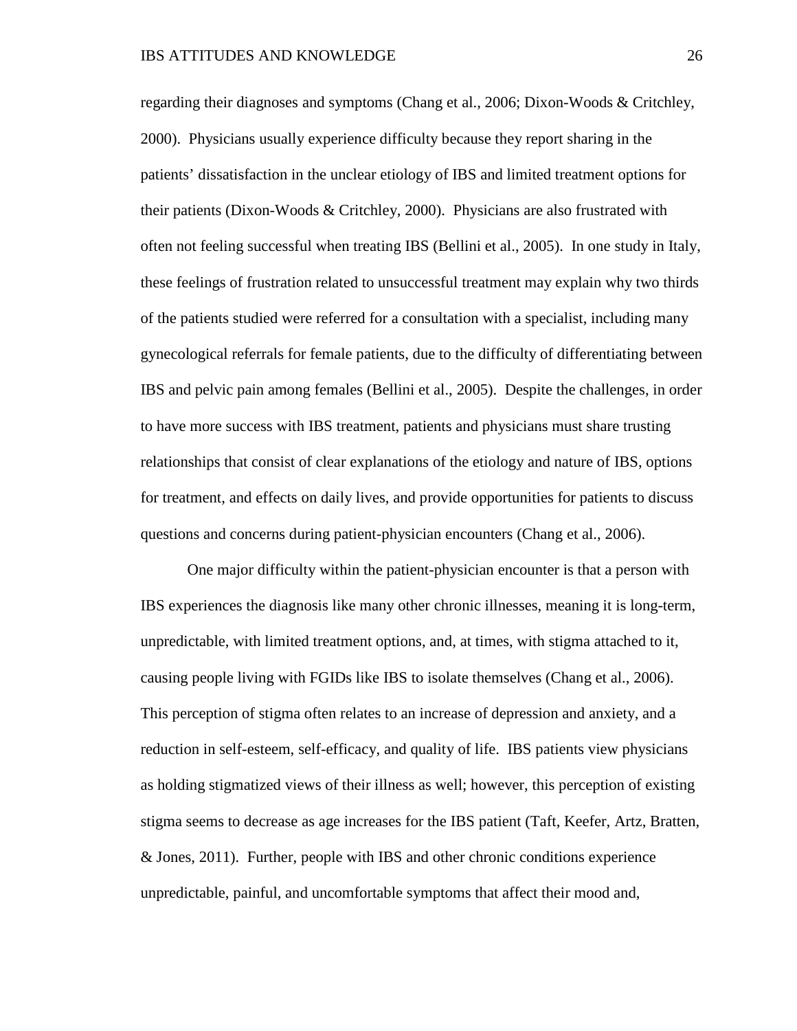regarding their diagnoses and symptoms (Chang et al., 2006; Dixon-Woods & Critchley, 2000). Physicians usually experience difficulty because they report sharing in the patients' dissatisfaction in the unclear etiology of IBS and limited treatment options for their patients (Dixon-Woods & Critchley, 2000). Physicians are also frustrated with often not feeling successful when treating IBS (Bellini et al., 2005). In one study in Italy, these feelings of frustration related to unsuccessful treatment may explain why two thirds of the patients studied were referred for a consultation with a specialist, including many gynecological referrals for female patients, due to the difficulty of differentiating between IBS and pelvic pain among females (Bellini et al., 2005). Despite the challenges, in order to have more success with IBS treatment, patients and physicians must share trusting relationships that consist of clear explanations of the etiology and nature of IBS, options for treatment, and effects on daily lives, and provide opportunities for patients to discuss questions and concerns during patient-physician encounters (Chang et al., 2006).

One major difficulty within the patient-physician encounter is that a person with IBS experiences the diagnosis like many other chronic illnesses, meaning it is long-term, unpredictable, with limited treatment options, and, at times, with stigma attached to it, causing people living with FGIDs like IBS to isolate themselves (Chang et al., 2006). This perception of stigma often relates to an increase of depression and anxiety, and a reduction in self-esteem, self-efficacy, and quality of life. IBS patients view physicians as holding stigmatized views of their illness as well; however, this perception of existing stigma seems to decrease as age increases for the IBS patient (Taft, Keefer, Artz, Bratten, & Jones, 2011). Further, people with IBS and other chronic conditions experience unpredictable, painful, and uncomfortable symptoms that affect their mood and,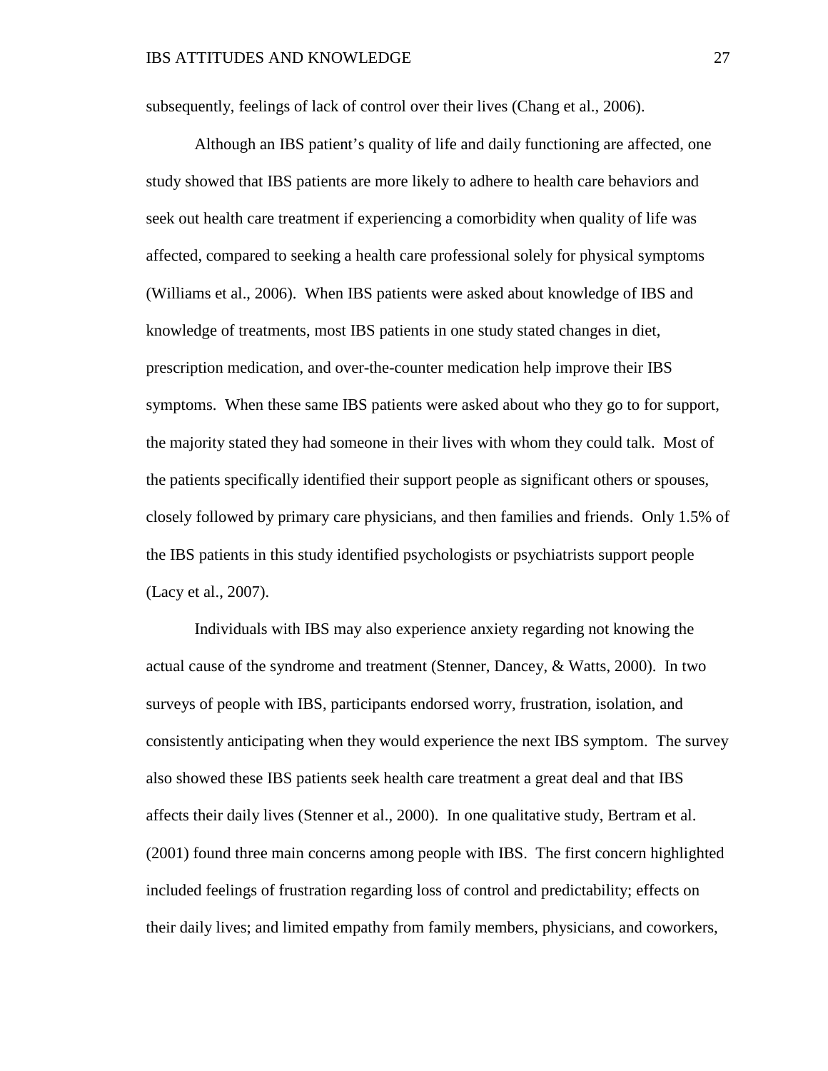subsequently, feelings of lack of control over their lives (Chang et al., 2006).

Although an IBS patient's quality of life and daily functioning are affected, one study showed that IBS patients are more likely to adhere to health care behaviors and seek out health care treatment if experiencing a comorbidity when quality of life was affected, compared to seeking a health care professional solely for physical symptoms (Williams et al., 2006). When IBS patients were asked about knowledge of IBS and knowledge of treatments, most IBS patients in one study stated changes in diet, prescription medication, and over-the-counter medication help improve their IBS symptoms. When these same IBS patients were asked about who they go to for support, the majority stated they had someone in their lives with whom they could talk. Most of the patients specifically identified their support people as significant others or spouses, closely followed by primary care physicians, and then families and friends. Only 1.5% of the IBS patients in this study identified psychologists or psychiatrists support people (Lacy et al., 2007).

Individuals with IBS may also experience anxiety regarding not knowing the actual cause of the syndrome and treatment (Stenner, Dancey, & Watts, 2000). In two surveys of people with IBS, participants endorsed worry, frustration, isolation, and consistently anticipating when they would experience the next IBS symptom. The survey also showed these IBS patients seek health care treatment a great deal and that IBS affects their daily lives (Stenner et al., 2000). In one qualitative study, Bertram et al. (2001) found three main concerns among people with IBS. The first concern highlighted included feelings of frustration regarding loss of control and predictability; effects on their daily lives; and limited empathy from family members, physicians, and coworkers,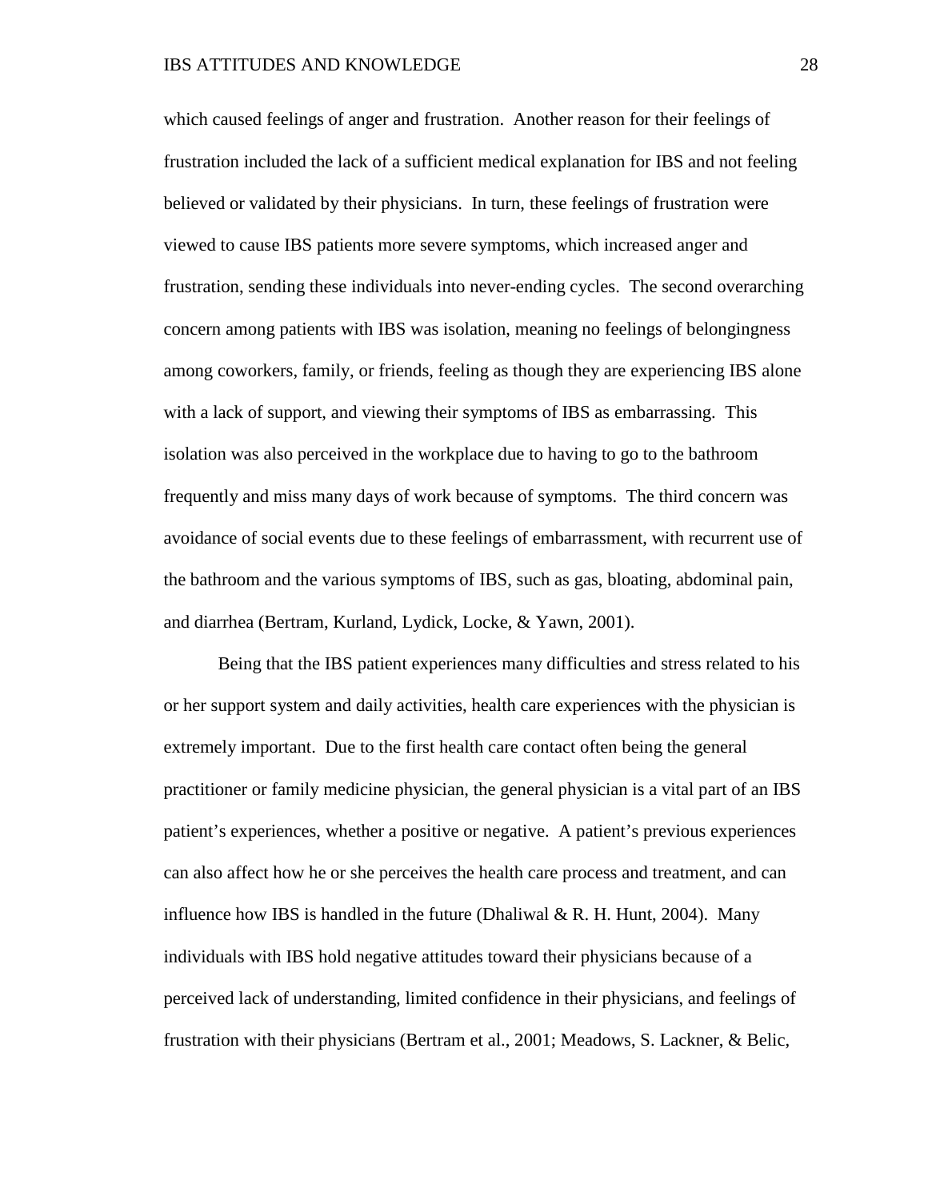which caused feelings of anger and frustration. Another reason for their feelings of frustration included the lack of a sufficient medical explanation for IBS and not feeling believed or validated by their physicians. In turn, these feelings of frustration were viewed to cause IBS patients more severe symptoms, which increased anger and frustration, sending these individuals into never-ending cycles. The second overarching concern among patients with IBS was isolation, meaning no feelings of belongingness among coworkers, family, or friends, feeling as though they are experiencing IBS alone with a lack of support, and viewing their symptoms of IBS as embarrassing. This isolation was also perceived in the workplace due to having to go to the bathroom frequently and miss many days of work because of symptoms. The third concern was avoidance of social events due to these feelings of embarrassment, with recurrent use of the bathroom and the various symptoms of IBS, such as gas, bloating, abdominal pain, and diarrhea (Bertram, Kurland, Lydick, Locke, & Yawn, 2001).

Being that the IBS patient experiences many difficulties and stress related to his or her support system and daily activities, health care experiences with the physician is extremely important. Due to the first health care contact often being the general practitioner or family medicine physician, the general physician is a vital part of an IBS patient's experiences, whether a positive or negative. A patient's previous experiences can also affect how he or she perceives the health care process and treatment, and can influence how IBS is handled in the future (Dhaliwal & R. H. Hunt, 2004). Many individuals with IBS hold negative attitudes toward their physicians because of a perceived lack of understanding, limited confidence in their physicians, and feelings of frustration with their physicians (Bertram et al., 2001; Meadows, S. Lackner, & Belic,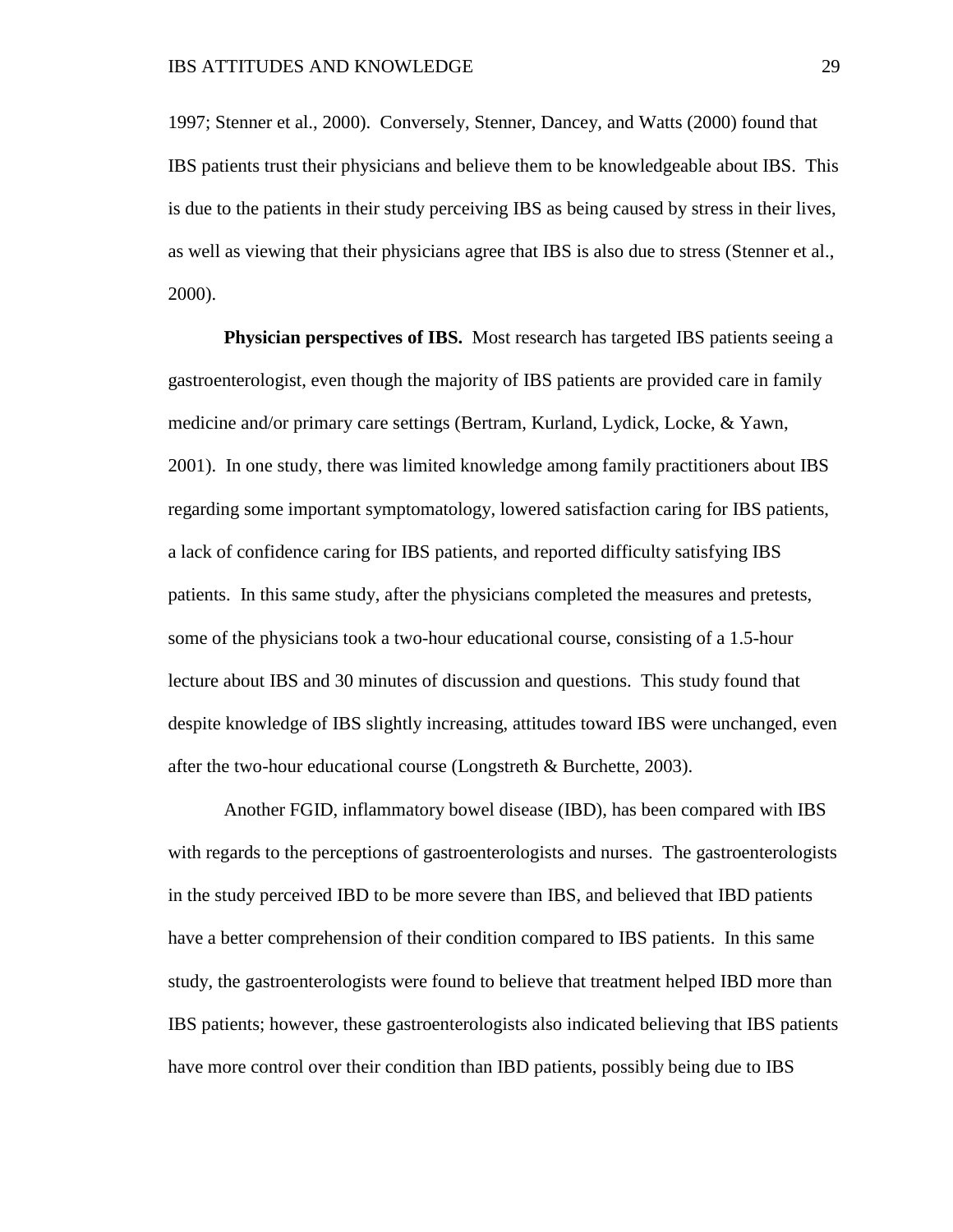1997; Stenner et al., 2000). Conversely, Stenner, Dancey, and Watts (2000) found that IBS patients trust their physicians and believe them to be knowledgeable about IBS. This is due to the patients in their study perceiving IBS as being caused by stress in their lives, as well as viewing that their physicians agree that IBS is also due to stress (Stenner et al., 2000).

**Physician perspectives of IBS.** Most research has targeted IBS patients seeing a gastroenterologist, even though the majority of IBS patients are provided care in family medicine and/or primary care settings (Bertram, Kurland, Lydick, Locke, & Yawn, 2001). In one study, there was limited knowledge among family practitioners about IBS regarding some important symptomatology, lowered satisfaction caring for IBS patients, a lack of confidence caring for IBS patients, and reported difficulty satisfying IBS patients. In this same study, after the physicians completed the measures and pretests, some of the physicians took a two-hour educational course, consisting of a 1.5-hour lecture about IBS and 30 minutes of discussion and questions. This study found that despite knowledge of IBS slightly increasing, attitudes toward IBS were unchanged, even after the two-hour educational course (Longstreth & Burchette, 2003).

Another FGID, inflammatory bowel disease (IBD), has been compared with IBS with regards to the perceptions of gastroenterologists and nurses. The gastroenterologists in the study perceived IBD to be more severe than IBS, and believed that IBD patients have a better comprehension of their condition compared to IBS patients. In this same study, the gastroenterologists were found to believe that treatment helped IBD more than IBS patients; however, these gastroenterologists also indicated believing that IBS patients have more control over their condition than IBD patients, possibly being due to IBS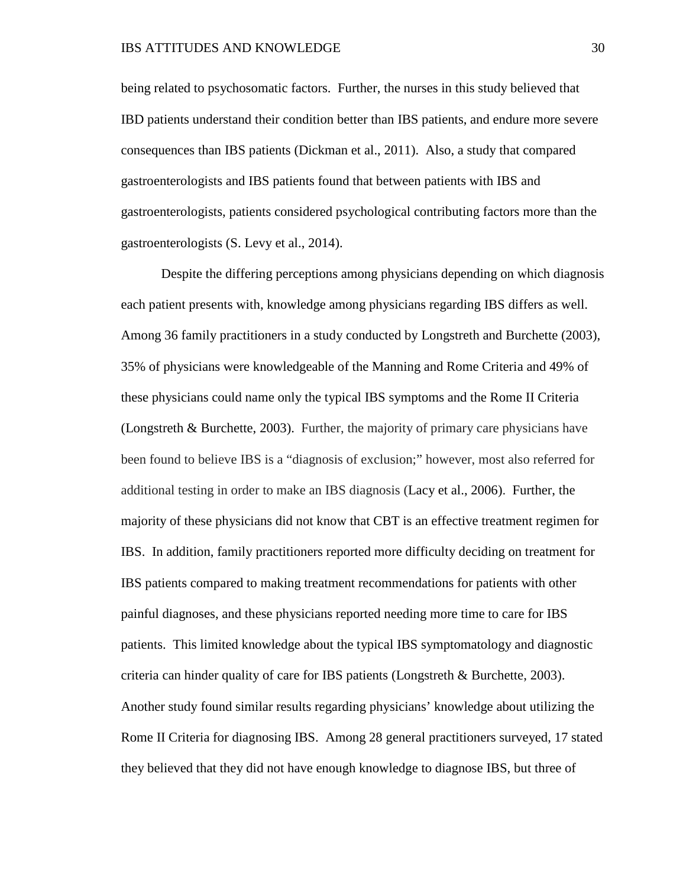being related to psychosomatic factors. Further, the nurses in this study believed that IBD patients understand their condition better than IBS patients, and endure more severe consequences than IBS patients (Dickman et al., 2011). Also, a study that compared gastroenterologists and IBS patients found that between patients with IBS and gastroenterologists, patients considered psychological contributing factors more than the gastroenterologists (S. Levy et al., 2014).

Despite the differing perceptions among physicians depending on which diagnosis each patient presents with, knowledge among physicians regarding IBS differs as well. Among 36 family practitioners in a study conducted by Longstreth and Burchette (2003), 35% of physicians were knowledgeable of the Manning and Rome Criteria and 49% of these physicians could name only the typical IBS symptoms and the Rome II Criteria (Longstreth & Burchette, 2003). Further, the majority of primary care physicians have been found to believe IBS is a "diagnosis of exclusion;" however, most also referred for additional testing in order to make an IBS diagnosis (Lacy et al., 2006). Further, the majority of these physicians did not know that CBT is an effective treatment regimen for IBS. In addition, family practitioners reported more difficulty deciding on treatment for IBS patients compared to making treatment recommendations for patients with other painful diagnoses, and these physicians reported needing more time to care for IBS patients. This limited knowledge about the typical IBS symptomatology and diagnostic criteria can hinder quality of care for IBS patients (Longstreth & Burchette, 2003). Another study found similar results regarding physicians' knowledge about utilizing the Rome II Criteria for diagnosing IBS. Among 28 general practitioners surveyed, 17 stated they believed that they did not have enough knowledge to diagnose IBS, but three of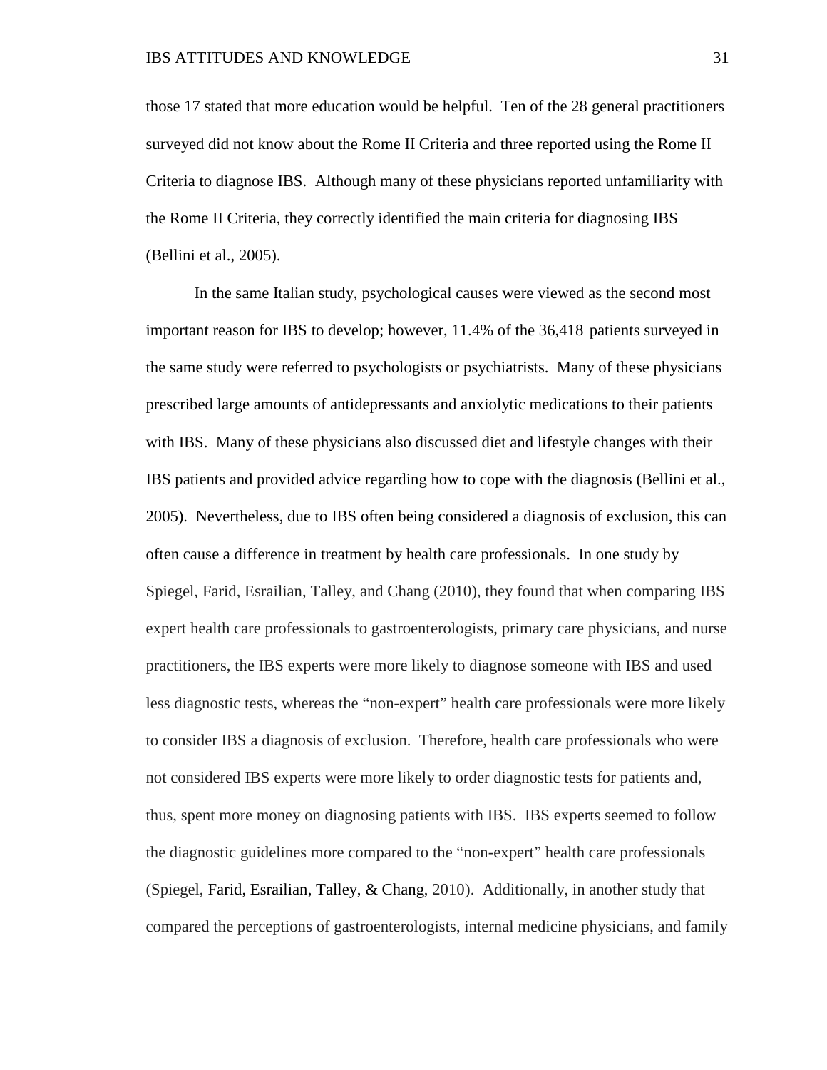those 17 stated that more education would be helpful. Ten of the 28 general practitioners surveyed did not know about the Rome II Criteria and three reported using the Rome II Criteria to diagnose IBS. Although many of these physicians reported unfamiliarity with the Rome II Criteria, they correctly identified the main criteria for diagnosing IBS (Bellini et al., 2005).

In the same Italian study, psychological causes were viewed as the second most important reason for IBS to develop; however, 11.4% of the 36,418 patients surveyed in the same study were referred to psychologists or psychiatrists. Many of these physicians prescribed large amounts of antidepressants and anxiolytic medications to their patients with IBS. Many of these physicians also discussed diet and lifestyle changes with their IBS patients and provided advice regarding how to cope with the diagnosis (Bellini et al., 2005). Nevertheless, due to IBS often being considered a diagnosis of exclusion, this can often cause a difference in treatment by health care professionals. In one study by Spiegel, Farid, Esrailian, Talley, and Chang (2010), they found that when comparing IBS expert health care professionals to gastroenterologists, primary care physicians, and nurse practitioners, the IBS experts were more likely to diagnose someone with IBS and used less diagnostic tests, whereas the "non-expert" health care professionals were more likely to consider IBS a diagnosis of exclusion. Therefore, health care professionals who were not considered IBS experts were more likely to order diagnostic tests for patients and, thus, spent more money on diagnosing patients with IBS. IBS experts seemed to follow the diagnostic guidelines more compared to the "non-expert" health care professionals (Spiegel, Farid, Esrailian, Talley, & Chang, 2010). Additionally, in another study that compared the perceptions of gastroenterologists, internal medicine physicians, and family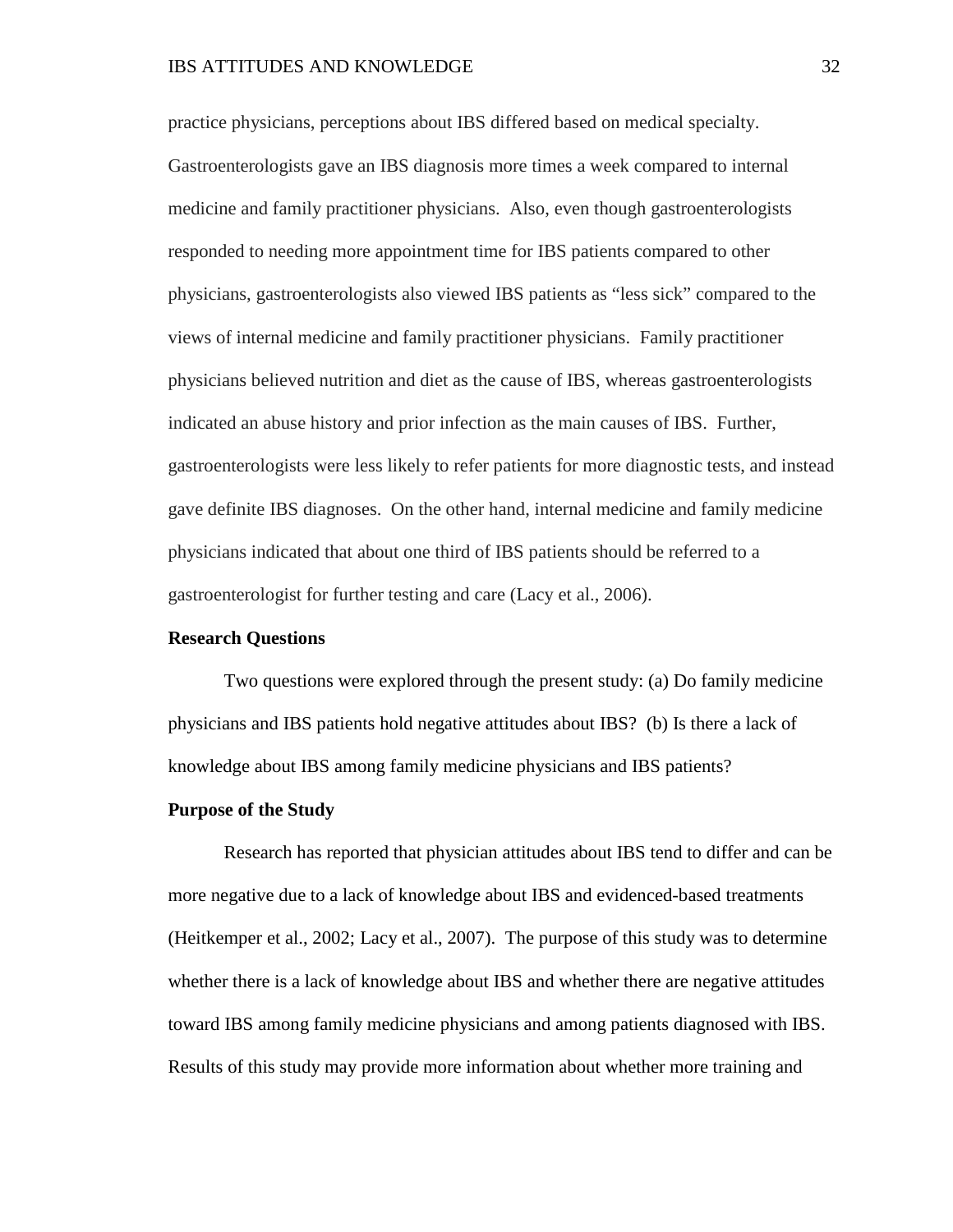practice physicians, perceptions about IBS differed based on medical specialty. Gastroenterologists gave an IBS diagnosis more times a week compared to internal medicine and family practitioner physicians. Also, even though gastroenterologists responded to needing more appointment time for IBS patients compared to other physicians, gastroenterologists also viewed IBS patients as "less sick" compared to the views of internal medicine and family practitioner physicians. Family practitioner physicians believed nutrition and diet as the cause of IBS, whereas gastroenterologists indicated an abuse history and prior infection as the main causes of IBS. Further, gastroenterologists were less likely to refer patients for more diagnostic tests, and instead gave definite IBS diagnoses. On the other hand, internal medicine and family medicine physicians indicated that about one third of IBS patients should be referred to a gastroenterologist for further testing and care (Lacy et al., 2006).

**Research Questions**

Two questions were explored through the present study: (a) Do family medicine physicians and IBS patients hold negative attitudes about IBS? (b) Is there a lack of knowledge about IBS among family medicine physicians and IBS patients?

**Purpose of the Study**

Research has reported that physician attitudes about IBS tend to differ and can be more negative due to a lack of knowledge about IBS and evidenced-based treatments (Heitkemper et al., 2002; Lacy et al., 2007). The purpose of this study was to determine whether there is a lack of knowledge about IBS and whether there are negative attitudes toward IBS among family medicine physicians and among patients diagnosed with IBS. Results of this study may provide more information about whether more training and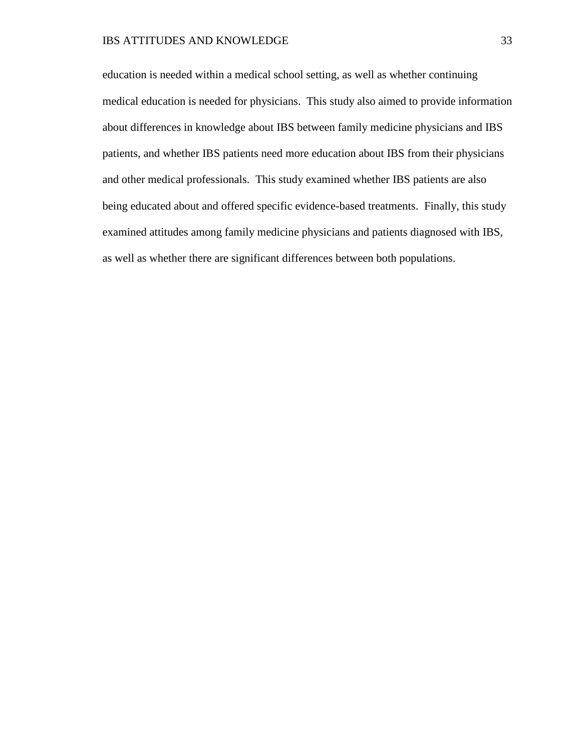education is needed within a medical school setting, as well as whether continuing medical education is needed for physicians. This study also aimed to provide information about differences in knowledge about IBS between family medicine physicians and IBS patients, and whether IBS patients need more education about IBS from their physicians and other medical professionals. This study examined whether IBS patients are also being educated about and offered specific evidence-based treatments. Finally, this study examined attitudes among family medicine physicians and patients diagnosed with IBS, as well as whether there are significant differences between both populations.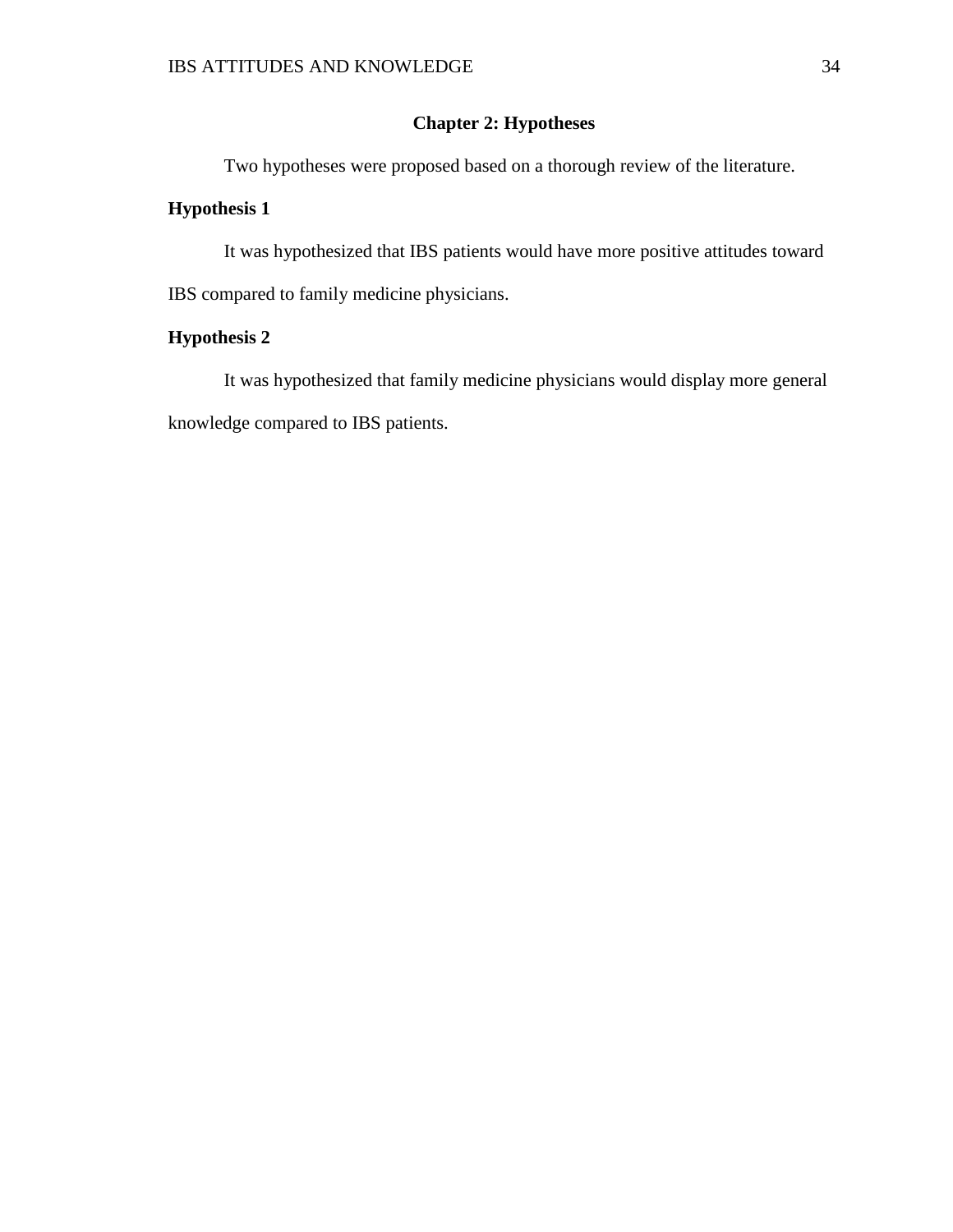# Chapter 2: Hypotheses

Two hypotheses were proposed based on a thorough review of the literature.

## Hypothesis 1

It was hypothesized that IBS patients would have more positive attitudes toward IBS compared to family medicine physicians.

## Hypothesis 2

It was hypothesized that family medicine physicians would display more general knowledge compared to IBS patients.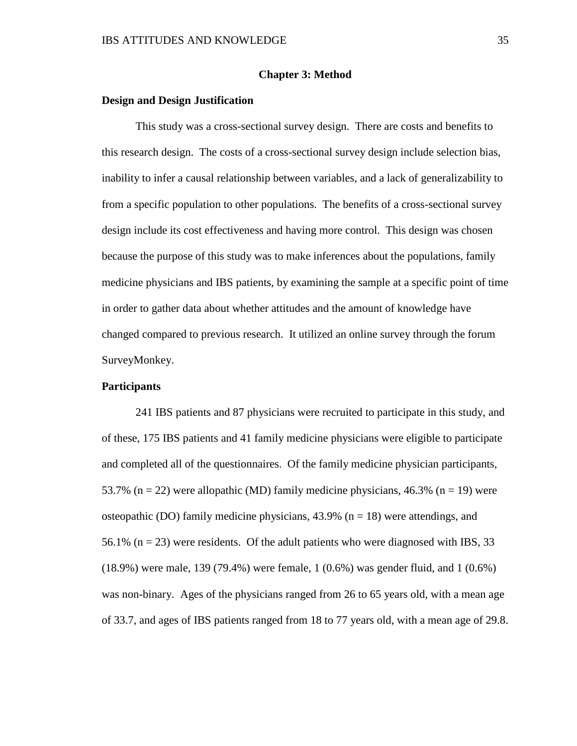# Chapter 3: Method

## Design and Design Justification

This study was a cross-sectional survey design. There are costs and benefits to this research design. The costs of a cross-sectional survey design include selection bias, inability to infer a causal relationship between variables, and a lack of generalizability to from a specific population to other populations. The benefits of a cross-sectional survey design include its cost effectiveness and having more control. This design was chosen because the purpose of this study was to make inferences about the populations, family medicine physicians and IBS patients, by examining the sample at a specific point of time in order to gather data about whether attitudes and the amount of knowledge have changed compared to previous research. It utilized an online survey through the forum SurveyMonkey.

## Participants

241 IBS patients and 87 physicians were recruited to participate in this study, and of these, 175 IBS patients and 41 family medicine physicians were eligible to participate and completed all of the questionnaires. Of the family medicine physician participants, 53.7% ($n = 22$) were allopathic (MD) family medicine physicians, 46.3% ($n = 19$) were osteopathic (DO) family medicine physicians, 43.9% ($n = 18$) were attendings, and 56.1% ($n = 23$) were residents. Of the adult patients who were diagnosed with IBS, 33 (18.9%) were male, 139 (79.4%) were female, 1 (0.6%) was gender fluid, and 1 (0.6%) was non-binary. Ages of the physicians ranged from 26 to 65 years old, with a mean age of 33.7, and ages of IBS patients ranged from 18 to 77 years old, with a mean age of 29.8.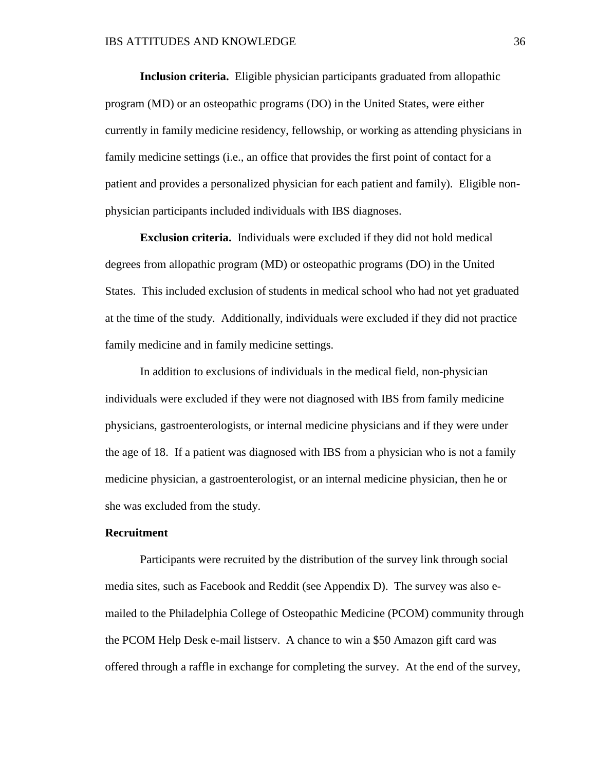**Inclusion criteria.** Eligible physician participants graduated from allopathic program (MD) or an osteopathic programs (DO) in the United States, were either currently in family medicine residency, fellowship, or working as attending physicians in family medicine settings (i.e., an office that provides the first point of contact for a patient and provides a personalized physician for each patient and family). Eligible non-physician participants included individuals with IBS diagnoses.

**Exclusion criteria.** Individuals were excluded if they did not hold medical degrees from allopathic program (MD) or osteopathic programs (DO) in the United States. This included exclusion of students in medical school who had not yet graduated at the time of the study. Additionally, individuals were excluded if they did not practice family medicine and in family medicine settings.

In addition to exclusions of individuals in the medical field, non-physician individuals were excluded if they were not diagnosed with IBS from family medicine physicians, gastroenterologists, or internal medicine physicians and if they were under the age of 18. If a patient was diagnosed with IBS from a physician who is not a family medicine physician, a gastroenterologist, or an internal medicine physician, then he or she was excluded from the study.

## Recruitment

Participants were recruited by the distribution of the survey link through social media sites, such as Facebook and Reddit (see Appendix D). The survey was also e-mailed to the Philadelphia College of Osteopathic Medicine (PCOM) community through the PCOM Help Desk e-mail listserv. A chance to win a $50 Amazon gift card was offered through a raffle in exchange for completing the survey. At the end of the survey,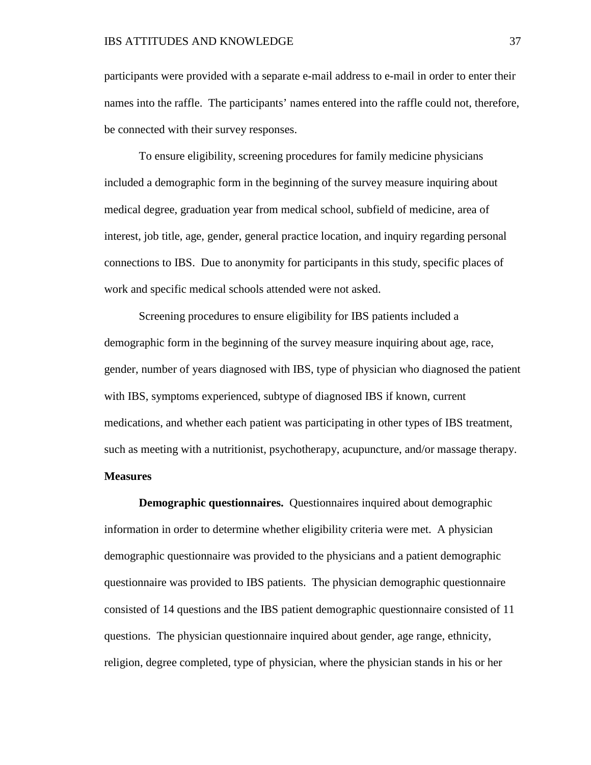participants were provided with a separate e-mail address to e-mail in order to enter their names into the raffle. The participants' names entered into the raffle could not, therefore, be connected with their survey responses.

To ensure eligibility, screening procedures for family medicine physicians included a demographic form in the beginning of the survey measure inquiring about medical degree, graduation year from medical school, subfield of medicine, area of interest, job title, age, gender, general practice location, and inquiry regarding personal connections to IBS. Due to anonymity for participants in this study, specific places of work and specific medical schools attended were not asked.

Screening procedures to ensure eligibility for IBS patients included a demographic form in the beginning of the survey measure inquiring about age, race, gender, number of years diagnosed with IBS, type of physician who diagnosed the patient with IBS, symptoms experienced, subtype of diagnosed IBS if known, current medications, and whether each patient was participating in other types of IBS treatment, such as meeting with a nutritionist, psychotherapy, acupuncture, and/or massage therapy.

## Measures

**Demographic questionnaires.** Questionnaires inquired about demographic information in order to determine whether eligibility criteria were met. A physician demographic questionnaire was provided to the physicians and a patient demographic questionnaire was provided to IBS patients. The physician demographic questionnaire consisted of 14 questions and the IBS patient demographic questionnaire consisted of 11 questions. The physician questionnaire inquired about gender, age range, ethnicity, religion, degree completed, type of physician, where the physician stands in his or her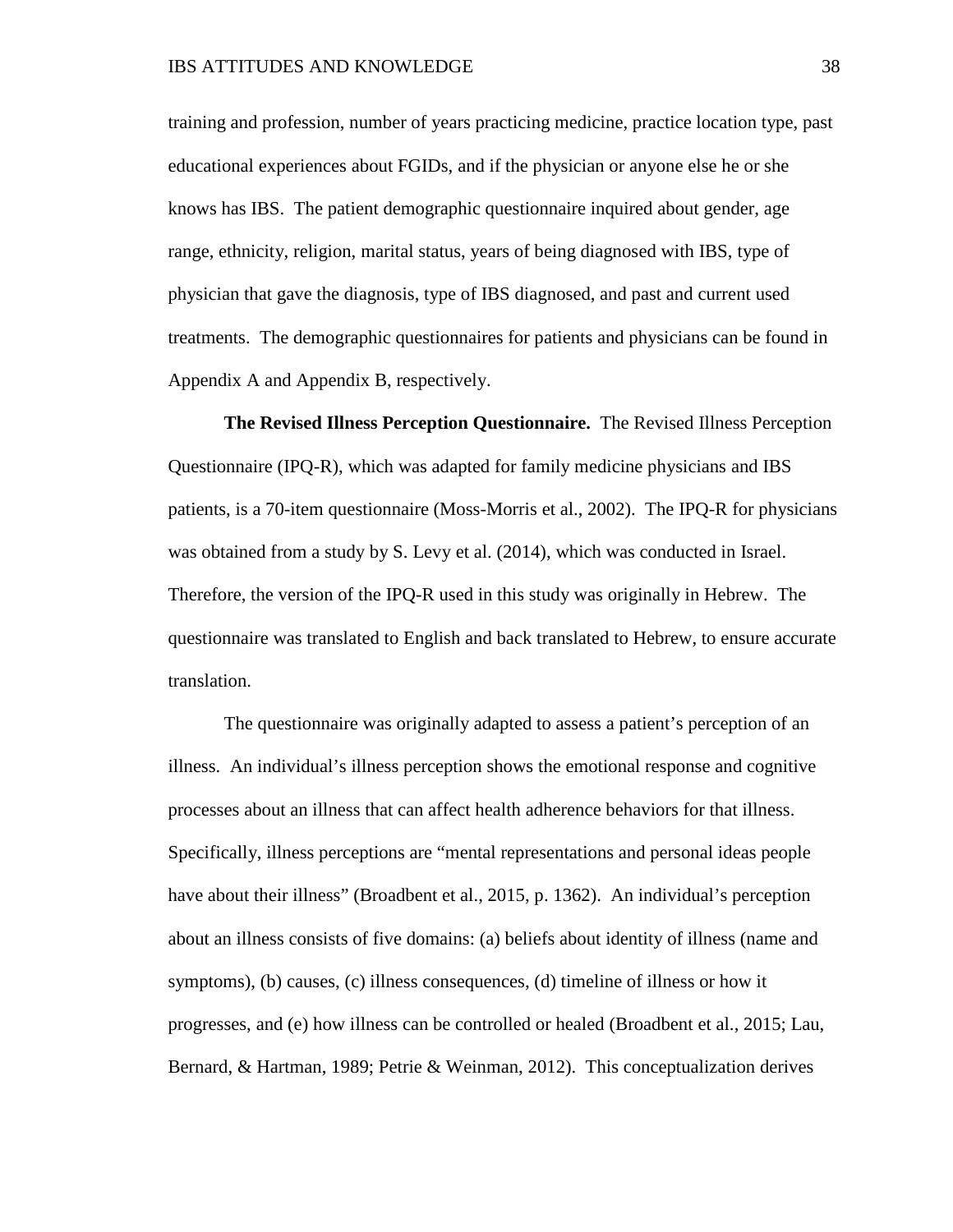training and profession, number of years practicing medicine, practice location type, past educational experiences about FGIDs, and if the physician or anyone else he or she knows has IBS. The patient demographic questionnaire inquired about gender, age range, ethnicity, religion, marital status, years of being diagnosed with IBS, type of physician that gave the diagnosis, type of IBS diagnosed, and past and current used treatments. The demographic questionnaires for patients and physicians can be found in Appendix A and Appendix B, respectively.

**The Revised Illness Perception Questionnaire.** The Revised Illness Perception Questionnaire (IPQ-R), which was adapted for family medicine physicians and IBS patients, is a 70-item questionnaire (Moss-Morris et al., 2002). The IPQ-R for physicians was obtained from a study by S. Levy et al. (2014), which was conducted in Israel. Therefore, the version of the IPQ-R used in this study was originally in Hebrew. The questionnaire was translated to English and back translated to Hebrew, to ensure accurate translation.

The questionnaire was originally adapted to assess a patient's perception of an illness. An individual's illness perception shows the emotional response and cognitive processes about an illness that can affect health adherence behaviors for that illness. Specifically, illness perceptions are "mental representations and personal ideas people have about their illness" (Broadbent et al., 2015, p. 1362). An individual's perception about an illness consists of five domains: (a) beliefs about identity of illness (name and symptoms), (b) causes, (c) illness consequences, (d) timeline of illness or how it progresses, and (e) how illness can be controlled or healed (Broadbent et al., 2015; Lau, Bernard, & Hartman, 1989; Petrie & Weinman, 2012). This conceptualization derives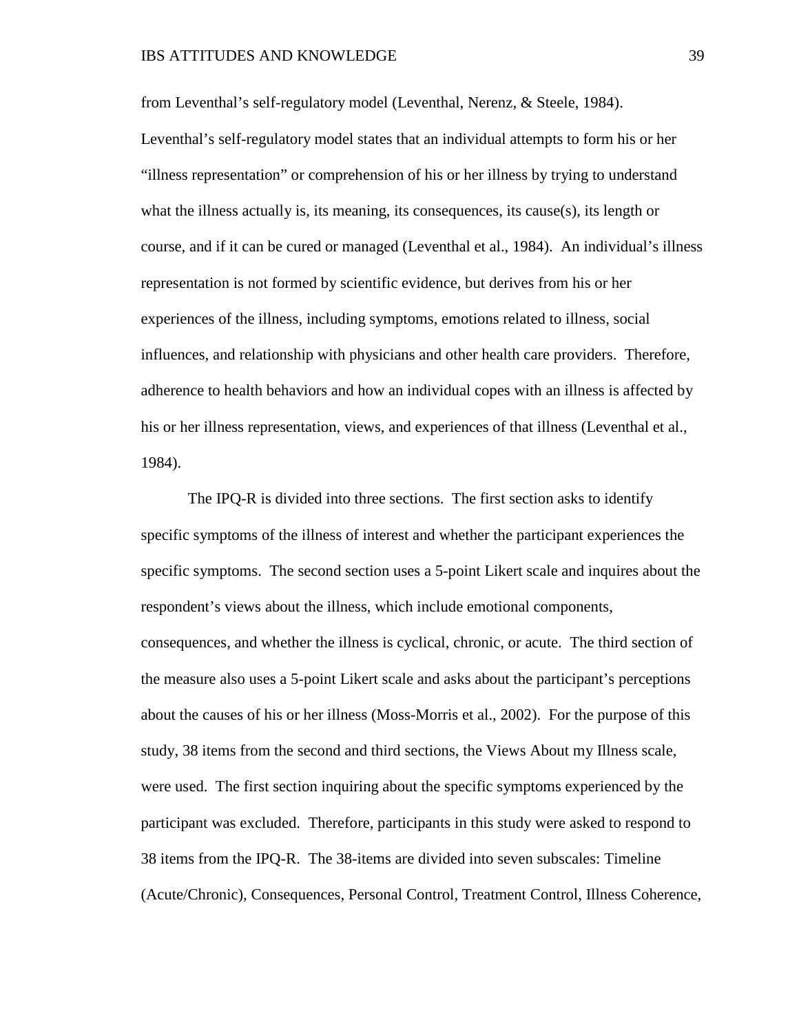from Leventhal's self-regulatory model (Leventhal, Nerenz, & Steele, 1984). Leventhal's self-regulatory model states that an individual attempts to form his or her "illness representation" or comprehension of his or her illness by trying to understand what the illness actually is, its meaning, its consequences, its cause(s), its length or course, and if it can be cured or managed (Leventhal et al., 1984). An individual's illness representation is not formed by scientific evidence, but derives from his or her experiences of the illness, including symptoms, emotions related to illness, social influences, and relationship with physicians and other health care providers. Therefore, adherence to health behaviors and how an individual copes with an illness is affected by his or her illness representation, views, and experiences of that illness (Leventhal et al., 1984).

The IPQ-R is divided into three sections. The first section asks to identify specific symptoms of the illness of interest and whether the participant experiences the specific symptoms. The second section uses a 5-point Likert scale and inquires about the respondent's views about the illness, which include emotional components, consequences, and whether the illness is cyclical, chronic, or acute. The third section of the measure also uses a 5-point Likert scale and asks about the participant's perceptions about the causes of his or her illness (Moss-Morris et al., 2002). For the purpose of this study, 38 items from the second and third sections, the Views About my Illness scale, were used. The first section inquiring about the specific symptoms experienced by the participant was excluded. Therefore, participants in this study were asked to respond to 38 items from the IPQ-R. The 38-items are divided into seven subscales: Timeline (Acute/Chronic), Consequences, Personal Control, Treatment Control, Illness Coherence,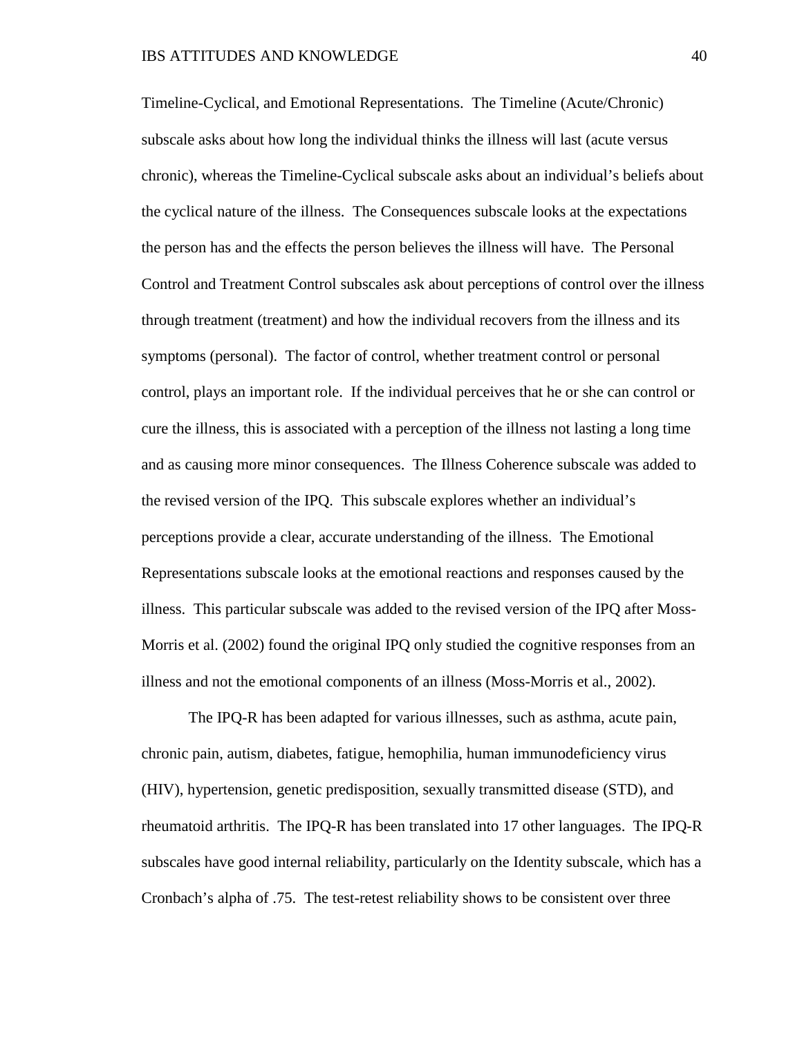Timeline-Cyclical, and Emotional Representations. The Timeline (Acute/Chronic) subscale asks about how long the individual thinks the illness will last (acute versus chronic), whereas the Timeline-Cyclical subscale asks about an individual's beliefs about the cyclical nature of the illness. The Consequences subscale looks at the expectations the person has and the effects the person believes the illness will have. The Personal Control and Treatment Control subscales ask about perceptions of control over the illness through treatment (treatment) and how the individual recovers from the illness and its symptoms (personal). The factor of control, whether treatment control or personal control, plays an important role. If the individual perceives that he or she can control or cure the illness, this is associated with a perception of the illness not lasting a long time and as causing more minor consequences. The Illness Coherence subscale was added to the revised version of the IPQ. This subscale explores whether an individual's perceptions provide a clear, accurate understanding of the illness. The Emotional Representations subscale looks at the emotional reactions and responses caused by the illness. This particular subscale was added to the revised version of the IPQ after Moss-Morris et al. (2002) found the original IPQ only studied the cognitive responses from an illness and not the emotional components of an illness (Moss-Morris et al., 2002).

The IPQ-R has been adapted for various illnesses, such as asthma, acute pain, chronic pain, autism, diabetes, fatigue, hemophilia, human immunodeficiency virus (HIV), hypertension, genetic predisposition, sexually transmitted disease (STD), and rheumatoid arthritis. The IPQ-R has been translated into 17 other languages. The IPQ-R subscales have good internal reliability, particularly on the Identity subscale, which has a Cronbach's alpha of .75. The test-retest reliability shows to be consistent over three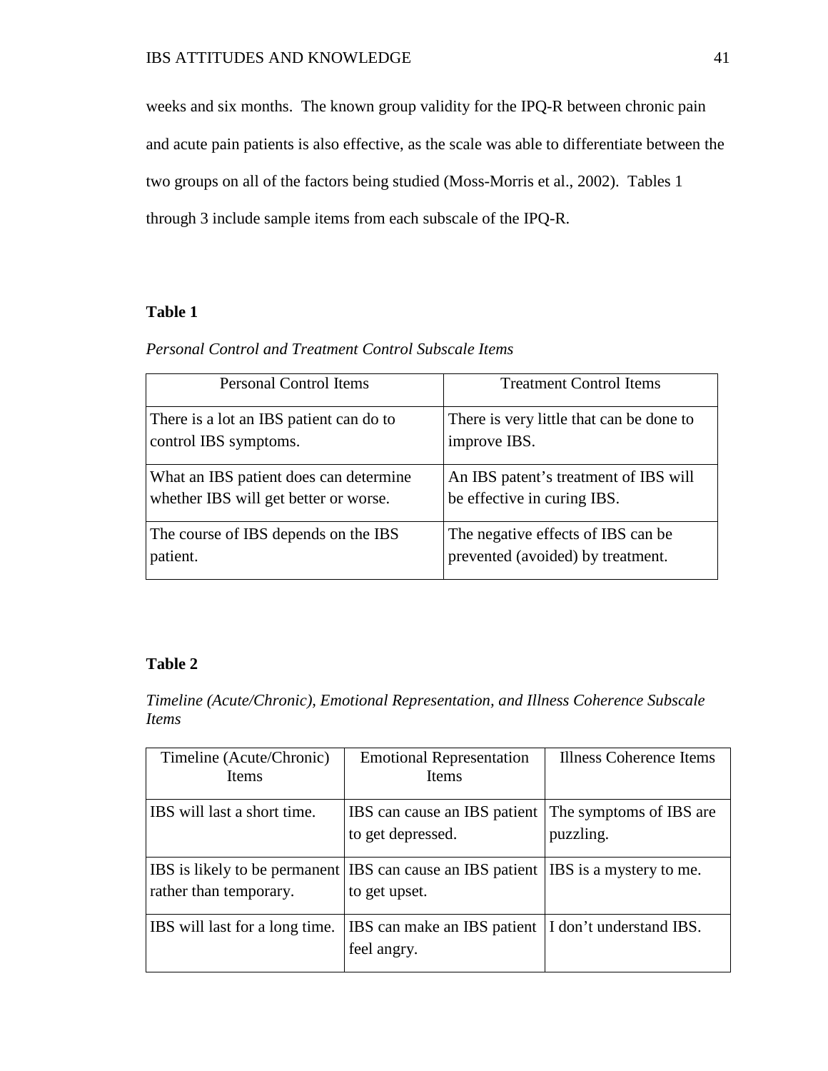weeks and six months. The known group validity for the IPQ-R between chronic pain and acute pain patients is also effective, as the scale was able to differentiate between the two groups on all of the factors being studied (Moss-Morris et al., 2002). Tables 1 through 3 include sample items from each subscale of the IPQ-R.

**Table 1**

*Personal Control and Treatment Control Subscale Items*

| Personal Control Items | Treatment Control Items |
|---|---|
| There is a lot an IBS patient can do to control IBS symptoms. | There is very little that can be done to improve IBS. |
| What an IBS patient does can determine whether IBS will get better or worse. | An IBS patent's treatment of IBS will be effective in curing IBS. |
| The course of IBS depends on the IBS patient. | The negative effects of IBS can be prevented (avoided) by treatment. |

**Table 2**

*Timeline (Acute/Chronic), Emotional Representation, and Illness Coherence Subscale Items*

| Timeline (Acute/Chronic) Items | Emotional Representation Items | Illness Coherence Items |
|---|---|---|
| IBS will last a short time. | IBS can cause an IBS patient to get depressed. | The symptoms of IBS are puzzling. |
| IBS is likely to be permanent rather than temporary. | IBS can cause an IBS patient to get upset. | IBS is a mystery to me. |
| IBS will last for a long time. | IBS can make an IBS patient feel angry. | I don't understand IBS. |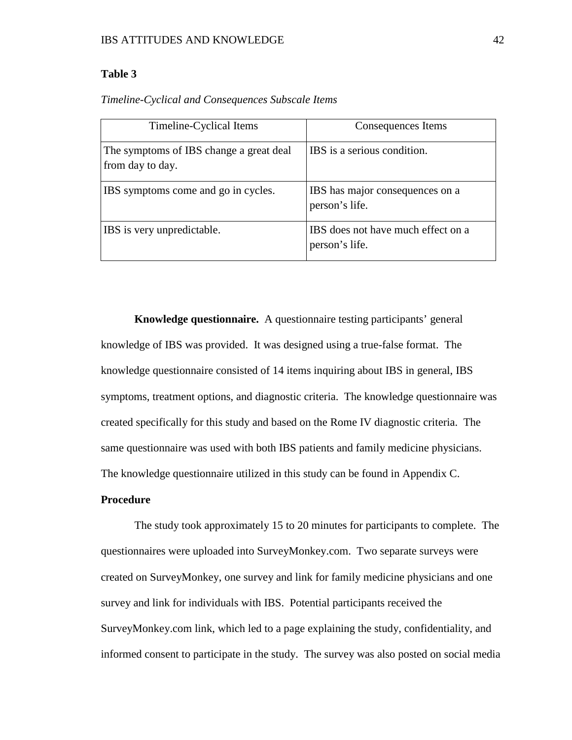**Table 3**

*Timeline-Cyclical and Consequences Subscale Items*

| Timeline-Cyclical Items | Consequences Items |
|---|---|
| The symptoms of IBS change a great deal from day to day. | IBS is a serious condition. |
| IBS symptoms come and go in cycles. | IBS has major consequences on a person's life. |
| IBS is very unpredictable. | IBS does not have much effect on a person's life. |

**Knowledge questionnaire.** A questionnaire testing participants' general knowledge of IBS was provided. It was designed using a true-false format. The knowledge questionnaire consisted of 14 items inquiring about IBS in general, IBS symptoms, treatment options, and diagnostic criteria. The knowledge questionnaire was created specifically for this study and based on the Rome IV diagnostic criteria. The same questionnaire was used with both IBS patients and family medicine physicians. The knowledge questionnaire utilized in this study can be found in Appendix C.

## Procedure

The study took approximately 15 to 20 minutes for participants to complete. The questionnaires were uploaded into SurveyMonkey.com. Two separate surveys were created on SurveyMonkey, one survey and link for family medicine physicians and one survey and link for individuals with IBS. Potential participants received the SurveyMonkey.com link, which led to a page explaining the study, confidentiality, and informed consent to participate in the study. The survey was also posted on social media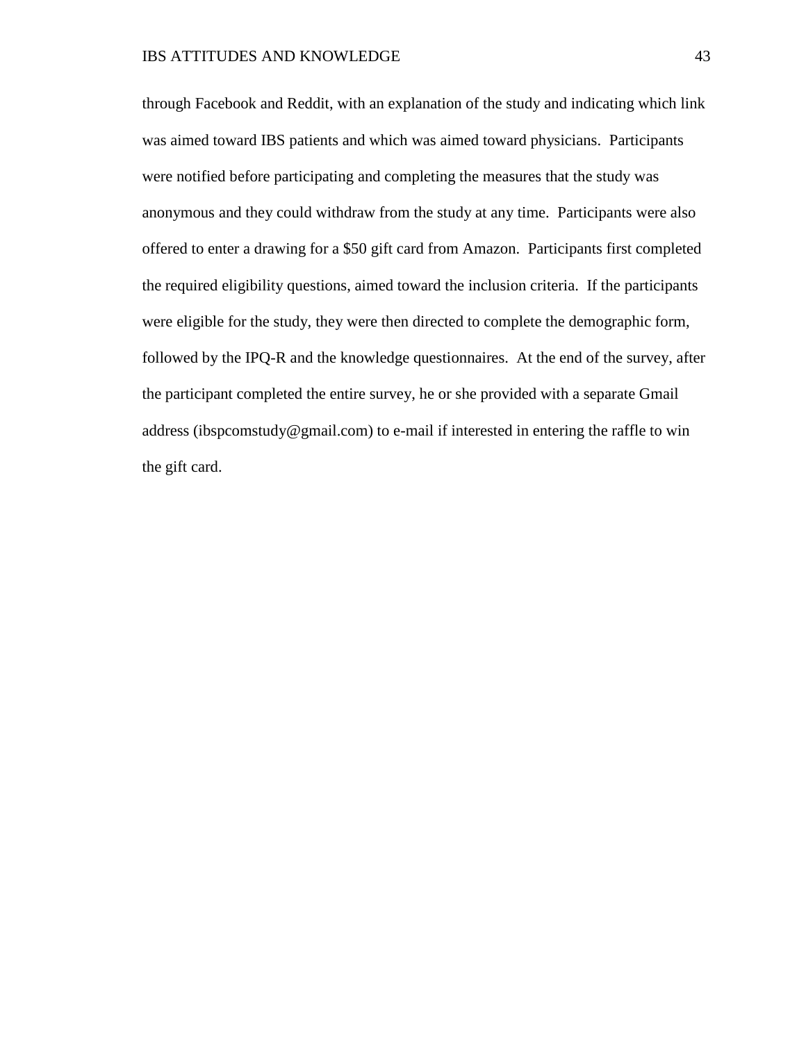through Facebook and Reddit, with an explanation of the study and indicating which link was aimed toward IBS patients and which was aimed toward physicians. Participants were notified before participating and completing the measures that the study was anonymous and they could withdraw from the study at any time. Participants were also offered to enter a drawing for a $50 gift card from Amazon. Participants first completed the required eligibility questions, aimed toward the inclusion criteria. If the participants were eligible for the study, they were then directed to complete the demographic form, followed by the IPQ-R and the knowledge questionnaires. At the end of the survey, after the participant completed the entire survey, he or she provided with a separate Gmail address (ibspcomstudy@gmail.com) to e-mail if interested in entering the raffle to win the gift card.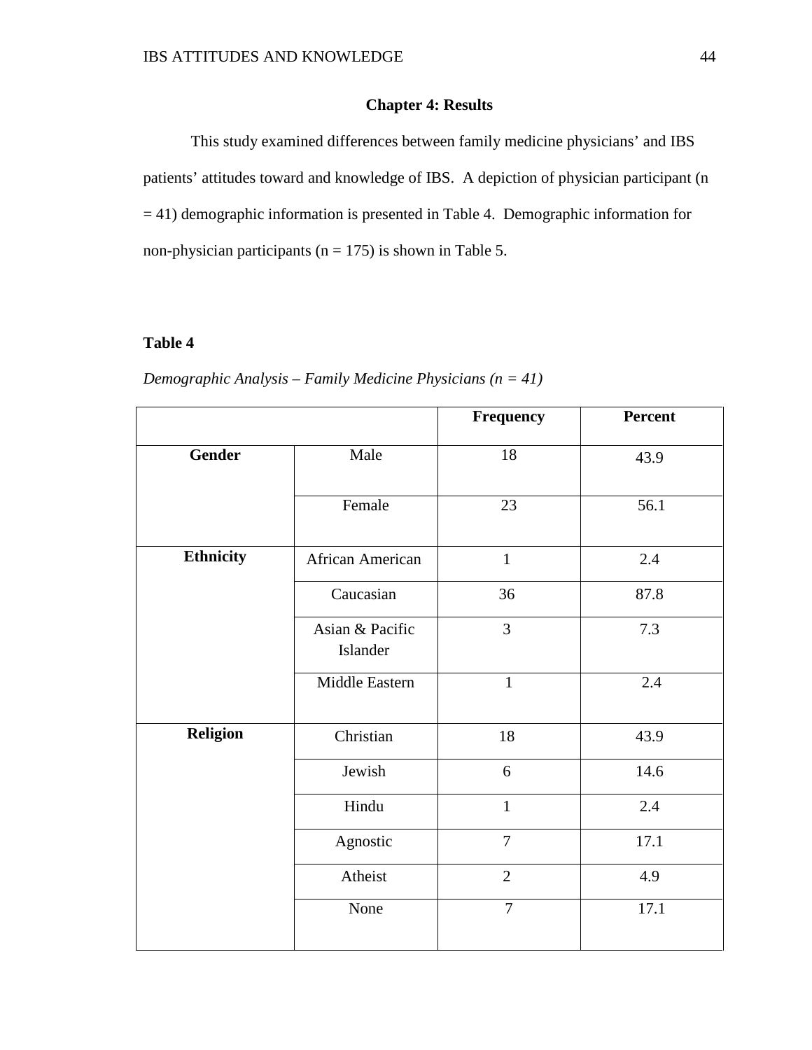## Chapter 4: Results

This study examined differences between family medicine physicians' and IBS patients' attitudes toward and knowledge of IBS. A depiction of physician participant (n = 41) demographic information is presented in Table 4. Demographic information for non-physician participants (n = 175) is shown in Table 5.

**Table 4**

*Demographic Analysis – Family Medicine Physicians (n = 41)*

| | | Frequency | Percent |
|---|---|---|---|
| **Gender** | Male | 18 | 43.9 |
| | Female | 23 | 56.1 |
| **Ethnicity** | African American | 1 | 2.4 |
| | Caucasian | 36 | 87.8 |
| | Asian & Pacific Islander | 3 | 7.3 |
| | Middle Eastern | 1 | 2.4 |
| **Religion** | Christian | 18 | 43.9 |
| | Jewish | 6 | 14.6 |
| | Hindu | 1 | 2.4 |
| | Agnostic | 7 | 17.1 |
| | Atheist | 2 | 4.9 |
| | None | 7 | 17.1 |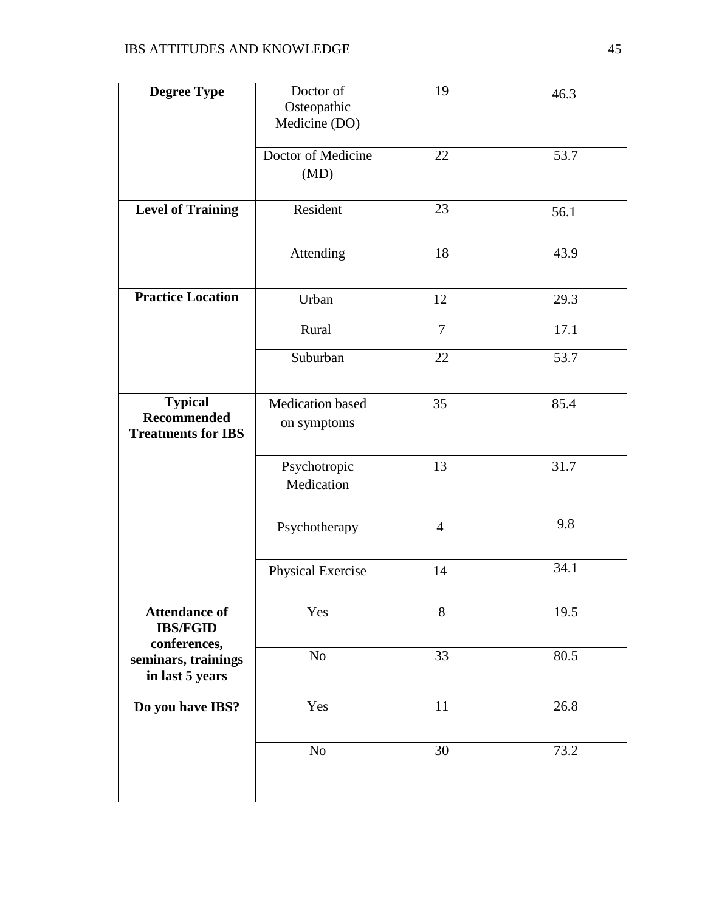| | | | |
|---|---|---|---|
| **Degree Type** | Doctor of Osteopathic Medicine (DO) | 19 | 46.3 |
| | Doctor of Medicine (MD) | 22 | 53.7 |
| **Level of Training** | Resident | 23 | 56.1 |
| | Attending | 18 | 43.9 |
| **Practice Location** | Urban | 12 | 29.3 |
| | Rural | 7 | 17.1 |
| | Suburban | 22 | 53.7 |
| **Typical Recommended Treatments for IBS** | Medication based on symptoms | 35 | 85.4 |
| | Psychotropic Medication | 13 | 31.7 |
| | Psychotherapy | 4 | 9.8 |
| | Physical Exercise | 14 | 34.1 |
| **Attendance of IBS/FGID conferences, seminars, trainings in last 5 years** | Yes | 8 | 19.5 |
| | No | 33 | 80.5 |
| **Do you have IBS?** | Yes | 11 | 26.8 |
| | No | 30 | 73.2 |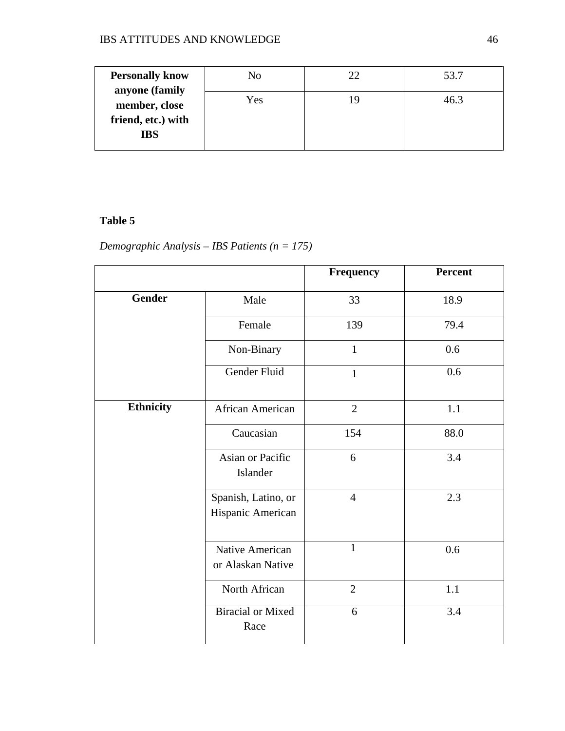| | | | |
|---|---|---|---|
| **Personally know anyone (family member, close friend, etc.) with IBS** | No | 22 | 53.7 |
| | Yes | 19 | 46.3 |

**Table 5**

*Demographic Analysis – IBS Patients (n = 175)*

| | | Frequency | Percent |
|---|---|---|---|
| **Gender** | Male | 33 | 18.9 |
| | Female | 139 | 79.4 |
| | Non-Binary | 1 | 0.6 |
| | Gender Fluid | 1 | 0.6 |
| **Ethnicity** | African American | 2 | 1.1 |
| | Caucasian | 154 | 88.0 |
| | Asian or Pacific Islander | 6 | 3.4 |
| | Spanish, Latino, or Hispanic American | 4 | 2.3 |
| | Native American or Alaskan Native | 1 | 0.6 |
| | North African | 2 | 1.1 |
| | Biracial or Mixed Race | 6 | 3.4 |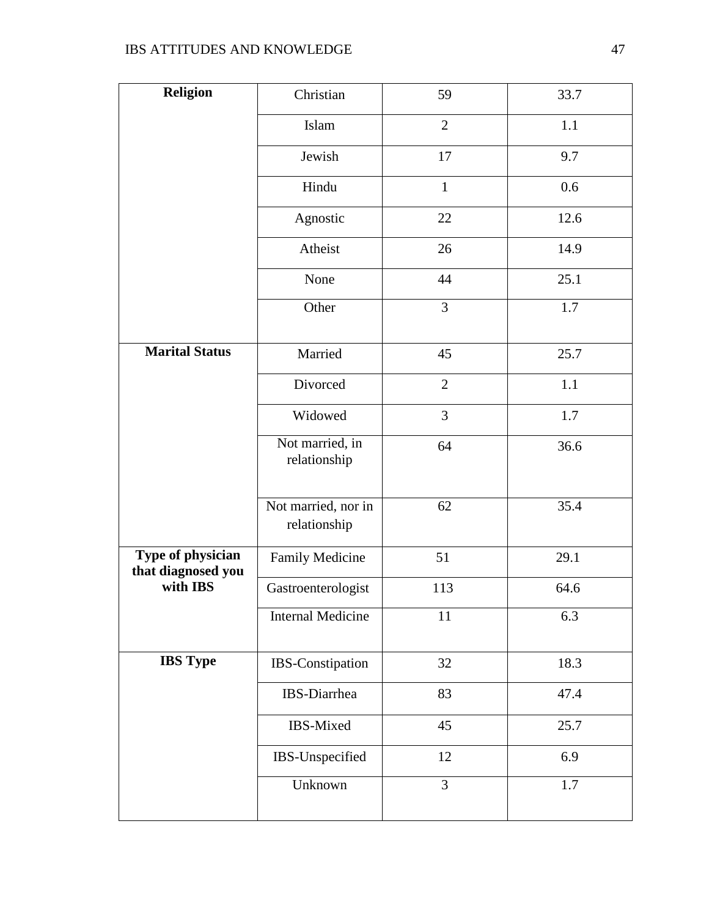| **Religion** | Christian | 59 | 33.7 |
|---|---|---|---|
| | Islam | 2 | 1.1 |
| | Jewish | 17 | 9.7 |
| | Hindu | 1 | 0.6 |
| | Agnostic | 22 | 12.6 |
| | Atheist | 26 | 14.9 |
| | None | 44 | 25.1 |
| | Other | 3 | 1.7 |
| **Marital Status** | Married | 45 | 25.7 |
| | Divorced | 2 | 1.1 |
| | Widowed | 3 | 1.7 |
| | Not married, in relationship | 64 | 36.6 |
| | Not married, nor in relationship | 62 | 35.4 |
| **Type of physician that diagnosed you with IBS** | Family Medicine | 51 | 29.1 |
| | Gastroenterologist | 113 | 64.6 |
| | Internal Medicine | 11 | 6.3 |
| **IBS Type** | IBS-Constipation | 32 | 18.3 |
| | IBS-Diarrhea | 83 | 47.4 |
| | IBS-Mixed | 45 | 25.7 |
| | IBS-Unspecified | 12 | 6.9 |
| | Unknown | 3 | 1.7 |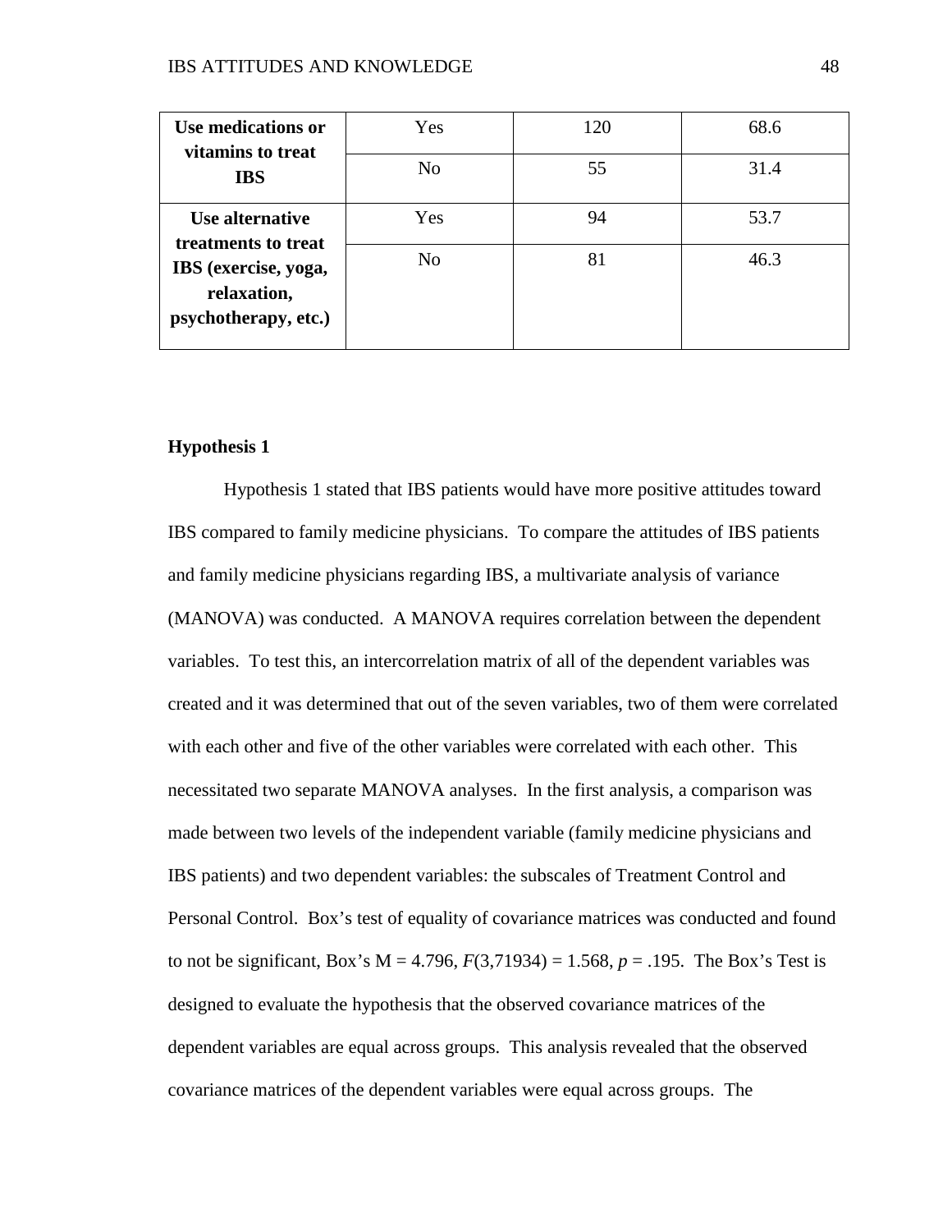| | | | |
|---|---|---|---|
| **Use medications or vitamins to treat IBS** | Yes | 120 | 68.6 |
| | No | 55 | 31.4 |
| **Use alternative treatments to treat IBS (exercise, yoga, relaxation, psychotherapy, etc.)** | Yes | 94 | 53.7 |
| | No | 81 | 46.3 |

**Hypothesis 1**

Hypothesis 1 stated that IBS patients would have more positive attitudes toward IBS compared to family medicine physicians. To compare the attitudes of IBS patients and family medicine physicians regarding IBS, a multivariate analysis of variance (MANOVA) was conducted. A MANOVA requires correlation between the dependent variables. To test this, an intercorrelation matrix of all of the dependent variables was created and it was determined that out of the seven variables, two of them were correlated with each other and five of the other variables were correlated with each other. This necessitated two separate MANOVA analyses. In the first analysis, a comparison was made between two levels of the independent variable (family medicine physicians and IBS patients) and two dependent variables: the subscales of Treatment Control and Personal Control. Box's test of equality of covariance matrices was conducted and found to not be significant, Box's M = 4.796, $F(3,71934) = 1.568$, $p = .195$. The Box's Test is designed to evaluate the hypothesis that the observed covariance matrices of the dependent variables are equal across groups. This analysis revealed that the observed covariance matrices of the dependent variables were equal across groups. The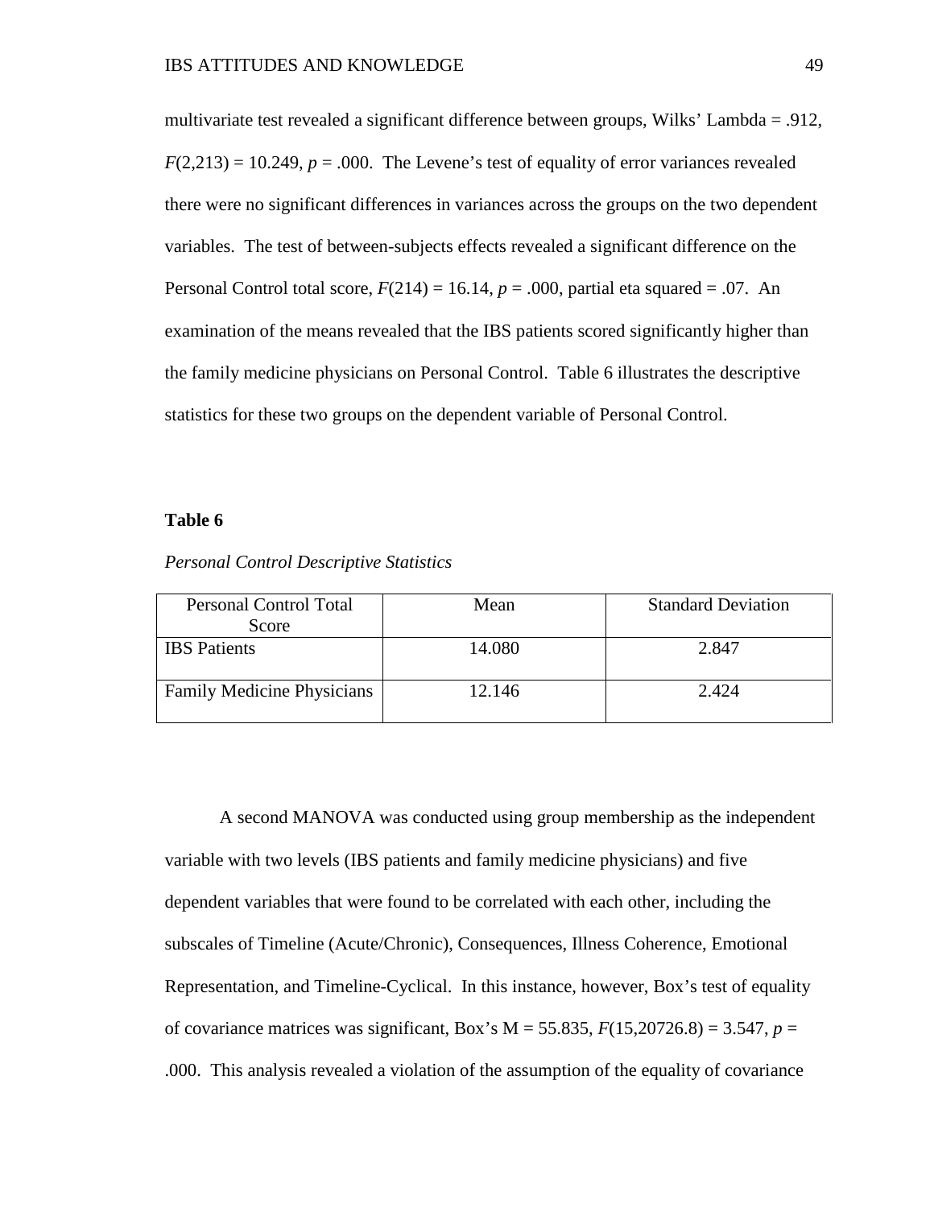multivariate test revealed a significant difference between groups, Wilks' Lambda = .912, $F(2,213) = 10.249$, $p = .000$. The Levene's test of equality of error variances revealed there were no significant differences in variances across the groups on the two dependent variables. The test of between-subjects effects revealed a significant difference on the Personal Control total score, $F(214) = 16.14$, $p = .000$, partial eta squared = .07. An examination of the means revealed that the IBS patients scored significantly higher than the family medicine physicians on Personal Control. Table 6 illustrates the descriptive statistics for these two groups on the dependent variable of Personal Control.

**Table 6**

*Personal Control Descriptive Statistics*

| Personal Control Total Score | Mean | Standard Deviation |
| --- | --- | --- |
| IBS Patients | 14.080 | 2.847 |
| Family Medicine Physicians | 12.146 | 2.424 |

A second MANOVA was conducted using group membership as the independent variable with two levels (IBS patients and family medicine physicians) and five dependent variables that were found to be correlated with each other, including the subscales of Timeline (Acute/Chronic), Consequences, Illness Coherence, Emotional Representation, and Timeline-Cyclical. In this instance, however, Box's test of equality of covariance matrices was significant, Box's M = 55.835, $F(15,20726.8) = 3.547$, $p = .000$. This analysis revealed a violation of the assumption of the equality of covariance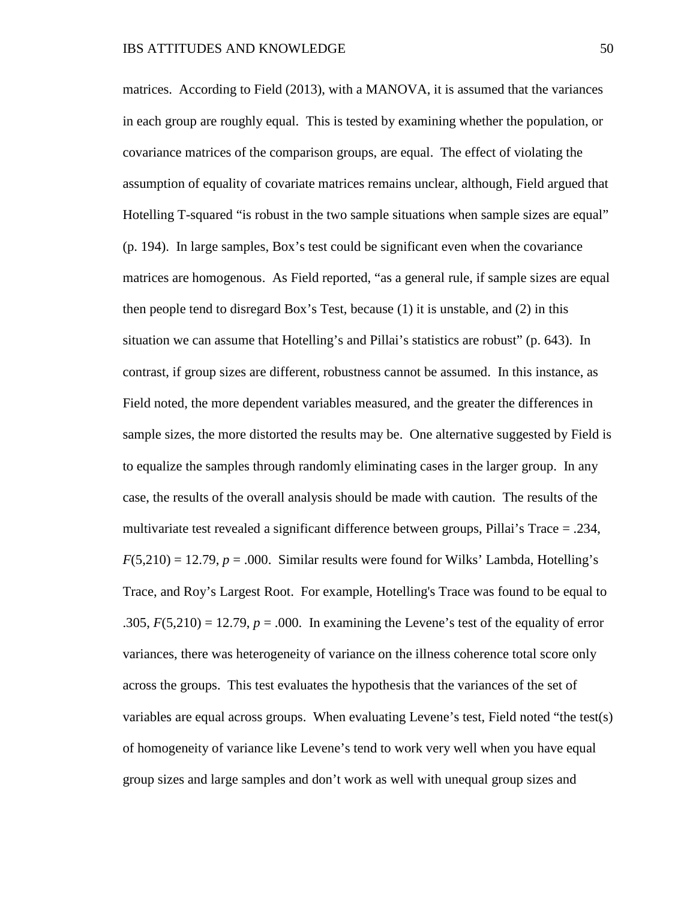matrices. According to Field (2013), with a MANOVA, it is assumed that the variances in each group are roughly equal. This is tested by examining whether the population, or covariance matrices of the comparison groups, are equal. The effect of violating the assumption of equality of covariate matrices remains unclear, although, Field argued that Hotelling T-squared "is robust in the two sample situations when sample sizes are equal" (p. 194). In large samples, Box's test could be significant even when the covariance matrices are homogenous. As Field reported, "as a general rule, if sample sizes are equal then people tend to disregard Box's Test, because (1) it is unstable, and (2) in this situation we can assume that Hotelling's and Pillai's statistics are robust" (p. 643). In contrast, if group sizes are different, robustness cannot be assumed. In this instance, as Field noted, the more dependent variables measured, and the greater the differences in sample sizes, the more distorted the results may be. One alternative suggested by Field is to equalize the samples through randomly eliminating cases in the larger group. In any case, the results of the overall analysis should be made with caution. The results of the multivariate test revealed a significant difference between groups, Pillai's Trace = .234, $F(5,210) = 12.79$, $p = .000$. Similar results were found for Wilks' Lambda, Hotelling's Trace, and Roy's Largest Root. For example, Hotelling's Trace was found to be equal to .305, $F(5,210) = 12.79$, $p = .000$. In examining the Levene's test of the equality of error variances, there was heterogeneity of variance on the illness coherence total score only across the groups. This test evaluates the hypothesis that the variances of the set of variables are equal across groups. When evaluating Levene's test, Field noted "the test(s) of homogeneity of variance like Levene's tend to work very well when you have equal group sizes and large samples and don't work as well with unequal group sizes and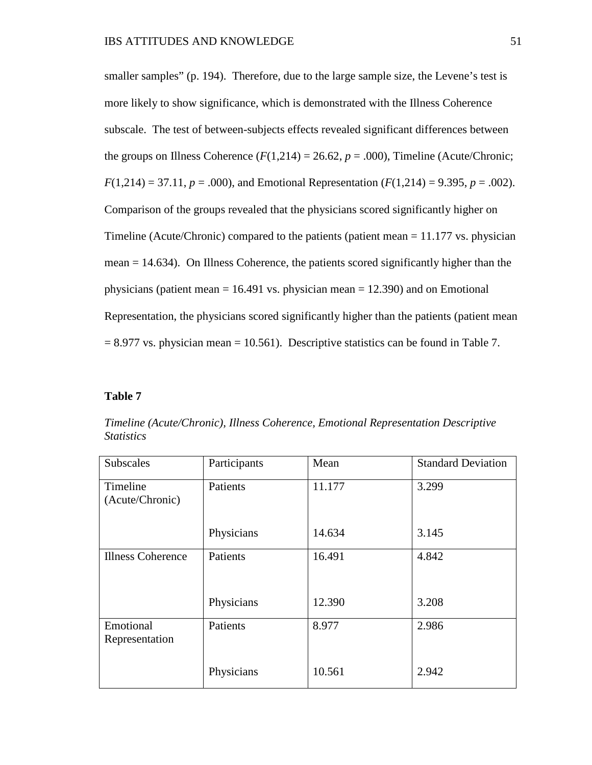smaller samples" (p. 194). Therefore, due to the large sample size, the Levene's test is more likely to show significance, which is demonstrated with the Illness Coherence subscale. The test of between-subjects effects revealed significant differences between the groups on Illness Coherence ($F(1,214) = 26.62$, $p = .000$), Timeline (Acute/Chronic; $F(1,214) = 37.11$, $p = .000$), and Emotional Representation ($F(1,214) = 9.395$, $p = .002$). Comparison of the groups revealed that the physicians scored significantly higher on Timeline (Acute/Chronic) compared to the patients (patient mean = 11.177 vs. physician mean = 14.634). On Illness Coherence, the patients scored significantly higher than the physicians (patient mean = 16.491 vs. physician mean = 12.390) and on Emotional Representation, the physicians scored significantly higher than the patients (patient mean = 8.977 vs. physician mean = 10.561). Descriptive statistics can be found in Table 7.

**Table 7**

*Timeline (Acute/Chronic), Illness Coherence, Emotional Representation Descriptive Statistics*

| Subscales | Participants | Mean | Standard Deviation |
|---|---|---|---|
| Timeline (Acute/Chronic) | Patients | 11.177 | 3.299 |
| | Physicians | 14.634 | 3.145 |
| Illness Coherence | Patients | 16.491 | 4.842 |
| | Physicians | 12.390 | 3.208 |
| Emotional Representation | Patients | 8.977 | 2.986 |
| | Physicians | 10.561 | 2.942 |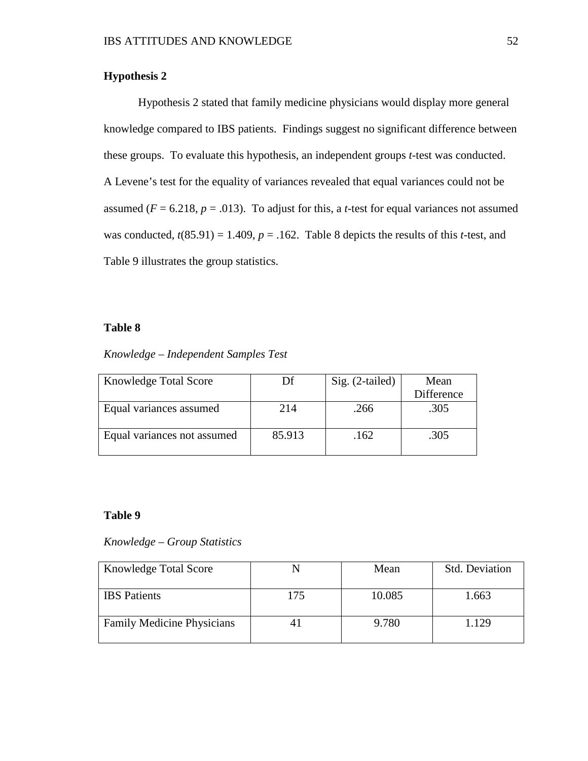**Hypothesis 2**

Hypothesis 2 stated that family medicine physicians would display more general knowledge compared to IBS patients. Findings suggest no significant difference between these groups. To evaluate this hypothesis, an independent groups *t*-test was conducted. A Levene's test for the equality of variances revealed that equal variances could not be assumed ($F$ = 6.218, $p$ = .013). To adjust for this, a *t*-test for equal variances not assumed was conducted, $t(85.91)$ = 1.409, $p$ = .162. Table 8 depicts the results of this *t*-test, and Table 9 illustrates the group statistics.

**Table 8**

*Knowledge – Independent Samples Test*

| Knowledge Total Score | Df | Sig. (2-tailed) | Mean Difference |
|---|---|---|---|
| Equal variances assumed | 214 | .266 | .305 |
| Equal variances not assumed | 85.913 | .162 | .305 |

**Table 9**

*Knowledge – Group Statistics*

| Knowledge Total Score | N | Mean | Std. Deviation |
|---|---|---|---|
| IBS Patients | 175 | 10.085 | 1.663 |
| Family Medicine Physicians | 41 | 9.780 | 1.129 |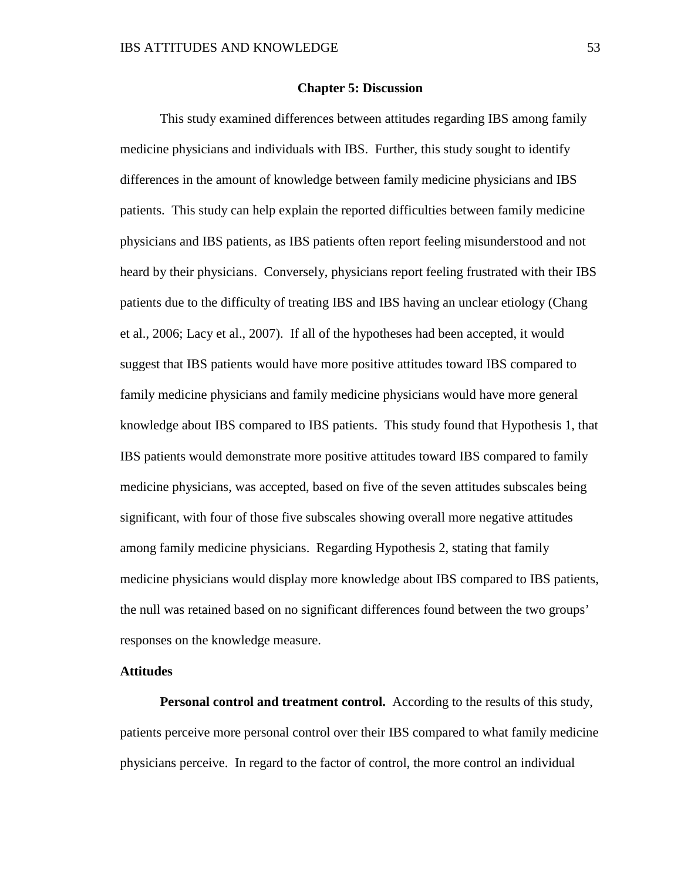# Chapter 5: Discussion

This study examined differences between attitudes regarding IBS among family medicine physicians and individuals with IBS. Further, this study sought to identify differences in the amount of knowledge between family medicine physicians and IBS patients. This study can help explain the reported difficulties between family medicine physicians and IBS patients, as IBS patients often report feeling misunderstood and not heard by their physicians. Conversely, physicians report feeling frustrated with their IBS patients due to the difficulty of treating IBS and IBS having an unclear etiology (Chang et al., 2006; Lacy et al., 2007). If all of the hypotheses had been accepted, it would suggest that IBS patients would have more positive attitudes toward IBS compared to family medicine physicians and family medicine physicians would have more general knowledge about IBS compared to IBS patients. This study found that Hypothesis 1, that IBS patients would demonstrate more positive attitudes toward IBS compared to family medicine physicians, was accepted, based on five of the seven attitudes subscales being significant, with four of those five subscales showing overall more negative attitudes among family medicine physicians. Regarding Hypothesis 2, stating that family medicine physicians would display more knowledge about IBS compared to IBS patients, the null was retained based on no significant differences found between the two groups' responses on the knowledge measure.

## Attitudes

**Personal control and treatment control.** According to the results of this study, patients perceive more personal control over their IBS compared to what family medicine physicians perceive. In regard to the factor of control, the more control an individual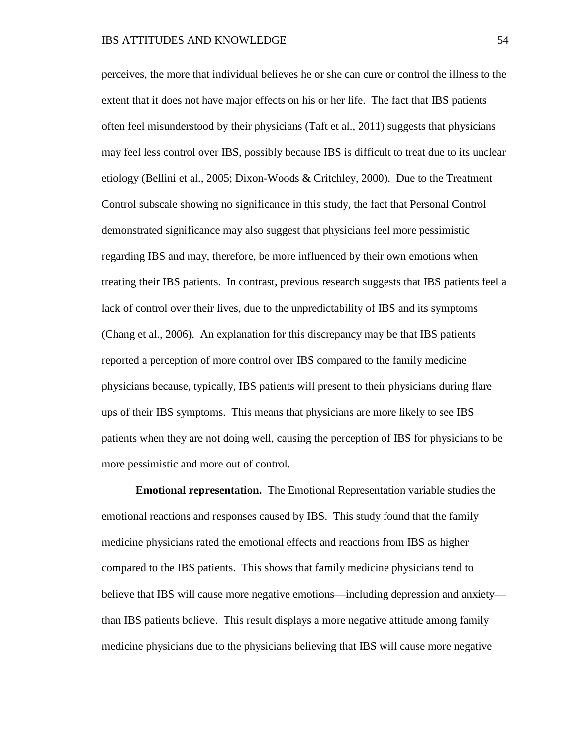perceives, the more that individual believes he or she can cure or control the illness to the extent that it does not have major effects on his or her life. The fact that IBS patients often feel misunderstood by their physicians (Taft et al., 2011) suggests that physicians may feel less control over IBS, possibly because IBS is difficult to treat due to its unclear etiology (Bellini et al., 2005; Dixon-Woods & Critchley, 2000). Due to the Treatment Control subscale showing no significance in this study, the fact that Personal Control demonstrated significance may also suggest that physicians feel more pessimistic regarding IBS and may, therefore, be more influenced by their own emotions when treating their IBS patients. In contrast, previous research suggests that IBS patients feel a lack of control over their lives, due to the unpredictability of IBS and its symptoms (Chang et al., 2006). An explanation for this discrepancy may be that IBS patients reported a perception of more control over IBS compared to the family medicine physicians because, typically, IBS patients will present to their physicians during flare ups of their IBS symptoms. This means that physicians are more likely to see IBS patients when they are not doing well, causing the perception of IBS for physicians to be more pessimistic and more out of control.

**Emotional representation.** The Emotional Representation variable studies the emotional reactions and responses caused by IBS. This study found that the family medicine physicians rated the emotional effects and reactions from IBS as higher compared to the IBS patients. This shows that family medicine physicians tend to believe that IBS will cause more negative emotions—including depression and anxiety—than IBS patients believe. This result displays a more negative attitude among family medicine physicians due to the physicians believing that IBS will cause more negative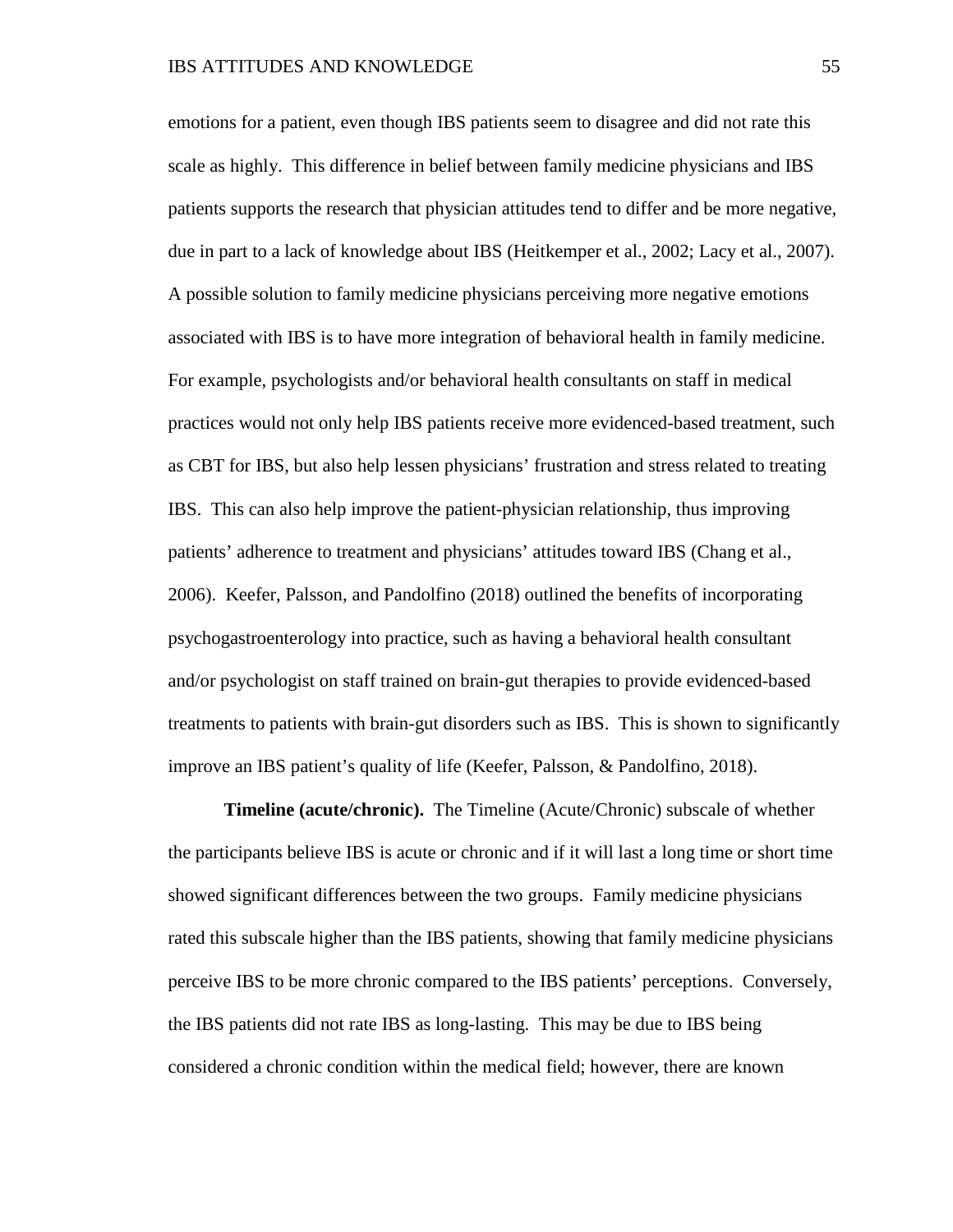emotions for a patient, even though IBS patients seem to disagree and did not rate this scale as highly. This difference in belief between family medicine physicians and IBS patients supports the research that physician attitudes tend to differ and be more negative, due in part to a lack of knowledge about IBS (Heitkemper et al., 2002; Lacy et al., 2007). A possible solution to family medicine physicians perceiving more negative emotions associated with IBS is to have more integration of behavioral health in family medicine. For example, psychologists and/or behavioral health consultants on staff in medical practices would not only help IBS patients receive more evidenced-based treatment, such as CBT for IBS, but also help lessen physicians' frustration and stress related to treating IBS. This can also help improve the patient-physician relationship, thus improving patients' adherence to treatment and physicians' attitudes toward IBS (Chang et al., 2006). Keefer, Palsson, and Pandolfino (2018) outlined the benefits of incorporating psychogastroenterology into practice, such as having a behavioral health consultant and/or psychologist on staff trained on brain-gut therapies to provide evidenced-based treatments to patients with brain-gut disorders such as IBS. This is shown to significantly improve an IBS patient's quality of life (Keefer, Palsson, & Pandolfino, 2018).

**Timeline (acute/chronic).** The Timeline (Acute/Chronic) subscale of whether the participants believe IBS is acute or chronic and if it will last a long time or short time showed significant differences between the two groups. Family medicine physicians rated this subscale higher than the IBS patients, showing that family medicine physicians perceive IBS to be more chronic compared to the IBS patients' perceptions. Conversely, the IBS patients did not rate IBS as long-lasting. This may be due to IBS being considered a chronic condition within the medical field; however, there are known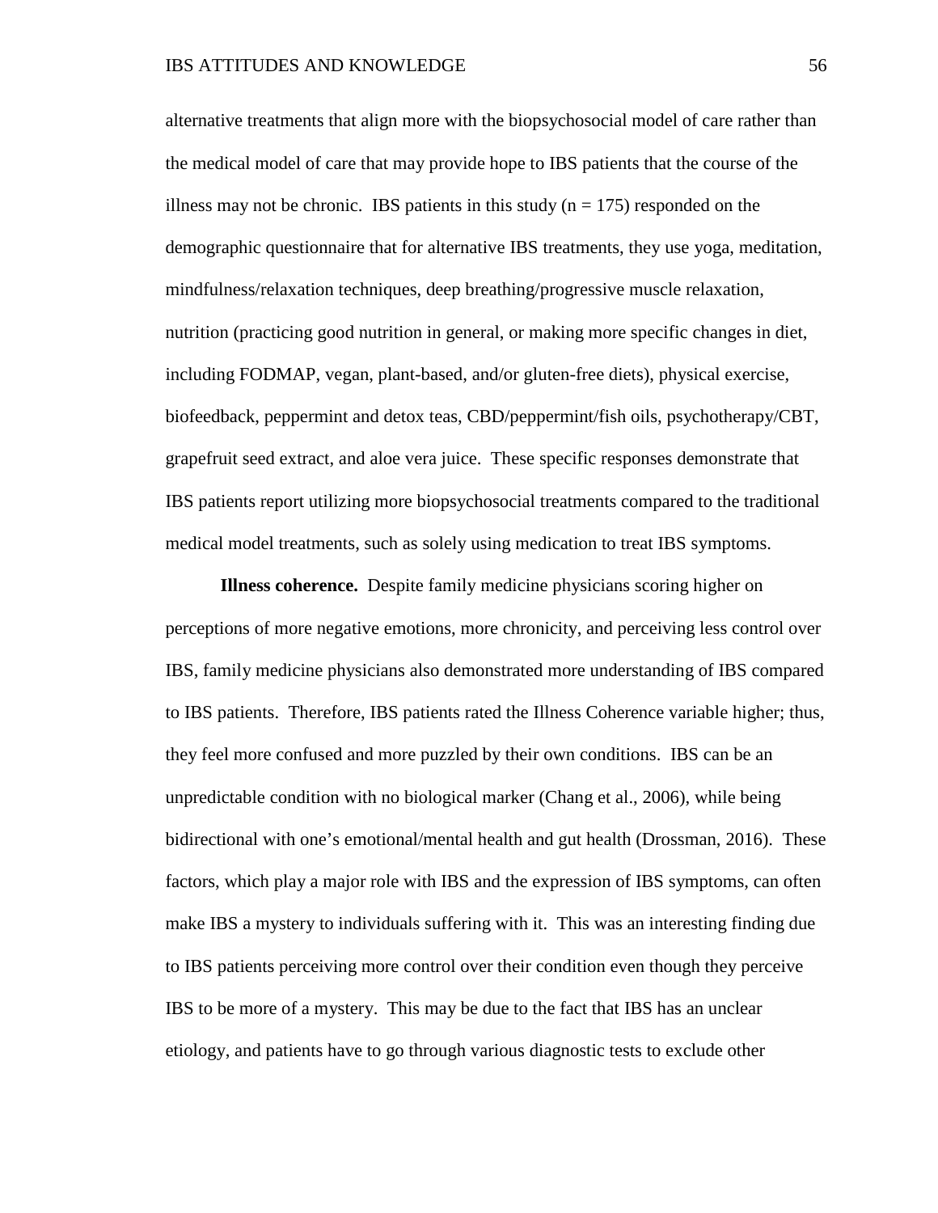alternative treatments that align more with the biopsychosocial model of care rather than the medical model of care that may provide hope to IBS patients that the course of the illness may not be chronic. IBS patients in this study ($n = 175$) responded on the demographic questionnaire that for alternative IBS treatments, they use yoga, meditation, mindfulness/relaxation techniques, deep breathing/progressive muscle relaxation, nutrition (practicing good nutrition in general, or making more specific changes in diet, including FODMAP, vegan, plant-based, and/or gluten-free diets), physical exercise, biofeedback, peppermint and detox teas, CBD/peppermint/fish oils, psychotherapy/CBT, grapefruit seed extract, and aloe vera juice. These specific responses demonstrate that IBS patients report utilizing more biopsychosocial treatments compared to the traditional medical model treatments, such as solely using medication to treat IBS symptoms.

**Illness coherence.** Despite family medicine physicians scoring higher on perceptions of more negative emotions, more chronicity, and perceiving less control over IBS, family medicine physicians also demonstrated more understanding of IBS compared to IBS patients. Therefore, IBS patients rated the Illness Coherence variable higher; thus, they feel more confused and more puzzled by their own conditions. IBS can be an unpredictable condition with no biological marker (Chang et al., 2006), while being bidirectional with one's emotional/mental health and gut health (Drossman, 2016). These factors, which play a major role with IBS and the expression of IBS symptoms, can often make IBS a mystery to individuals suffering with it. This was an interesting finding due to IBS patients perceiving more control over their condition even though they perceive IBS to be more of a mystery. This may be due to the fact that IBS has an unclear etiology, and patients have to go through various diagnostic tests to exclude other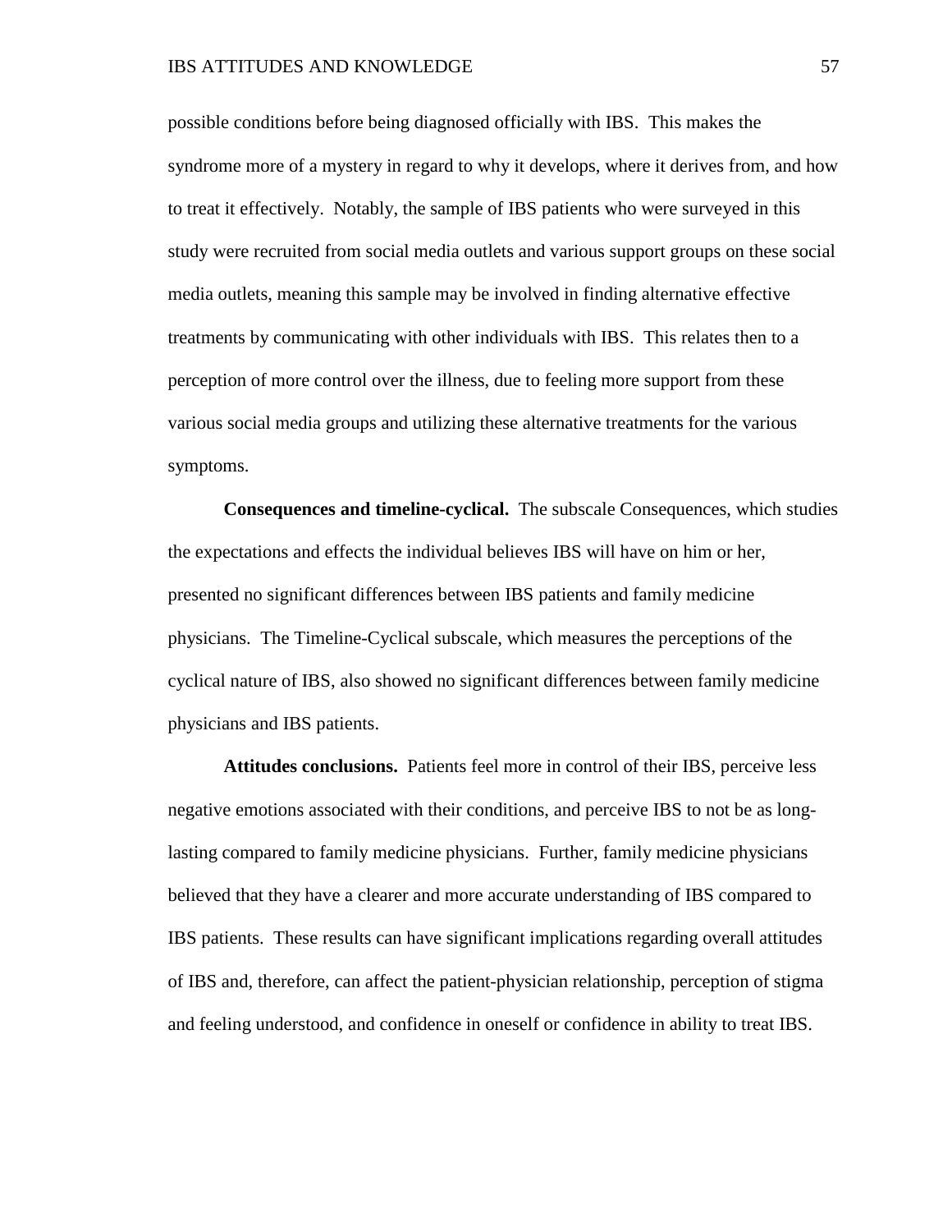possible conditions before being diagnosed officially with IBS. This makes the syndrome more of a mystery in regard to why it develops, where it derives from, and how to treat it effectively. Notably, the sample of IBS patients who were surveyed in this study were recruited from social media outlets and various support groups on these social media outlets, meaning this sample may be involved in finding alternative effective treatments by communicating with other individuals with IBS. This relates then to a perception of more control over the illness, due to feeling more support from these various social media groups and utilizing these alternative treatments for the various symptoms.

**Consequences and timeline-cyclical.** The subscale Consequences, which studies the expectations and effects the individual believes IBS will have on him or her, presented no significant differences between IBS patients and family medicine physicians. The Timeline-Cyclical subscale, which measures the perceptions of the cyclical nature of IBS, also showed no significant differences between family medicine physicians and IBS patients.

**Attitudes conclusions.** Patients feel more in control of their IBS, perceive less negative emotions associated with their conditions, and perceive IBS to not be as long-lasting compared to family medicine physicians. Further, family medicine physicians believed that they have a clearer and more accurate understanding of IBS compared to IBS patients. These results can have significant implications regarding overall attitudes of IBS and, therefore, can affect the patient-physician relationship, perception of stigma and feeling understood, and confidence in oneself or confidence in ability to treat IBS.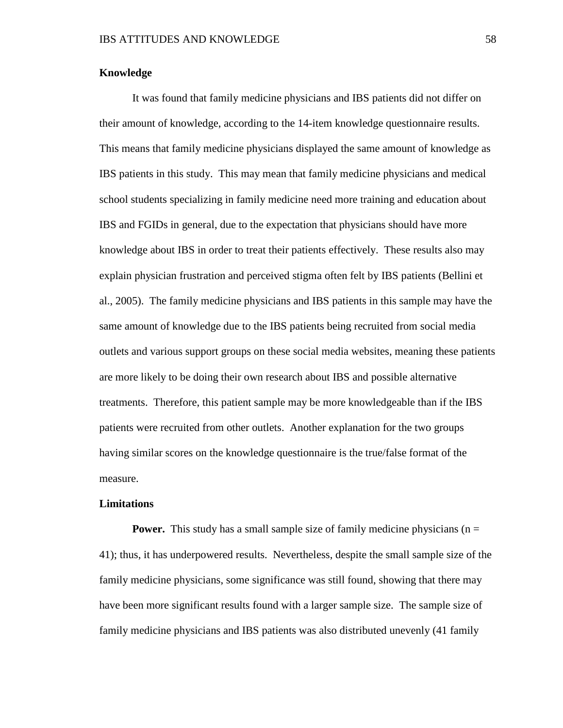## Knowledge

It was found that family medicine physicians and IBS patients did not differ on their amount of knowledge, according to the 14-item knowledge questionnaire results. This means that family medicine physicians displayed the same amount of knowledge as IBS patients in this study. This may mean that family medicine physicians and medical school students specializing in family medicine need more training and education about IBS and FGIDs in general, due to the expectation that physicians should have more knowledge about IBS in order to treat their patients effectively. These results also may explain physician frustration and perceived stigma often felt by IBS patients (Bellini et al., 2005). The family medicine physicians and IBS patients in this sample may have the same amount of knowledge due to the IBS patients being recruited from social media outlets and various support groups on these social media websites, meaning these patients are more likely to be doing their own research about IBS and possible alternative treatments. Therefore, this patient sample may be more knowledgeable than if the IBS patients were recruited from other outlets. Another explanation for the two groups having similar scores on the knowledge questionnaire is the true/false format of the measure.

## Limitations

**Power.** This study has a small sample size of family medicine physicians (n = 41); thus, it has underpowered results. Nevertheless, despite the small sample size of the family medicine physicians, some significance was still found, showing that there may have been more significant results found with a larger sample size. The sample size of family medicine physicians and IBS patients was also distributed unevenly (41 family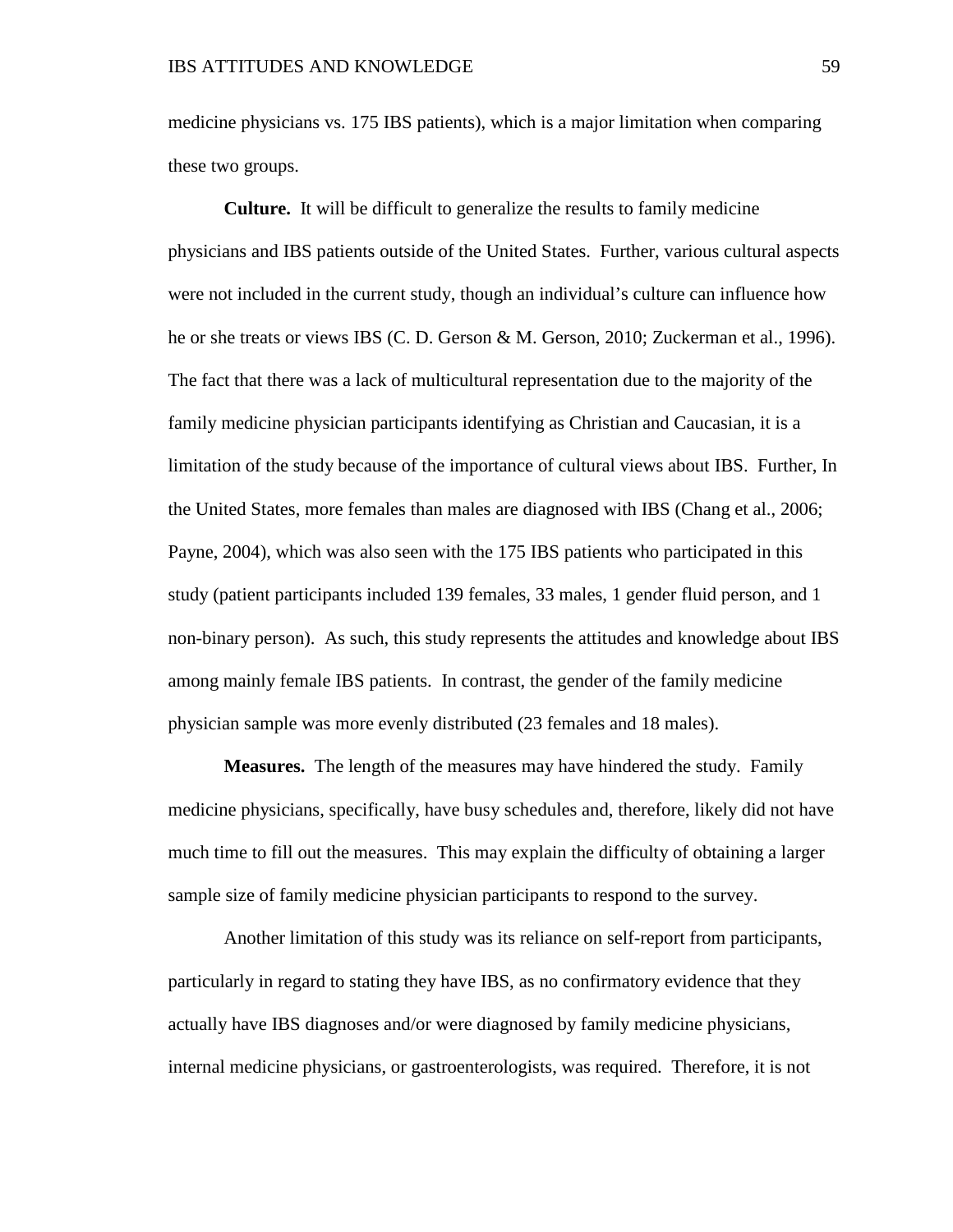medicine physicians vs. 175 IBS patients), which is a major limitation when comparing these two groups.

**Culture.** It will be difficult to generalize the results to family medicine physicians and IBS patients outside of the United States. Further, various cultural aspects were not included in the current study, though an individual's culture can influence how he or she treats or views IBS (C. D. Gerson & M. Gerson, 2010; Zuckerman et al., 1996). The fact that there was a lack of multicultural representation due to the majority of the family medicine physician participants identifying as Christian and Caucasian, it is a limitation of the study because of the importance of cultural views about IBS. Further, In the United States, more females than males are diagnosed with IBS (Chang et al., 2006; Payne, 2004), which was also seen with the 175 IBS patients who participated in this study (patient participants included 139 females, 33 males, 1 gender fluid person, and 1 non-binary person). As such, this study represents the attitudes and knowledge about IBS among mainly female IBS patients. In contrast, the gender of the family medicine physician sample was more evenly distributed (23 females and 18 males).

**Measures.** The length of the measures may have hindered the study. Family medicine physicians, specifically, have busy schedules and, therefore, likely did not have much time to fill out the measures. This may explain the difficulty of obtaining a larger sample size of family medicine physician participants to respond to the survey.

Another limitation of this study was its reliance on self-report from participants, particularly in regard to stating they have IBS, as no confirmatory evidence that they actually have IBS diagnoses and/or were diagnosed by family medicine physicians, internal medicine physicians, or gastroenterologists, was required. Therefore, it is not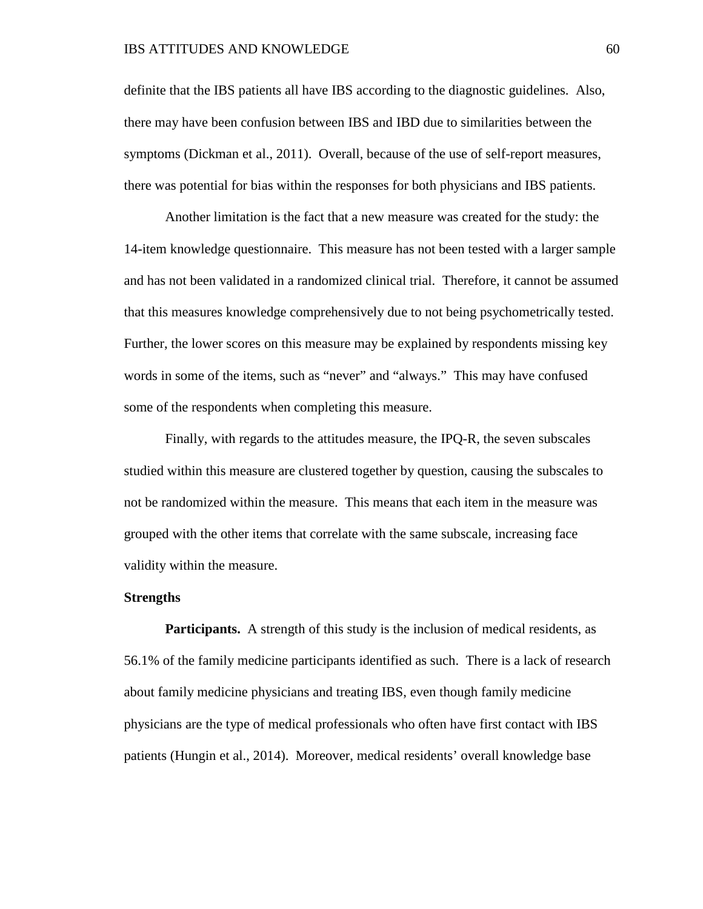definite that the IBS patients all have IBS according to the diagnostic guidelines. Also, there may have been confusion between IBS and IBD due to similarities between the symptoms (Dickman et al., 2011). Overall, because of the use of self-report measures, there was potential for bias within the responses for both physicians and IBS patients.

Another limitation is the fact that a new measure was created for the study: the 14-item knowledge questionnaire. This measure has not been tested with a larger sample and has not been validated in a randomized clinical trial. Therefore, it cannot be assumed that this measures knowledge comprehensively due to not being psychometrically tested. Further, the lower scores on this measure may be explained by respondents missing key words in some of the items, such as "never" and "always." This may have confused some of the respondents when completing this measure.

Finally, with regards to the attitudes measure, the IPQ-R, the seven subscales studied within this measure are clustered together by question, causing the subscales to not be randomized within the measure. This means that each item in the measure was grouped with the other items that correlate with the same subscale, increasing face validity within the measure.

## Strengths

**Participants.** A strength of this study is the inclusion of medical residents, as 56.1% of the family medicine participants identified as such. There is a lack of research about family medicine physicians and treating IBS, even though family medicine physicians are the type of medical professionals who often have first contact with IBS patients (Hungin et al., 2014). Moreover, medical residents' overall knowledge base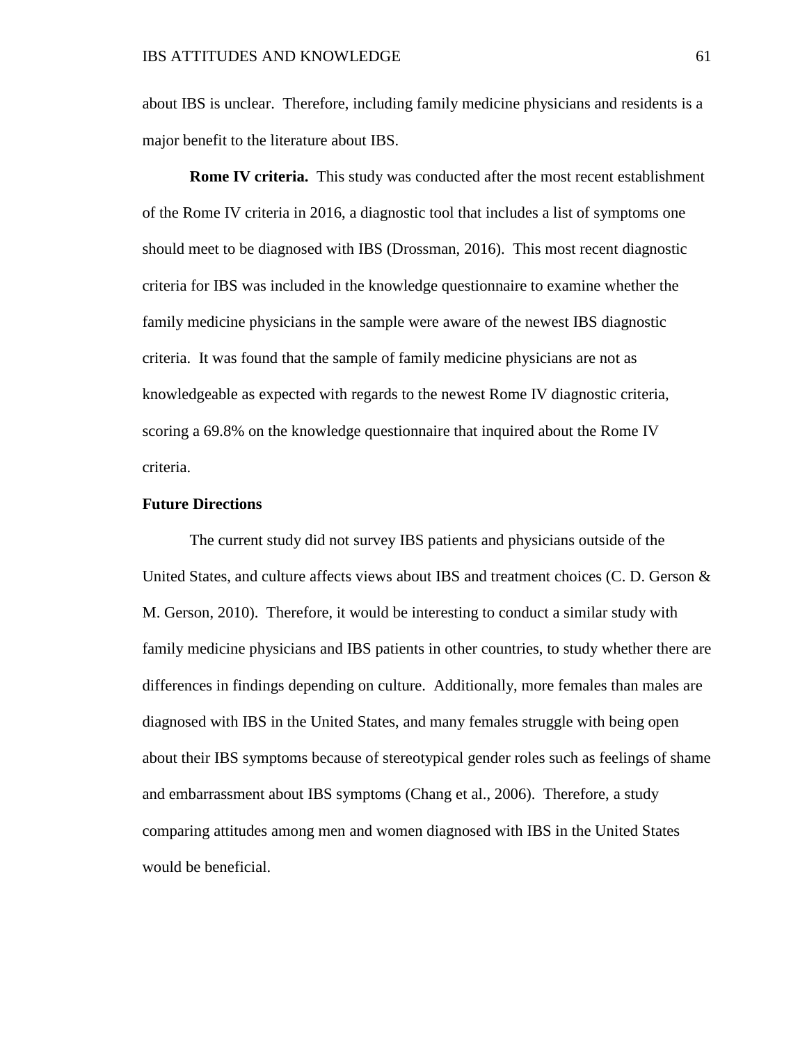about IBS is unclear. Therefore, including family medicine physicians and residents is a major benefit to the literature about IBS.

**Rome IV criteria.** This study was conducted after the most recent establishment of the Rome IV criteria in 2016, a diagnostic tool that includes a list of symptoms one should meet to be diagnosed with IBS (Drossman, 2016). This most recent diagnostic criteria for IBS was included in the knowledge questionnaire to examine whether the family medicine physicians in the sample were aware of the newest IBS diagnostic criteria. It was found that the sample of family medicine physicians are not as knowledgeable as expected with regards to the newest Rome IV diagnostic criteria, scoring a 69.8% on the knowledge questionnaire that inquired about the Rome IV criteria.

## Future Directions

The current study did not survey IBS patients and physicians outside of the United States, and culture affects views about IBS and treatment choices (C. D. Gerson & M. Gerson, 2010). Therefore, it would be interesting to conduct a similar study with family medicine physicians and IBS patients in other countries, to study whether there are differences in findings depending on culture. Additionally, more females than males are diagnosed with IBS in the United States, and many females struggle with being open about their IBS symptoms because of stereotypical gender roles such as feelings of shame and embarrassment about IBS symptoms (Chang et al., 2006). Therefore, a study comparing attitudes among men and women diagnosed with IBS in the United States would be beneficial.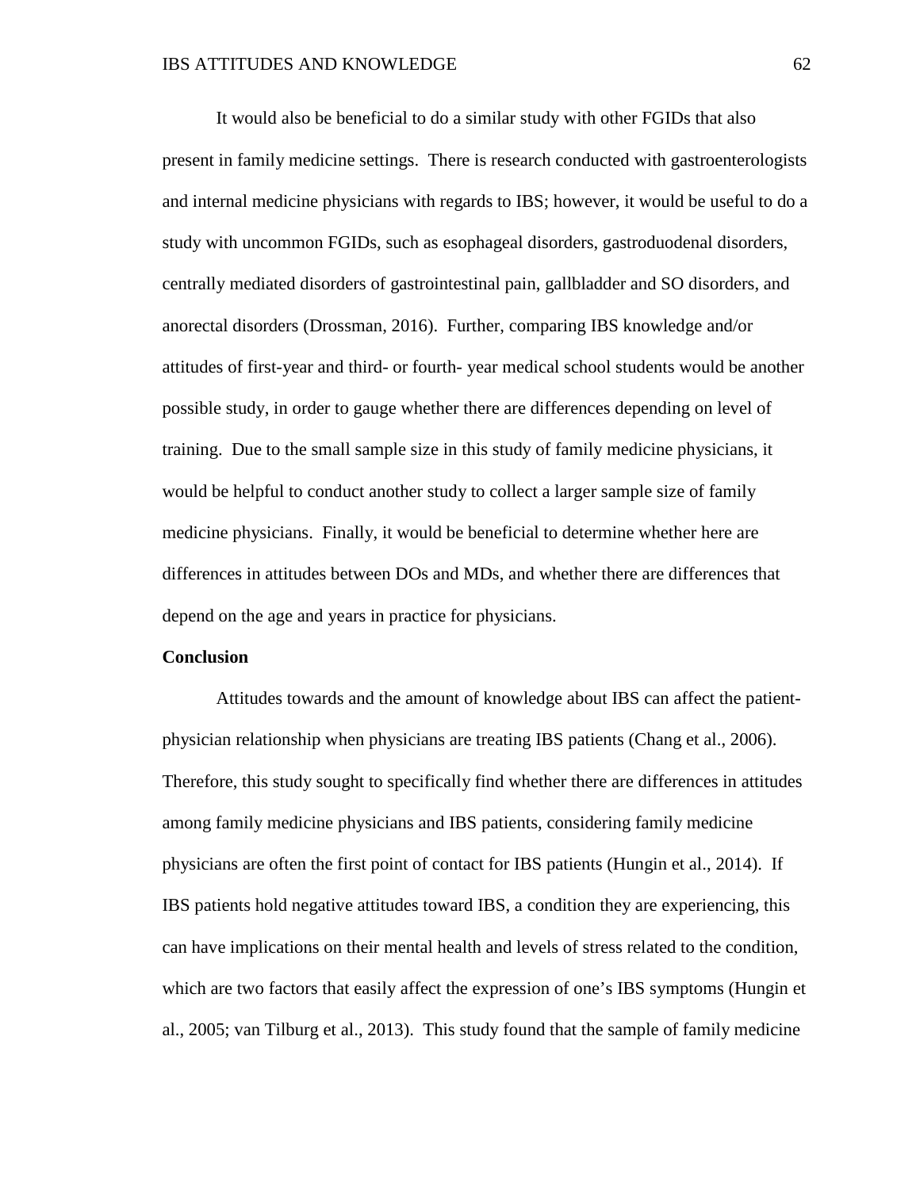It would also be beneficial to do a similar study with other FGIDs that also present in family medicine settings. There is research conducted with gastroenterologists and internal medicine physicians with regards to IBS; however, it would be useful to do a study with uncommon FGIDs, such as esophageal disorders, gastroduodenal disorders, centrally mediated disorders of gastrointestinal pain, gallbladder and SO disorders, and anorectal disorders (Drossman, 2016). Further, comparing IBS knowledge and/or attitudes of first-year and third- or fourth- year medical school students would be another possible study, in order to gauge whether there are differences depending on level of training. Due to the small sample size in this study of family medicine physicians, it would be helpful to conduct another study to collect a larger sample size of family medicine physicians. Finally, it would be beneficial to determine whether here are differences in attitudes between DOs and MDs, and whether there are differences that depend on the age and years in practice for physicians.

## Conclusion

Attitudes towards and the amount of knowledge about IBS can affect the patient-physician relationship when physicians are treating IBS patients (Chang et al., 2006). Therefore, this study sought to specifically find whether there are differences in attitudes among family medicine physicians and IBS patients, considering family medicine physicians are often the first point of contact for IBS patients (Hungin et al., 2014). If IBS patients hold negative attitudes toward IBS, a condition they are experiencing, this can have implications on their mental health and levels of stress related to the condition, which are two factors that easily affect the expression of one's IBS symptoms (Hungin et al., 2005; van Tilburg et al., 2013). This study found that the sample of family medicine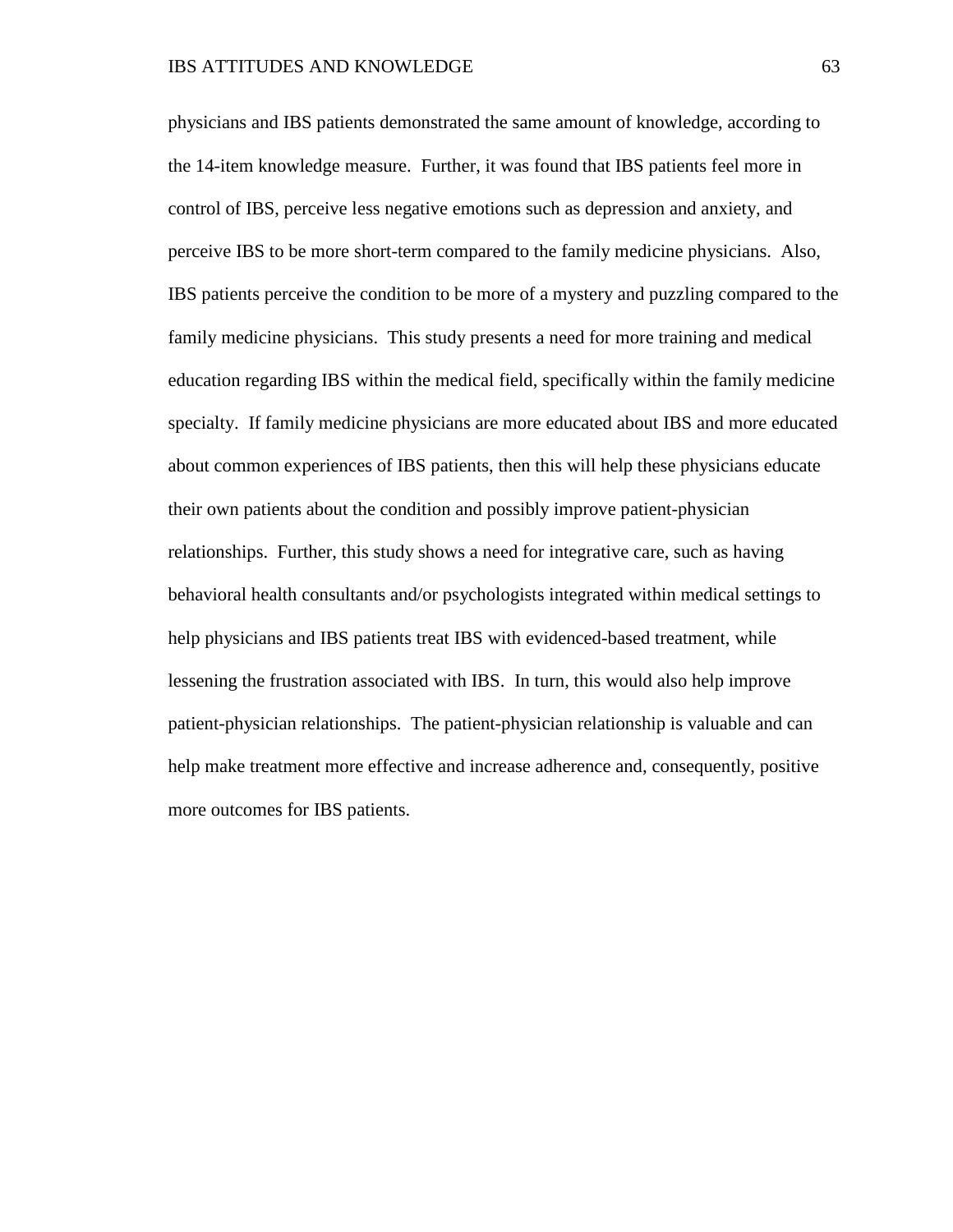physicians and IBS patients demonstrated the same amount of knowledge, according to the 14-item knowledge measure. Further, it was found that IBS patients feel more in control of IBS, perceive less negative emotions such as depression and anxiety, and perceive IBS to be more short-term compared to the family medicine physicians. Also, IBS patients perceive the condition to be more of a mystery and puzzling compared to the family medicine physicians. This study presents a need for more training and medical education regarding IBS within the medical field, specifically within the family medicine specialty. If family medicine physicians are more educated about IBS and more educated about common experiences of IBS patients, then this will help these physicians educate their own patients about the condition and possibly improve patient-physician relationships. Further, this study shows a need for integrative care, such as having behavioral health consultants and/or psychologists integrated within medical settings to help physicians and IBS patients treat IBS with evidenced-based treatment, while lessening the frustration associated with IBS. In turn, this would also help improve patient-physician relationships. The patient-physician relationship is valuable and can help make treatment more effective and increase adherence and, consequently, positive more outcomes for IBS patients.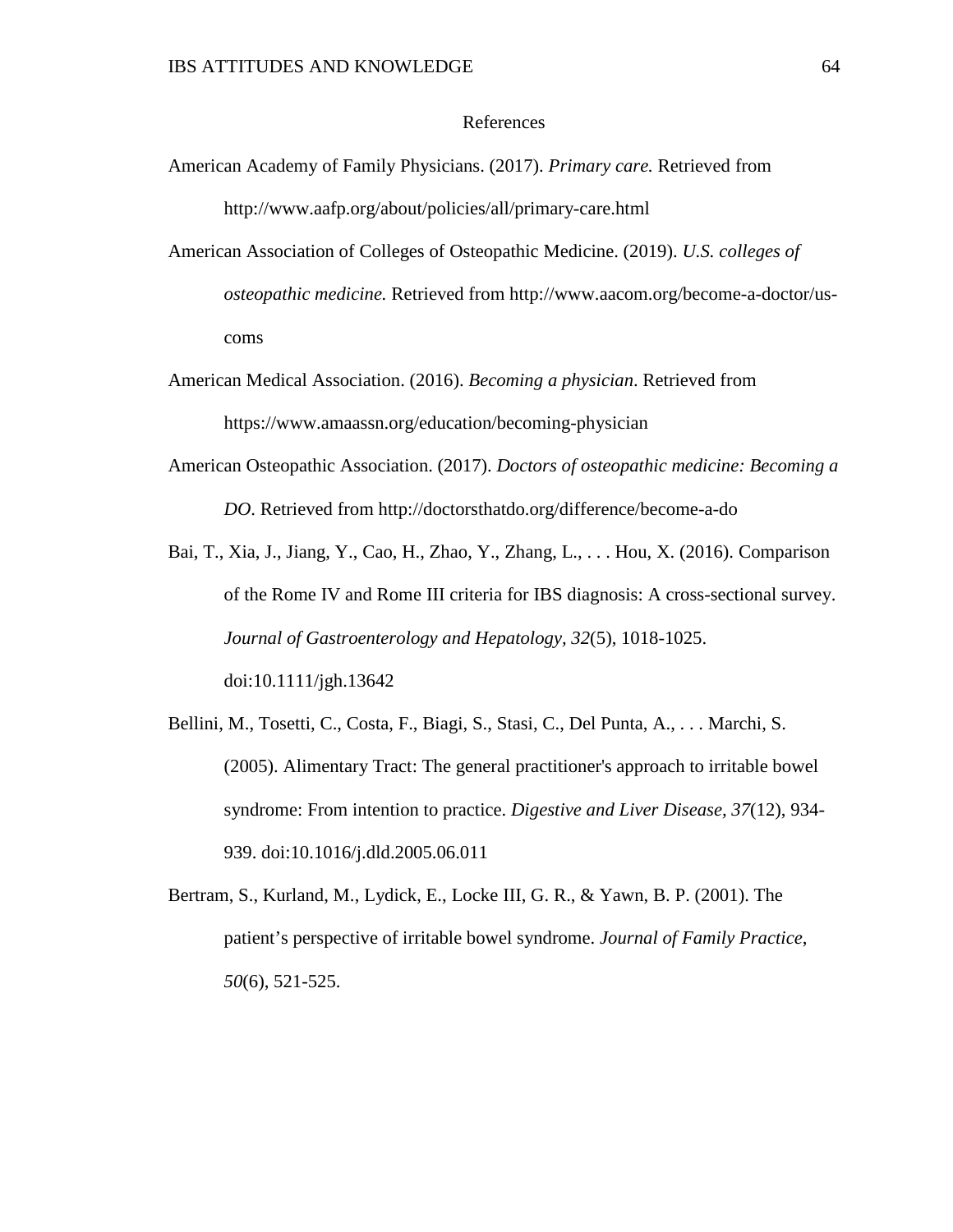# References

American Academy of Family Physicians. (2017). *Primary care.* Retrieved from http://www.aafp.org/about/policies/all/primary-care.html

American Association of Colleges of Osteopathic Medicine. (2019). *U.S. colleges of osteopathic medicine.* Retrieved from http://www.aacom.org/become-a-doctor/us-coms

American Medical Association. (2016). *Becoming a physician*. Retrieved from https://www.amaassn.org/education/becoming-physician

American Osteopathic Association. (2017). *Doctors of osteopathic medicine: Becoming a DO*. Retrieved from http://doctorsthatdo.org/difference/become-a-do

Bai, T., Xia, J., Jiang, Y., Cao, H., Zhao, Y., Zhang, L., . . . Hou, X. (2016). Comparison of the Rome IV and Rome III criteria for IBS diagnosis: A cross-sectional survey. *Journal of Gastroenterology and Hepatology, 32*(5), 1018-1025. doi:10.1111/jgh.13642

Bellini, M., Tosetti, C., Costa, F., Biagi, S., Stasi, C., Del Punta, A., . . . Marchi, S. (2005). Alimentary Tract: The general practitioner's approach to irritable bowel syndrome: From intention to practice. *Digestive and Liver Disease, 37*(12), 934-939. doi:10.1016/j.dld.2005.06.011

Bertram, S., Kurland, M., Lydick, E., Locke III, G. R., & Yawn, B. P. (2001). The patient's perspective of irritable bowel syndrome. *Journal of Family Practice*, *50*(6), 521-525.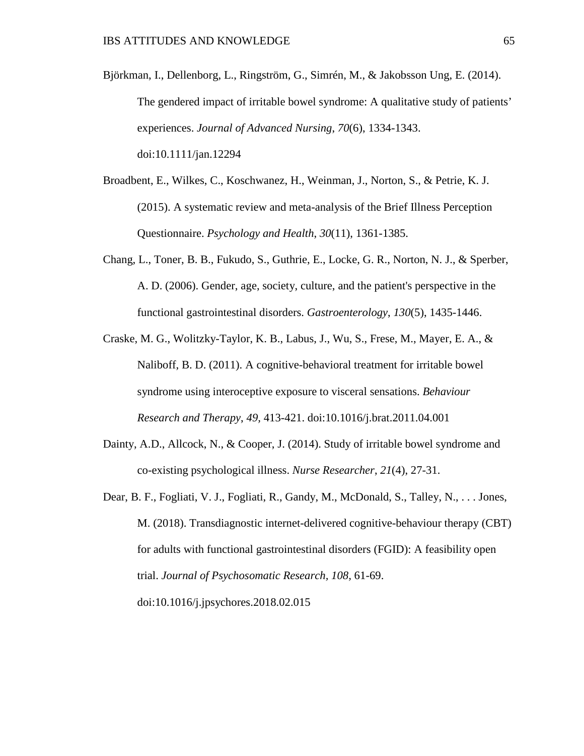Björkman, I., Dellenborg, L., Ringström, G., Simrén, M., & Jakobsson Ung, E. (2014). The gendered impact of irritable bowel syndrome: A qualitative study of patients' experiences. *Journal of Advanced Nursing*, *70*(6), 1334-1343. doi:10.1111/jan.12294

Broadbent, E., Wilkes, C., Koschwanez, H., Weinman, J., Norton, S., & Petrie, K. J. (2015). A systematic review and meta-analysis of the Brief Illness Perception Questionnaire. *Psychology and Health*, *30*(11), 1361-1385.

Chang, L., Toner, B. B., Fukudo, S., Guthrie, E., Locke, G. R., Norton, N. J., & Sperber, A. D. (2006). Gender, age, society, culture, and the patient's perspective in the functional gastrointestinal disorders. *Gastroenterology*, *130*(5), 1435-1446.

Craske, M. G., Wolitzky-Taylor, K. B., Labus, J., Wu, S., Frese, M., Mayer, E. A., & Naliboff, B. D. (2011). A cognitive-behavioral treatment for irritable bowel syndrome using interoceptive exposure to visceral sensations. *Behaviour Research and Therapy*, *49*, 413-421. doi:10.1016/j.brat.2011.04.001

Dainty, A.D., Allcock, N., & Cooper, J. (2014). Study of irritable bowel syndrome and co-existing psychological illness. *Nurse Researcher*, *21*(4), 27-31.

Dear, B. F., Fogliati, V. J., Fogliati, R., Gandy, M., McDonald, S., Talley, N., . . . Jones, M. (2018). Transdiagnostic internet-delivered cognitive-behaviour therapy (CBT) for adults with functional gastrointestinal disorders (FGID): A feasibility open trial. *Journal of Psychosomatic Research, 108*, 61-69. doi:10.1016/j.jpsychores.2018.02.015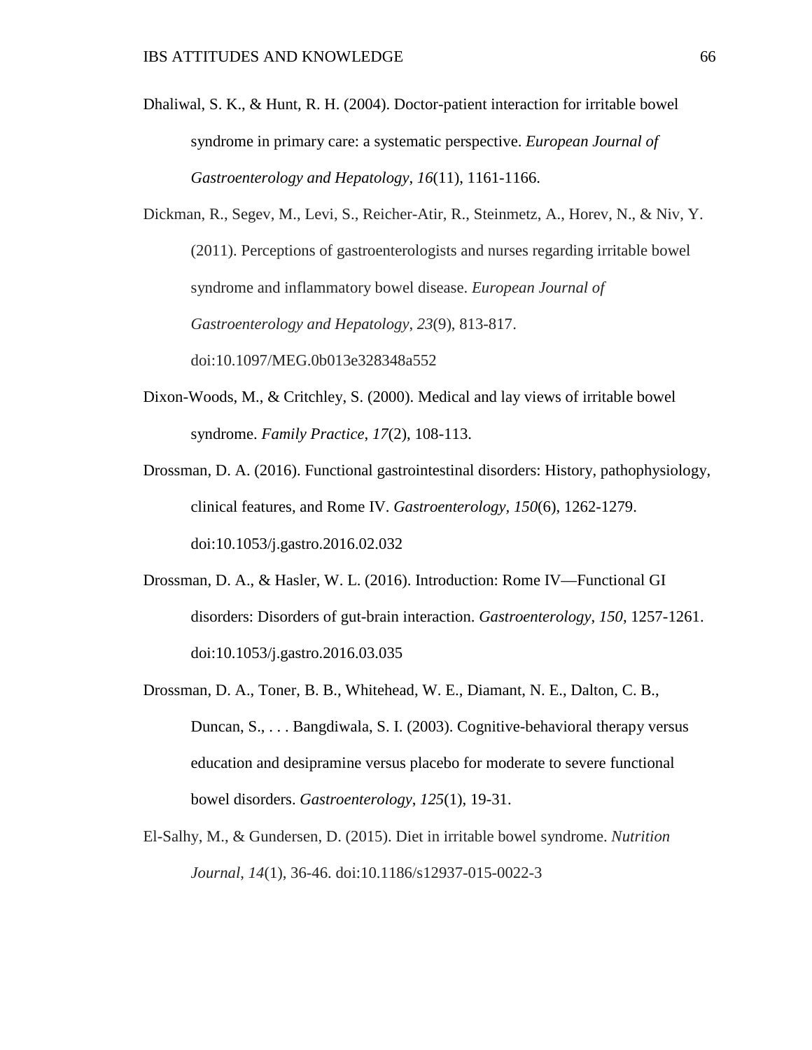Dhaliwal, S. K., & Hunt, R. H. (2004). Doctor-patient interaction for irritable bowel syndrome in primary care: a systematic perspective. *European Journal of Gastroenterology and Hepatology*, *16*(11), 1161-1166.

Dickman, R., Segev, M., Levi, S., Reicher-Atir, R., Steinmetz, A., Horev, N., & Niv, Y. (2011). Perceptions of gastroenterologists and nurses regarding irritable bowel syndrome and inflammatory bowel disease. *European Journal of Gastroenterology and Hepatology*, *23*(9), 813-817. doi:10.1097/MEG.0b013e328348a552

Dixon-Woods, M., & Critchley, S. (2000). Medical and lay views of irritable bowel syndrome. *Family Practice*, *17*(2), 108-113.

Drossman, D. A. (2016). Functional gastrointestinal disorders: History, pathophysiology, clinical features, and Rome IV. *Gastroenterology, 150*(6), 1262-1279. doi:10.1053/j.gastro.2016.02.032

Drossman, D. A., & Hasler, W. L. (2016). Introduction: Rome IV—Functional GI disorders: Disorders of gut-brain interaction. *Gastroenterology*, *150*, 1257-1261. doi:10.1053/j.gastro.2016.03.035

Drossman, D. A., Toner, B. B., Whitehead, W. E., Diamant, N. E., Dalton, C. B., Duncan, S., . . . Bangdiwala, S. I. (2003). Cognitive-behavioral therapy versus education and desipramine versus placebo for moderate to severe functional bowel disorders. *Gastroenterology*, *125*(1), 19-31.

El-Salhy, M., & Gundersen, D. (2015). Diet in irritable bowel syndrome. *Nutrition Journal*, *14*(1), 36-46. doi:10.1186/s12937-015-0022-3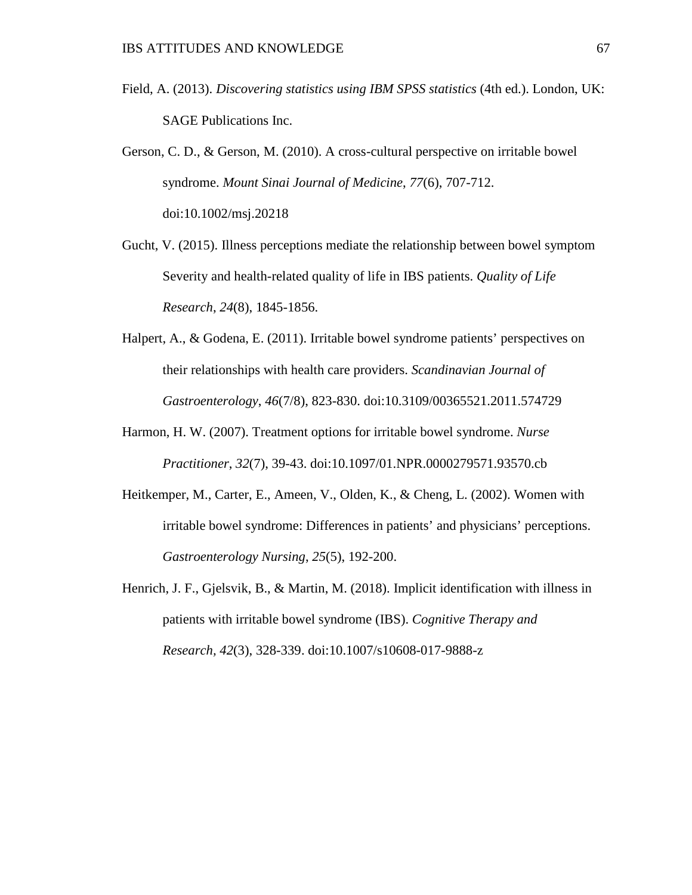Field, A. (2013). *Discovering statistics using IBM SPSS statistics* (4th ed.). London, UK: SAGE Publications Inc.

Gerson, C. D., & Gerson, M. (2010). A cross-cultural perspective on irritable bowel syndrome. *Mount Sinai Journal of Medicine*, *77*(6), 707-712. doi:10.1002/msj.20218

Gucht, V. (2015). Illness perceptions mediate the relationship between bowel symptom Severity and health-related quality of life in IBS patients. *Quality of Life Research*, *24*(8), 1845-1856.

Halpert, A., & Godena, E. (2011). Irritable bowel syndrome patients' perspectives on their relationships with health care providers. *Scandinavian Journal of Gastroenterology*, *46*(7/8), 823-830. doi:10.3109/00365521.2011.574729

Harmon, H. W. (2007). Treatment options for irritable bowel syndrome. *Nurse Practitioner*, *32*(7), 39-43. doi:10.1097/01.NPR.0000279571.93570.cb

Heitkemper, M., Carter, E., Ameen, V., Olden, K., & Cheng, L. (2002). Women with irritable bowel syndrome: Differences in patients' and physicians' perceptions. *Gastroenterology Nursing*, *25*(5), 192-200.

Henrich, J. F., Gjelsvik, B., & Martin, M. (2018). Implicit identification with illness in patients with irritable bowel syndrome (IBS). *Cognitive Therapy and Research*, *42*(3), 328-339. doi:10.1007/s10608-017-9888-z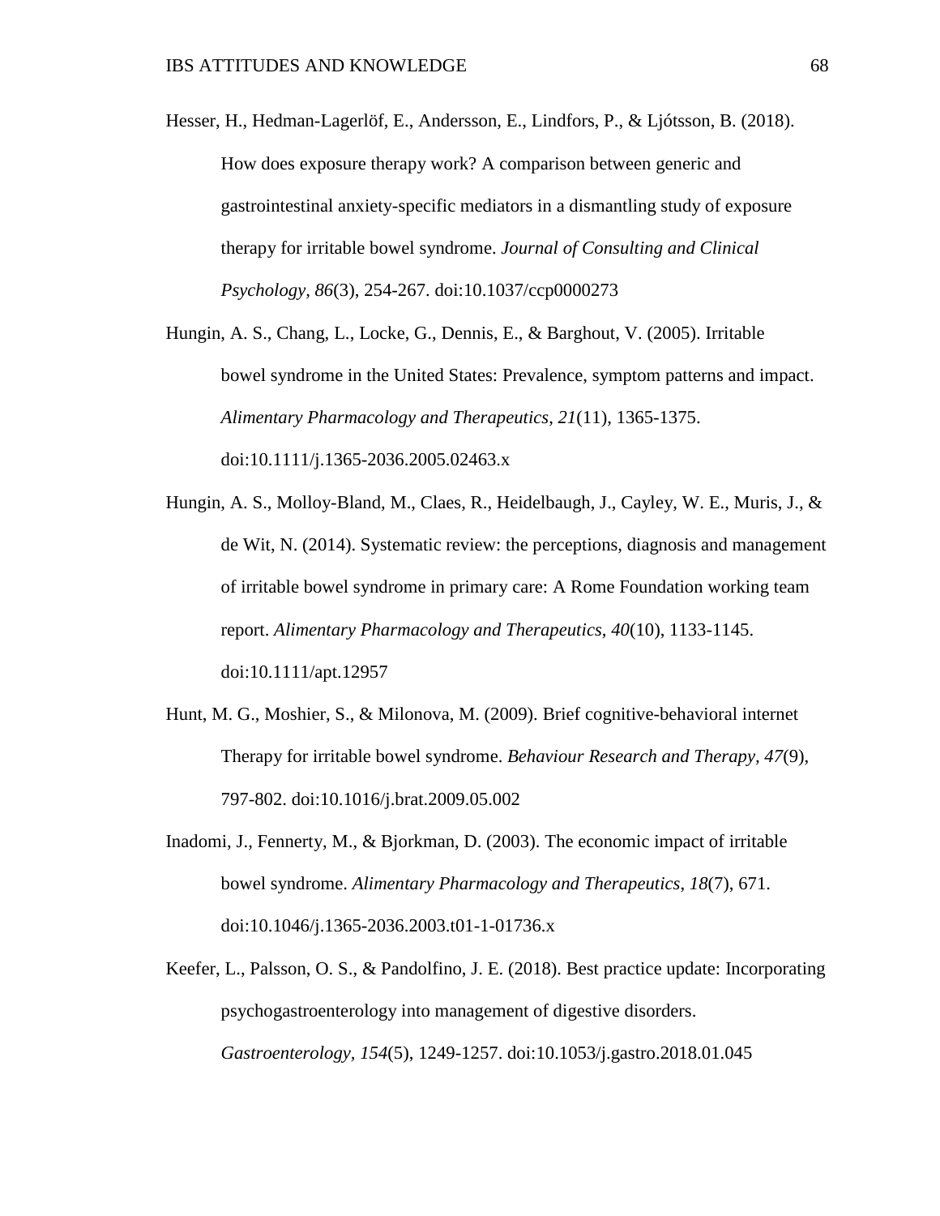Hesser, H., Hedman-Lagerlöf, E., Andersson, E., Lindfors, P., & Ljótsson, B. (2018). How does exposure therapy work? A comparison between generic and gastrointestinal anxiety-specific mediators in a dismantling study of exposure therapy for irritable bowel syndrome. *Journal of Consulting and Clinical Psychology, 86*(3), 254-267. doi:10.1037/ccp0000273

Hungin, A. S., Chang, L., Locke, G., Dennis, E., & Barghout, V. (2005). Irritable bowel syndrome in the United States: Prevalence, symptom patterns and impact. *Alimentary Pharmacology and Therapeutics*, *21*(11), 1365-1375. doi:10.1111/j.1365-2036.2005.02463.x

Hungin, A. S., Molloy-Bland, M., Claes, R., Heidelbaugh, J., Cayley, W. E., Muris, J., & de Wit, N. (2014). Systematic review: the perceptions, diagnosis and management of irritable bowel syndrome in primary care: A Rome Foundation working team report. *Alimentary Pharmacology and Therapeutics*, *40*(10), 1133-1145. doi:10.1111/apt.12957

Hunt, M. G., Moshier, S., & Milonova, M. (2009). Brief cognitive-behavioral internet Therapy for irritable bowel syndrome. *Behaviour Research and Therapy*, *47*(9), 797-802. doi:10.1016/j.brat.2009.05.002

Inadomi, J., Fennerty, M., & Bjorkman, D. (2003). The economic impact of irritable bowel syndrome. *Alimentary Pharmacology and Therapeutics*, *18*(7), 671. doi:10.1046/j.1365-2036.2003.t01-1-01736.x

Keefer, L., Palsson, O. S., & Pandolfino, J. E. (2018). Best practice update: Incorporating psychogastroenterology into management of digestive disorders. *Gastroenterology*, *154*(5), 1249-1257. doi:10.1053/j.gastro.2018.01.045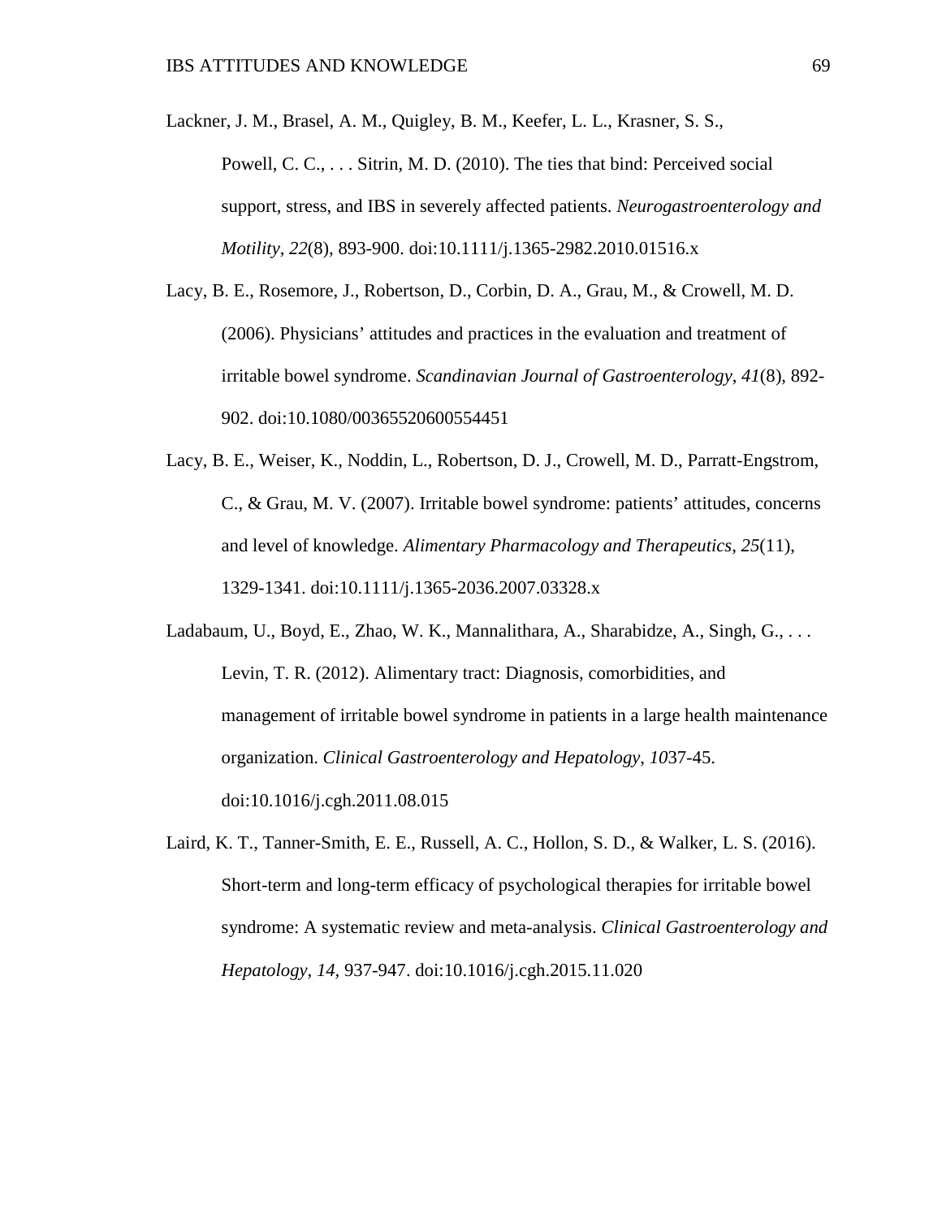Lackner, J. M., Brasel, A. M., Quigley, B. M., Keefer, L. L., Krasner, S. S., Powell, C. C., . . . Sitrin, M. D. (2010). The ties that bind: Perceived social support, stress, and IBS in severely affected patients. *Neurogastroenterology and Motility*, *22*(8), 893-900. doi:10.1111/j.1365-2982.2010.01516.x

Lacy, B. E., Rosemore, J., Robertson, D., Corbin, D. A., Grau, M., & Crowell, M. D. (2006). Physicians' attitudes and practices in the evaluation and treatment of irritable bowel syndrome. *Scandinavian Journal of Gastroenterology*, *41*(8), 892-902. doi:10.1080/00365520600554451

Lacy, B. E., Weiser, K., Noddin, L., Robertson, D. J., Crowell, M. D., Parratt-Engstrom, C., & Grau, M. V. (2007). Irritable bowel syndrome: patients' attitudes, concerns and level of knowledge. *Alimentary Pharmacology and Therapeutics*, *25*(11), 1329-1341. doi:10.1111/j.1365-2036.2007.03328.x

Ladabaum, U., Boyd, E., Zhao, W. K., Mannalithara, A., Sharabidze, A., Singh, G., . . . Levin, T. R. (2012). Alimentary tract: Diagnosis, comorbidities, and management of irritable bowel syndrome in patients in a large health maintenance organization. *Clinical Gastroenterology and Hepatology*, *10*37-45. doi:10.1016/j.cgh.2011.08.015

Laird, K. T., Tanner-Smith, E. E., Russell, A. C., Hollon, S. D., & Walker, L. S. (2016). Short-term and long-term efficacy of psychological therapies for irritable bowel syndrome: A systematic review and meta-analysis. *Clinical Gastroenterology and Hepatology*, *14*, 937-947. doi:10.1016/j.cgh.2015.11.020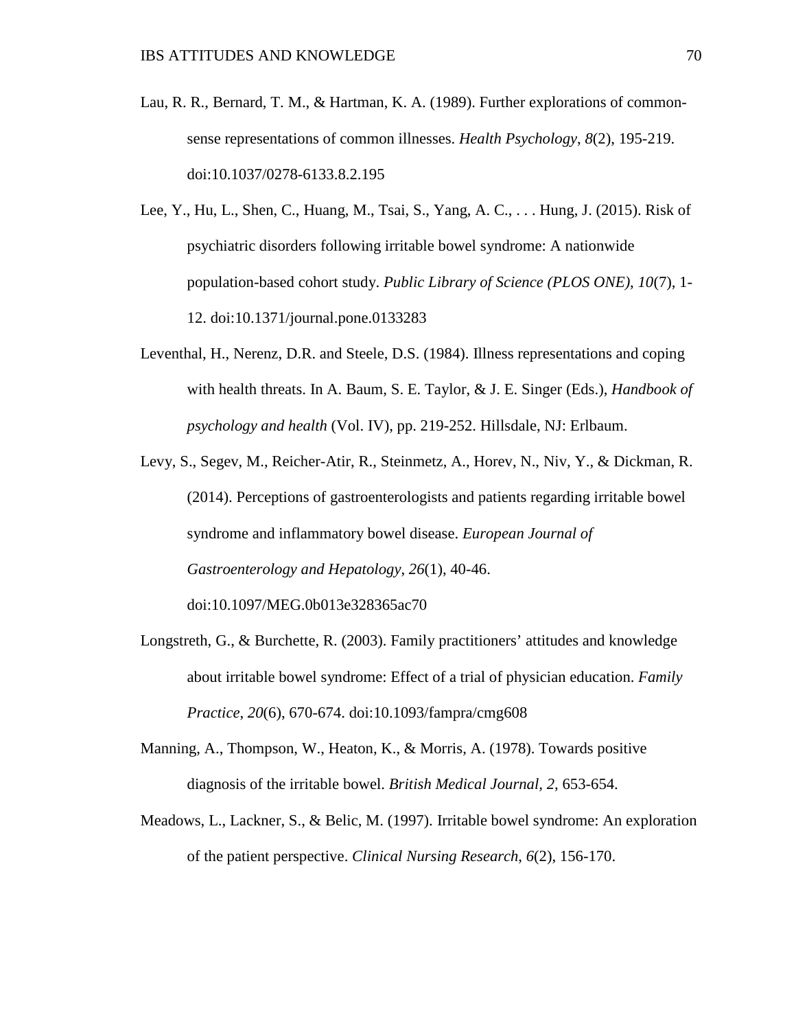Lau, R. R., Bernard, T. M., & Hartman, K. A. (1989). Further explorations of common-sense representations of common illnesses. *Health Psychology*, *8*(2), 195-219. doi:10.1037/0278-6133.8.2.195

Lee, Y., Hu, L., Shen, C., Huang, M., Tsai, S., Yang, A. C., . . . Hung, J. (2015). Risk of psychiatric disorders following irritable bowel syndrome: A nationwide population-based cohort study. *Public Library of Science (PLOS ONE)*, *10*(7), 1-12. doi:10.1371/journal.pone.0133283

Leventhal, H., Nerenz, D.R. and Steele, D.S. (1984). Illness representations and coping with health threats. In A. Baum, S. E. Taylor, & J. E. Singer (Eds.), *Handbook of psychology and health* (Vol. IV), pp. 219-252. Hillsdale, NJ: Erlbaum.

Levy, S., Segev, M., Reicher-Atir, R., Steinmetz, A., Horev, N., Niv, Y., & Dickman, R. (2014). Perceptions of gastroenterologists and patients regarding irritable bowel syndrome and inflammatory bowel disease. *European Journal of Gastroenterology and Hepatology*, *26*(1), 40-46. doi:10.1097/MEG.0b013e328365ac70

Longstreth, G., & Burchette, R. (2003). Family practitioners' attitudes and knowledge about irritable bowel syndrome: Effect of a trial of physician education. *Family Practice*, *20*(6), 670-674. doi:10.1093/fampra/cmg608

Manning, A., Thompson, W., Heaton, K., & Morris, A. (1978). Towards positive diagnosis of the irritable bowel. *British Medical Journal, 2,* 653-654.

Meadows, L., Lackner, S., & Belic, M. (1997). Irritable bowel syndrome: An exploration of the patient perspective. *Clinical Nursing Research*, *6*(2), 156-170.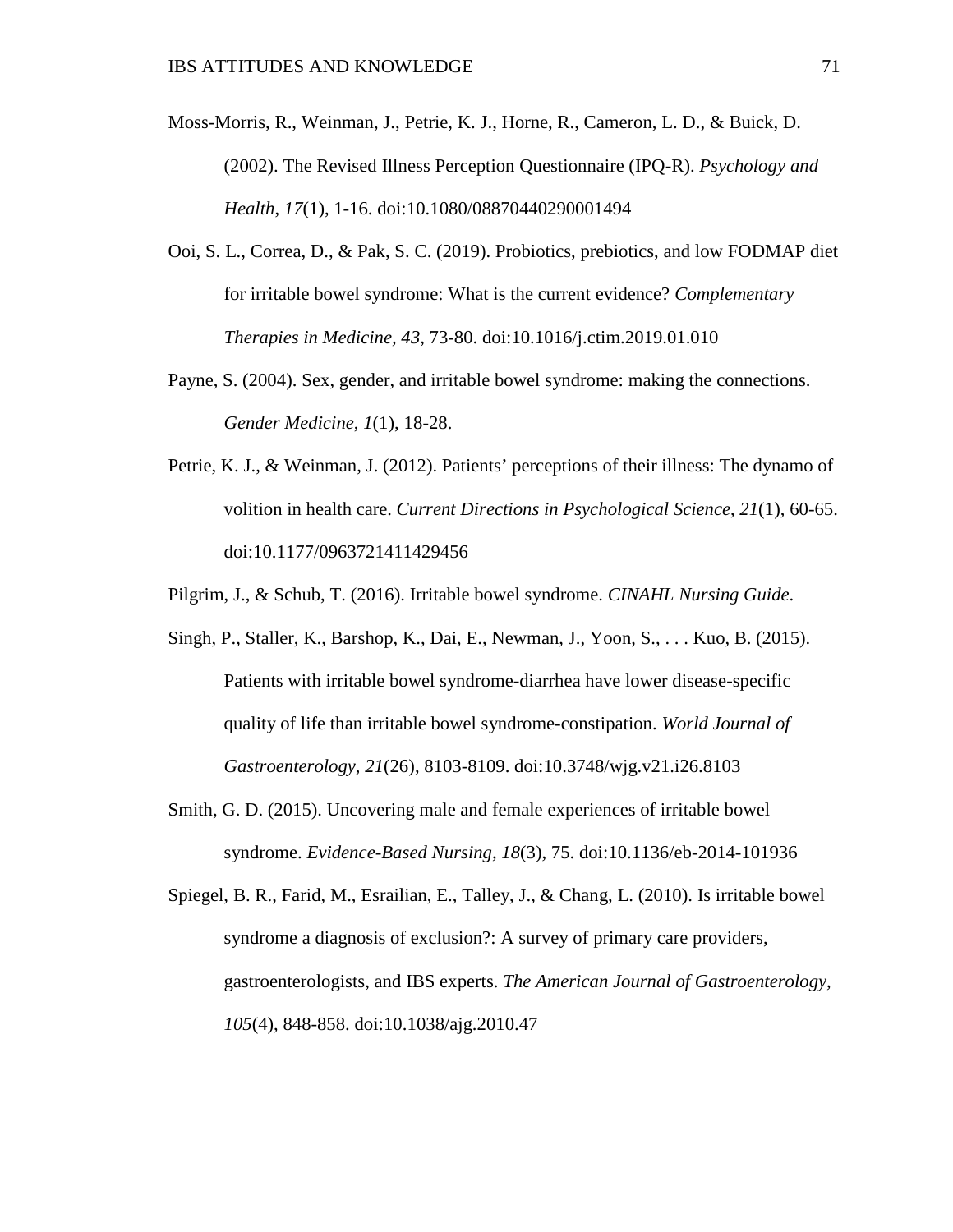Moss-Morris, R., Weinman, J., Petrie, K. J., Horne, R., Cameron, L. D., & Buick, D. (2002). The Revised Illness Perception Questionnaire (IPQ-R). *Psychology and Health*, *17*(1), 1-16. doi:10.1080/08870440290001494

Ooi, S. L., Correa, D., & Pak, S. C. (2019). Probiotics, prebiotics, and low FODMAP diet for irritable bowel syndrome: What is the current evidence? *Complementary Therapies in Medicine*, *43*, 73-80. doi:10.1016/j.ctim.2019.01.010

Payne, S. (2004). Sex, gender, and irritable bowel syndrome: making the connections. *Gender Medicine*, *1*(1), 18-28.

Petrie, K. J., & Weinman, J. (2012). Patients' perceptions of their illness: The dynamo of volition in health care. *Current Directions in Psychological Science*, *21*(1), 60-65. doi:10.1177/0963721411429456

Pilgrim, J., & Schub, T. (2016). Irritable bowel syndrome. *CINAHL Nursing Guide*.

Singh, P., Staller, K., Barshop, K., Dai, E., Newman, J., Yoon, S., . . . Kuo, B. (2015). Patients with irritable bowel syndrome-diarrhea have lower disease-specific quality of life than irritable bowel syndrome-constipation. *World Journal of Gastroenterology*, *21*(26), 8103-8109. doi:10.3748/wjg.v21.i26.8103

Smith, G. D. (2015). Uncovering male and female experiences of irritable bowel syndrome. *Evidence-Based Nursing*, *18*(3), 75. doi:10.1136/eb-2014-101936

Spiegel, B. R., Farid, M., Esrailian, E., Talley, J., & Chang, L. (2010). Is irritable bowel syndrome a diagnosis of exclusion?: A survey of primary care providers, gastroenterologists, and IBS experts. *The American Journal of Gastroenterology*, *105*(4), 848-858. doi:10.1038/ajg.2010.47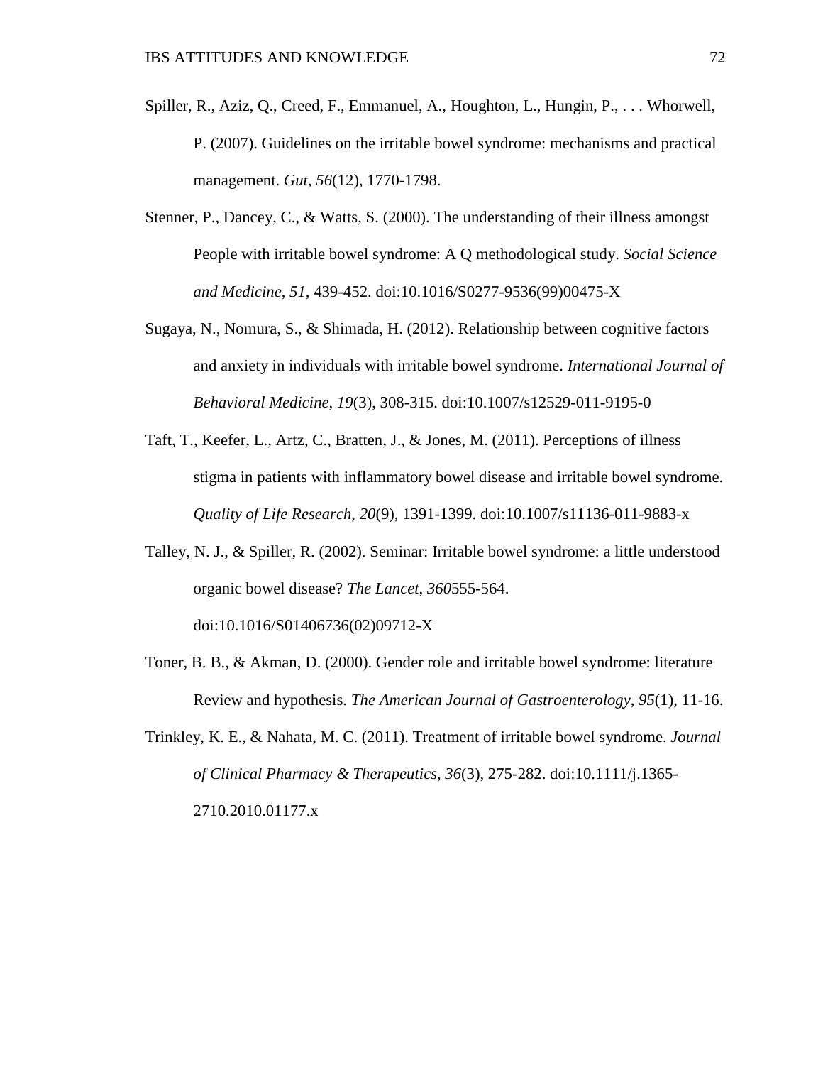Spiller, R., Aziz, Q., Creed, F., Emmanuel, A., Houghton, L., Hungin, P., . . . Whorwell, P. (2007). Guidelines on the irritable bowel syndrome: mechanisms and practical management. *Gut*, *56*(12), 1770-1798.

Stenner, P., Dancey, C., & Watts, S. (2000). The understanding of their illness amongst People with irritable bowel syndrome: A Q methodological study. *Social Science and Medicine*, *51*, 439-452. doi:10.1016/S0277-9536(99)00475-X

Sugaya, N., Nomura, S., & Shimada, H. (2012). Relationship between cognitive factors and anxiety in individuals with irritable bowel syndrome. *International Journal of Behavioral Medicine*, *19*(3), 308-315. doi:10.1007/s12529-011-9195-0

Taft, T., Keefer, L., Artz, C., Bratten, J., & Jones, M. (2011). Perceptions of illness stigma in patients with inflammatory bowel disease and irritable bowel syndrome. *Quality of Life Research*, *20*(9), 1391-1399. doi:10.1007/s11136-011-9883-x

Talley, N. J., & Spiller, R. (2002). Seminar: Irritable bowel syndrome: a little understood organic bowel disease? *The Lancet*, *360*555-564. doi:10.1016/S01406736(02)09712-X

Toner, B. B., & Akman, D. (2000). Gender role and irritable bowel syndrome: literature Review and hypothesis. *The American Journal of Gastroenterology*, *95*(1), 11-16.

Trinkley, K. E., & Nahata, M. C. (2011). Treatment of irritable bowel syndrome. *Journal of Clinical Pharmacy & Therapeutics*, *36*(3), 275-282. doi:10.1111/j.1365-2710.2010.01177.x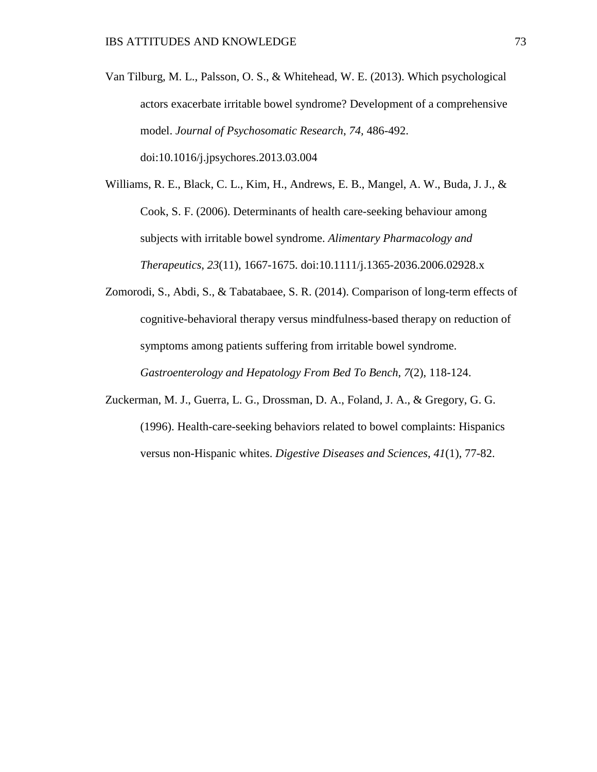Van Tilburg, M. L., Palsson, O. S., & Whitehead, W. E. (2013). Which psychological actors exacerbate irritable bowel syndrome? Development of a comprehensive model. *Journal of Psychosomatic Research*, *74,* 486-492. doi:10.1016/j.jpsychores.2013.03.004

Williams, R. E., Black, C. L., Kim, H., Andrews, E. B., Mangel, A. W., Buda, J. J., & Cook, S. F. (2006). Determinants of health care-seeking behaviour among subjects with irritable bowel syndrome. *Alimentary Pharmacology and Therapeutics*, *23*(11), 1667-1675. doi:10.1111/j.1365-2036.2006.02928.x

Zomorodi, S., Abdi, S., & Tabatabaee, S. R. (2014). Comparison of long-term effects of cognitive-behavioral therapy versus mindfulness-based therapy on reduction of symptoms among patients suffering from irritable bowel syndrome. *Gastroenterology and Hepatology From Bed To Bench*, *7*(2), 118-124.

Zuckerman, M. J., Guerra, L. G., Drossman, D. A., Foland, J. A., & Gregory, G. G. (1996). Health-care-seeking behaviors related to bowel complaints: Hispanics versus non-Hispanic whites. *Digestive Diseases and Sciences*, *41*(1), 77-82.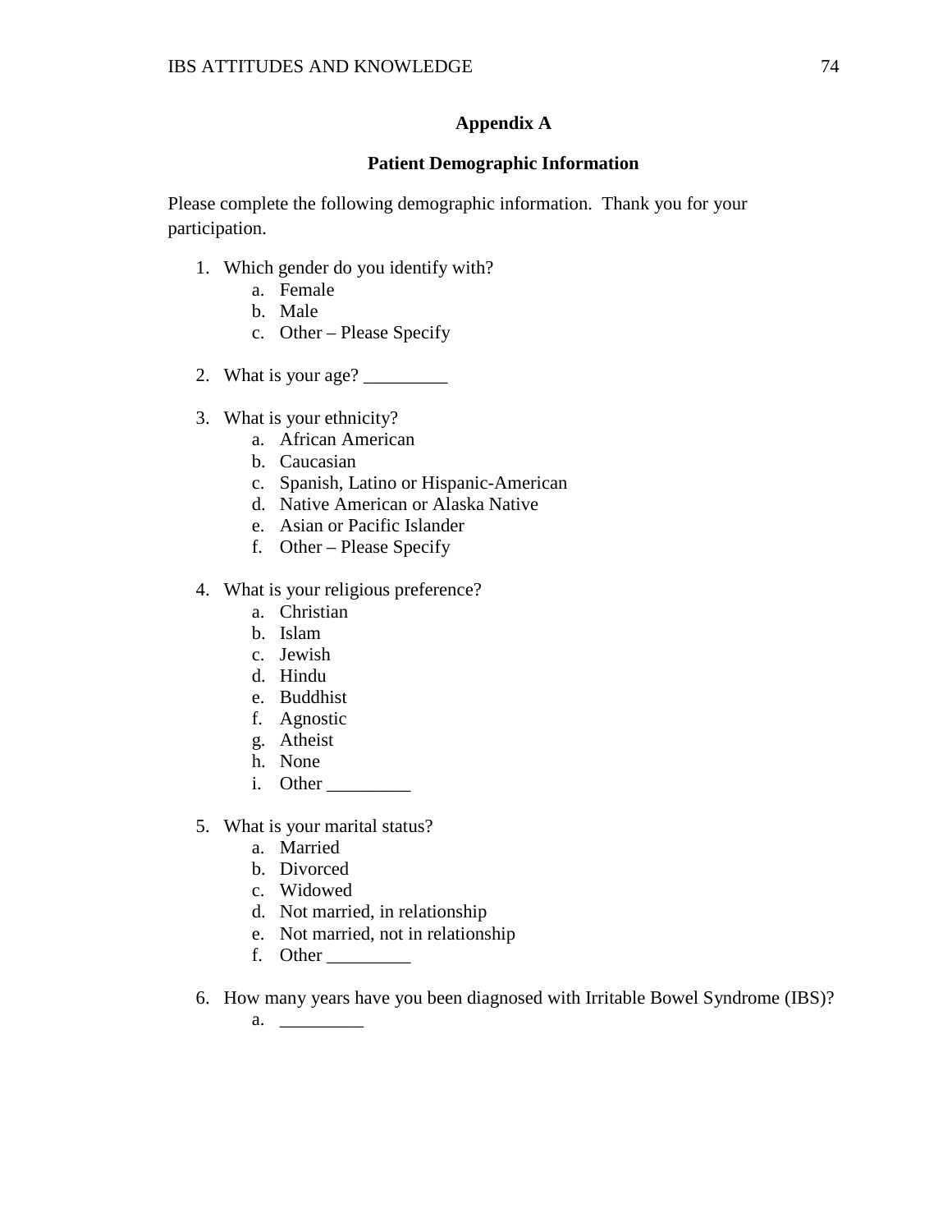## Appendix A

## Patient Demographic Information

Please complete the following demographic information. Thank you for your participation.

1. Which gender do you identify with?
   a. Female
   b. Male
   c. Other – Please Specify

2. What is your age? _________

3. What is your ethnicity?
   a. African American
   b. Caucasian
   c. Spanish, Latino or Hispanic-American
   d. Native American or Alaska Native
   e. Asian or Pacific Islander
   f. Other – Please Specify

4. What is your religious preference?
   a. Christian
   b. Islam
   c. Jewish
   d. Hindu
   e. Buddhist
   f. Agnostic
   g. Atheist
   h. None
   i. Other _________

5. What is your marital status?
   a. Married
   b. Divorced
   c. Widowed
   d. Not married, in relationship
   e. Not married, not in relationship
   f. Other _________

6. How many years have you been diagnosed with Irritable Bowel Syndrome (IBS)?
   a. _________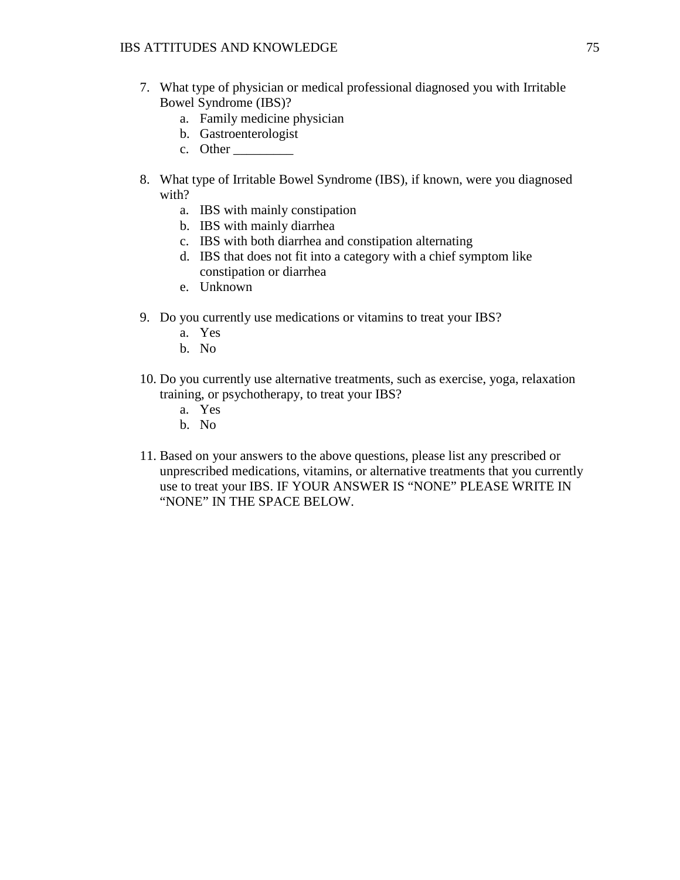7. What type of physician or medical professional diagnosed you with Irritable Bowel Syndrome (IBS)?
    a. Family medicine physician
    b. Gastroenterologist
    c. Other _________

8. What type of Irritable Bowel Syndrome (IBS), if known, were you diagnosed with?
    a. IBS with mainly constipation
    b. IBS with mainly diarrhea
    c. IBS with both diarrhea and constipation alternating
    d. IBS that does not fit into a category with a chief symptom like constipation or diarrhea
    e. Unknown

9. Do you currently use medications or vitamins to treat your IBS?
    a. Yes
    b. No

10. Do you currently use alternative treatments, such as exercise, yoga, relaxation training, or psychotherapy, to treat your IBS?
    a. Yes
    b. No

11. Based on your answers to the above questions, please list any prescribed or unprescribed medications, vitamins, or alternative treatments that you currently use to treat your IBS. IF YOUR ANSWER IS "NONE" PLEASE WRITE IN "NONE" IN THE SPACE BELOW.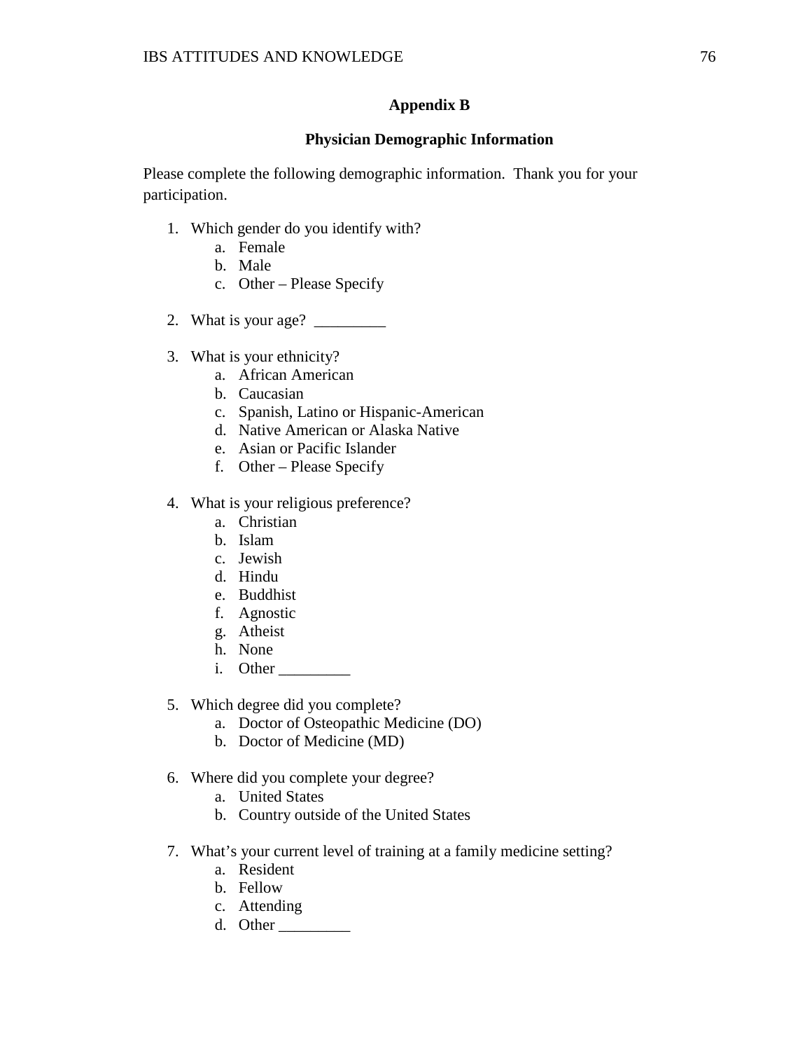## Appendix B

### Physician Demographic Information

Please complete the following demographic information. Thank you for your participation.

1. Which gender do you identify with?
   a. Female
   b. Male
   c. Other – Please Specify

2. What is your age? _________

3. What is your ethnicity?
   a. African American
   b. Caucasian
   c. Spanish, Latino or Hispanic-American
   d. Native American or Alaska Native
   e. Asian or Pacific Islander
   f. Other – Please Specify

4. What is your religious preference?
   a. Christian
   b. Islam
   c. Jewish
   d. Hindu
   e. Buddhist
   f. Agnostic
   g. Atheist
   h. None
   i. Other _________

5. Which degree did you complete?
   a. Doctor of Osteopathic Medicine (DO)
   b. Doctor of Medicine (MD)

6. Where did you complete your degree?
   a. United States
   b. Country outside of the United States

7. What's your current level of training at a family medicine setting?
   a. Resident
   b. Fellow
   c. Attending
   d. Other _________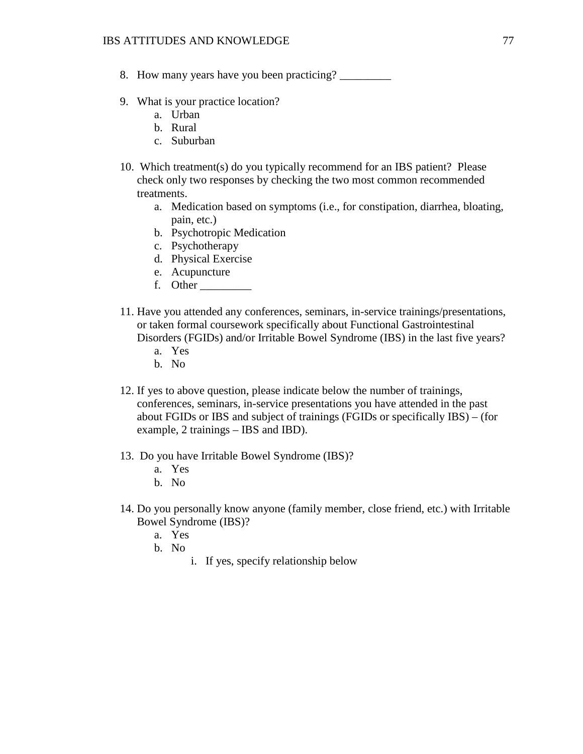8. How many years have you been practicing? _________

9. What is your practice location?
    a. Urban
    b. Rural
    c. Suburban

10. Which treatment(s) do you typically recommend for an IBS patient? Please check only two responses by checking the two most common recommended treatments.
    a. Medication based on symptoms (i.e., for constipation, diarrhea, bloating, pain, etc.)
    b. Psychotropic Medication
    c. Psychotherapy
    d. Physical Exercise
    e. Acupuncture
    f. Other _________

11. Have you attended any conferences, seminars, in-service trainings/presentations, or taken formal coursework specifically about Functional Gastrointestinal Disorders (FGIDs) and/or Irritable Bowel Syndrome (IBS) in the last five years?
    a. Yes
    b. No

12. If yes to above question, please indicate below the number of trainings, conferences, seminars, in-service presentations you have attended in the past about FGIDs or IBS and subject of trainings (FGIDs or specifically IBS) – (for example, 2 trainings – IBS and IBD).

13. Do you have Irritable Bowel Syndrome (IBS)?
    a. Yes
    b. No

14. Do you personally know anyone (family member, close friend, etc.) with Irritable Bowel Syndrome (IBS)?
    a. Yes
    b. No
        i. If yes, specify relationship below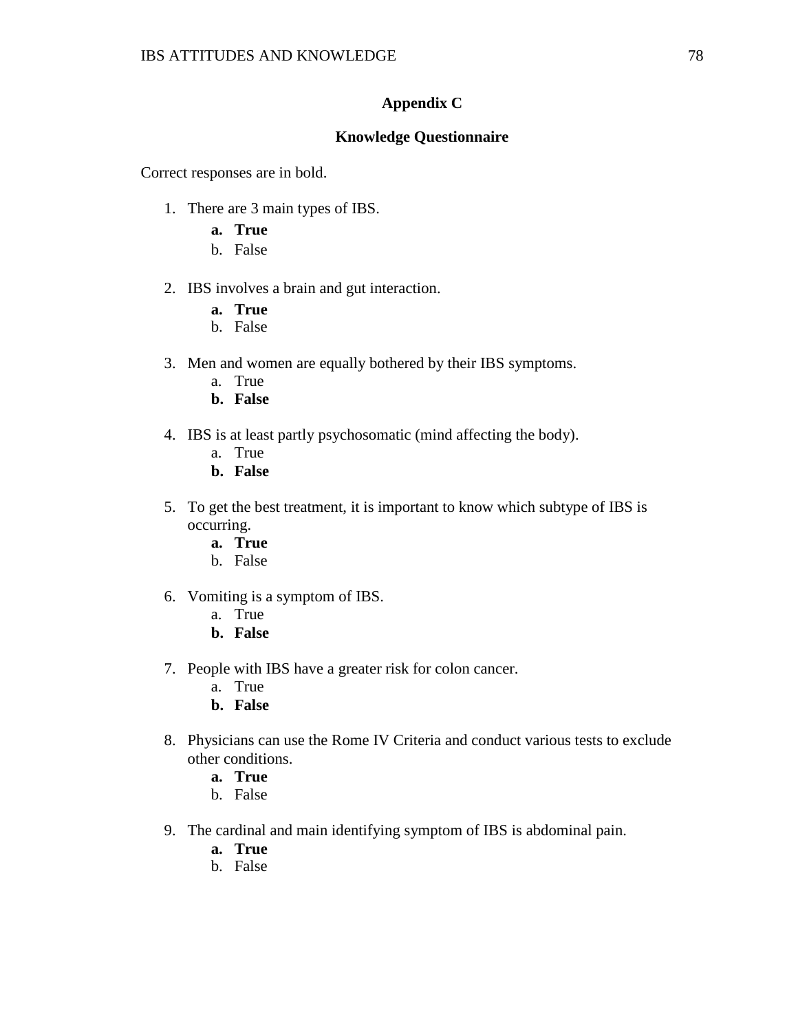## Appendix C

## Knowledge Questionnaire

Correct responses are in bold.

1. There are 3 main types of IBS.
    a. **True**
    b. False

2. IBS involves a brain and gut interaction.
    a. **True**
    b. False

3. Men and women are equally bothered by their IBS symptoms.
    a. True
    b. **False**

4. IBS is at least partly psychosomatic (mind affecting the body).
    a. True
    b. **False**

5. To get the best treatment, it is important to know which subtype of IBS is occurring.
    a. **True**
    b. False

6. Vomiting is a symptom of IBS.
    a. True
    b. **False**

7. People with IBS have a greater risk for colon cancer.
    a. True
    b. **False**

8. Physicians can use the Rome IV Criteria and conduct various tests to exclude other conditions.
    a. **True**
    b. False

9. The cardinal and main identifying symptom of IBS is abdominal pain.
    a. **True**
    b. False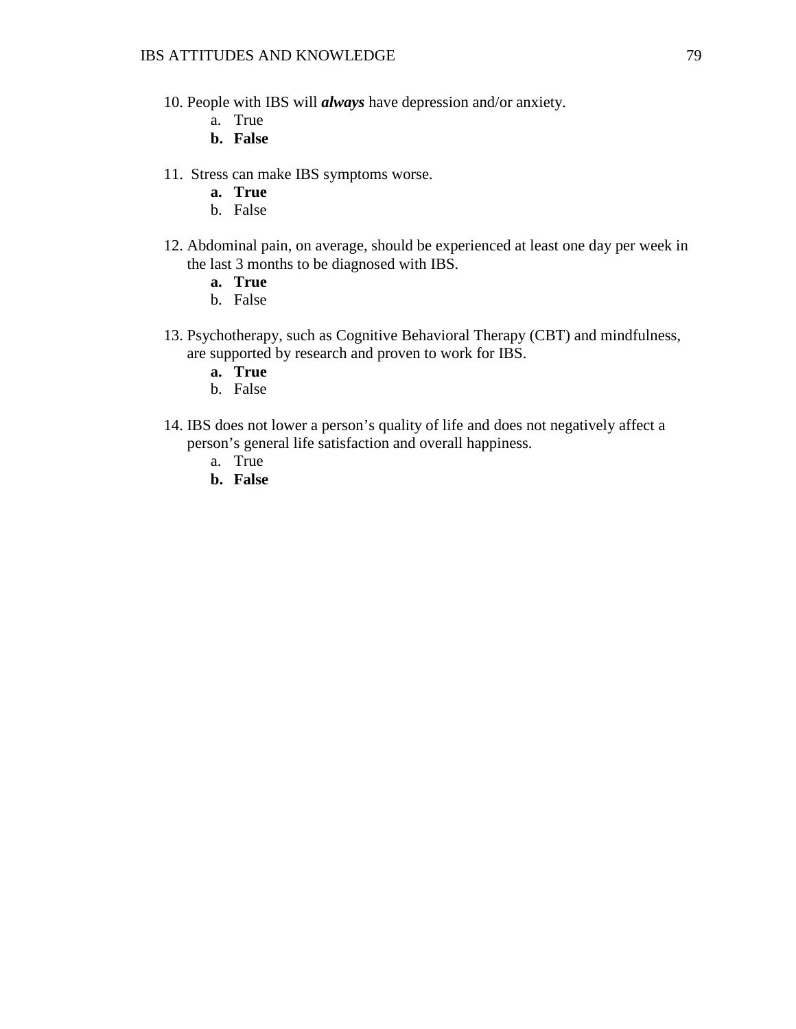10. People with IBS will ***always*** have depression and/or anxiety.
    a. True
    **b. False**

11. Stress can make IBS symptoms worse.
    **a. True**
    b. False

12. Abdominal pain, on average, should be experienced at least one day per week in the last 3 months to be diagnosed with IBS.
    **a. True**
    b. False

13. Psychotherapy, such as Cognitive Behavioral Therapy (CBT) and mindfulness, are supported by research and proven to work for IBS.
    **a. True**
    b. False

14. IBS does not lower a person's quality of life and does not negatively affect a person's general life satisfaction and overall happiness.
    a. True
    **b. False**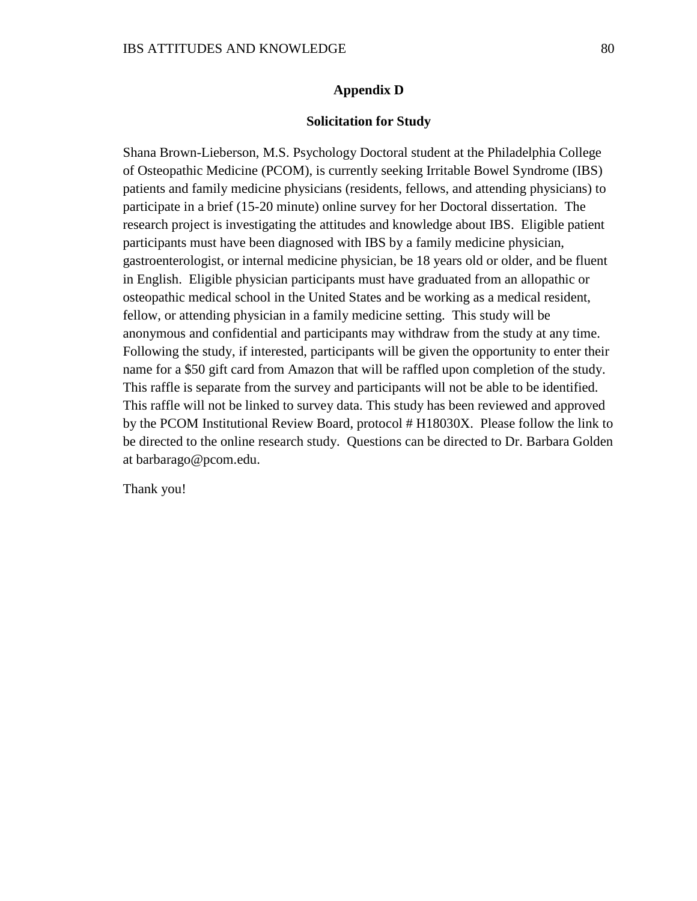## Appendix D

### Solicitation for Study

Shana Brown-Lieberson, M.S. Psychology Doctoral student at the Philadelphia College of Osteopathic Medicine (PCOM), is currently seeking Irritable Bowel Syndrome (IBS) patients and family medicine physicians (residents, fellows, and attending physicians) to participate in a brief (15-20 minute) online survey for her Doctoral dissertation. The research project is investigating the attitudes and knowledge about IBS. Eligible patient participants must have been diagnosed with IBS by a family medicine physician, gastroenterologist, or internal medicine physician, be 18 years old or older, and be fluent in English. Eligible physician participants must have graduated from an allopathic or osteopathic medical school in the United States and be working as a medical resident, fellow, or attending physician in a family medicine setting. This study will be anonymous and confidential and participants may withdraw from the study at any time. Following the study, if interested, participants will be given the opportunity to enter their name for a $50 gift card from Amazon that will be raffled upon completion of the study. This raffle is separate from the survey and participants will not be able to be identified. This raffle will not be linked to survey data. This study has been reviewed and approved by the PCOM Institutional Review Board, protocol # H18030X. Please follow the link to be directed to the online research study. Questions can be directed to Dr. Barbara Golden at barbarago@pcom.edu.

Thank you!